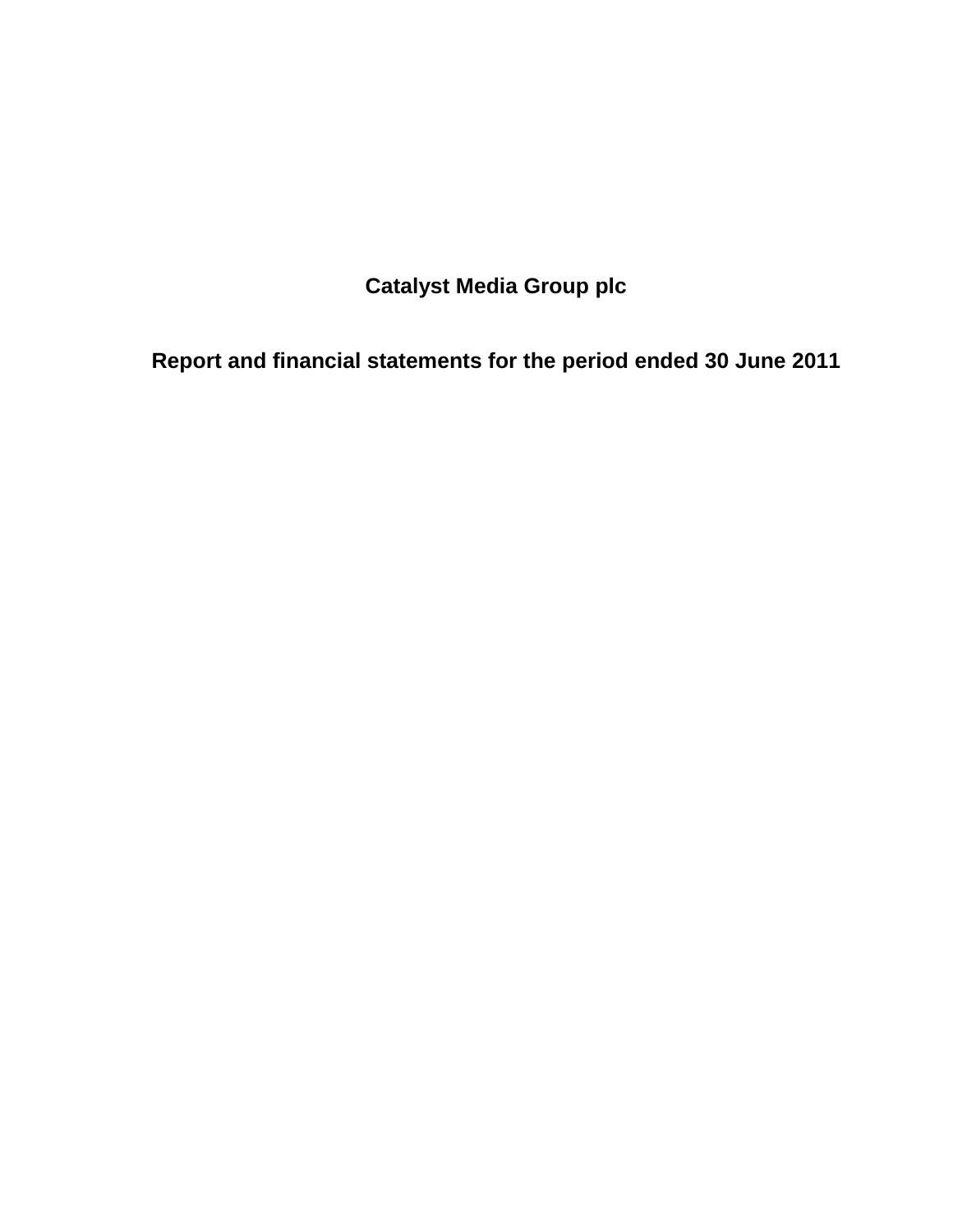# Catalyst Media Group plc

## Report and financial statements for the period ended 30 June 2011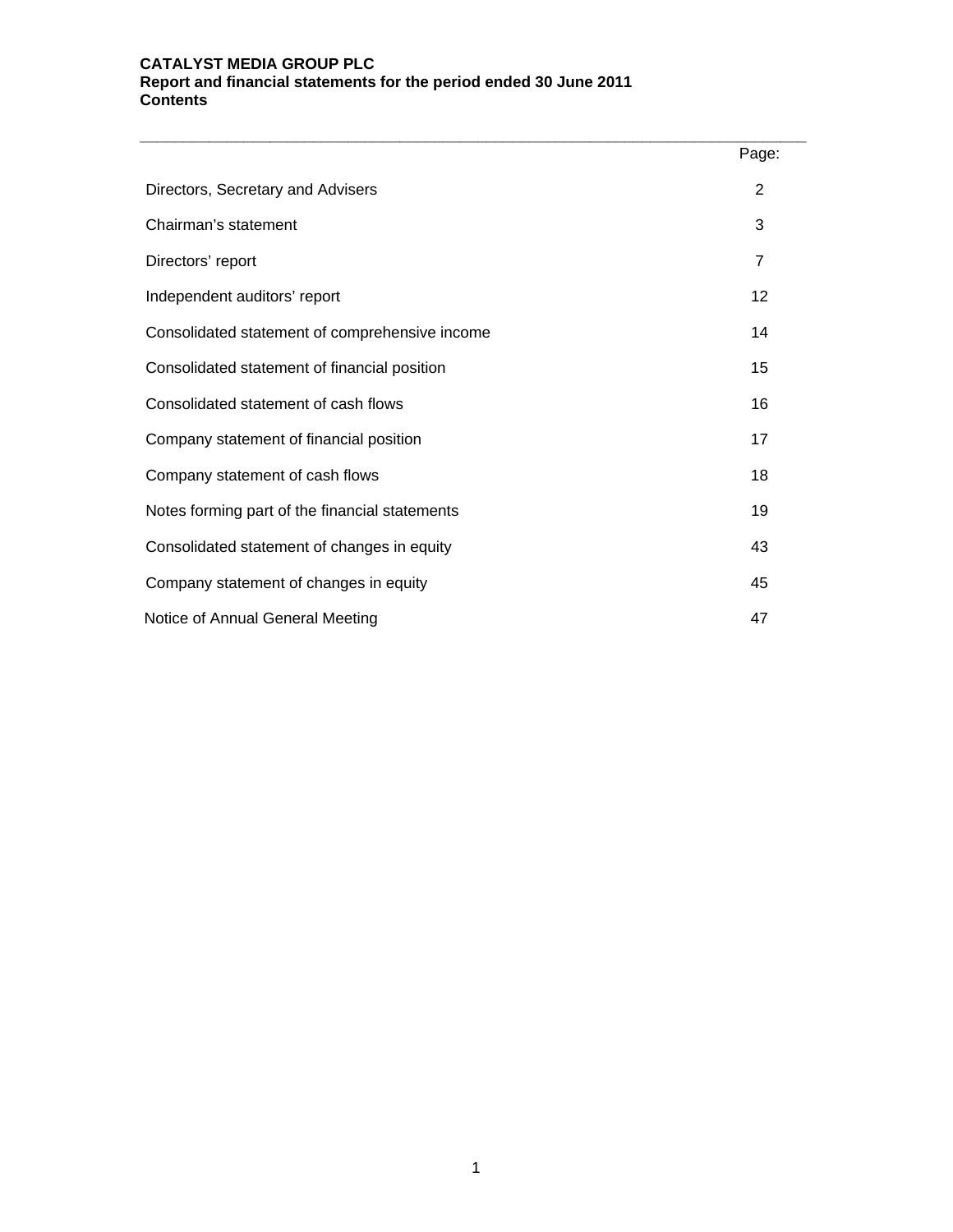**CATALYST MEDIA GROUP PLC**
**Report and financial statements for the period ended 30 June 2011**
**Contents**

| | Page: |
|---|---|
| Directors, Secretary and Advisers | 2 |
| Chairman's statement | 3 |
| Directors' report | 7 |
| Independent auditors' report | 12 |
| Consolidated statement of comprehensive income | 14 |
| Consolidated statement of financial position | 15 |
| Consolidated statement of cash flows | 16 |
| Company statement of financial position | 17 |
| Company statement of cash flows | 18 |
| Notes forming part of the financial statements | 19 |
| Consolidated statement of changes in equity | 43 |
| Company statement of changes in equity | 45 |
| Notice of Annual General Meeting | 47 |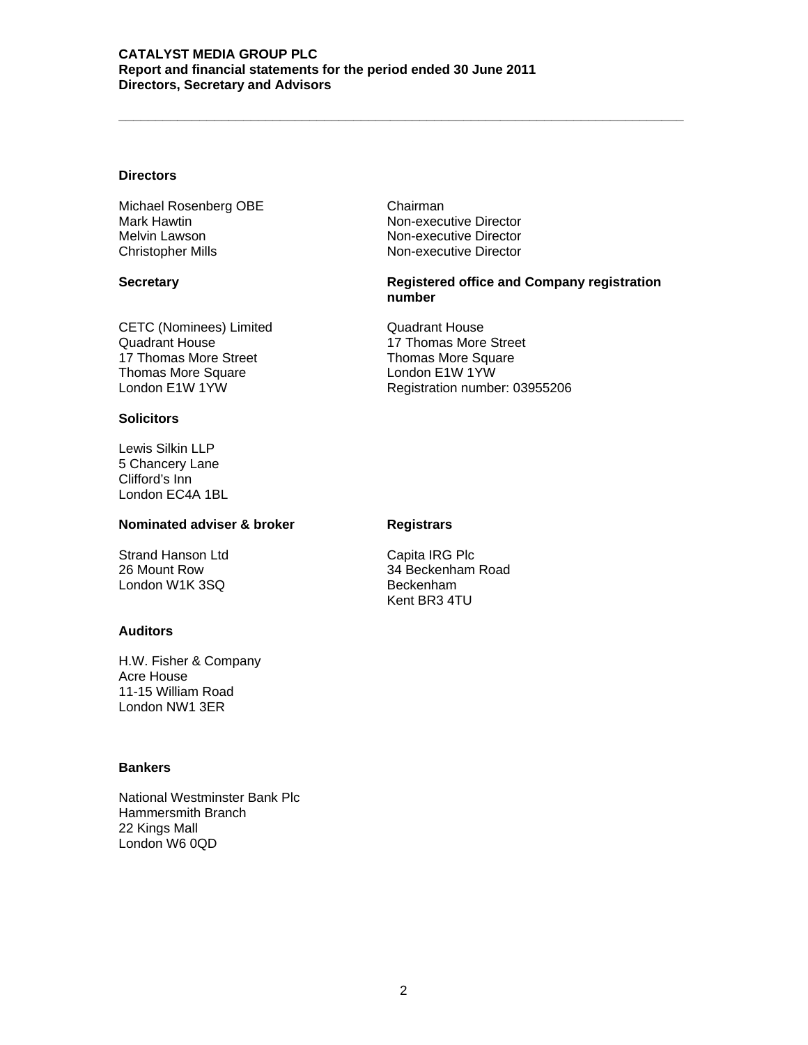**CATALYST MEDIA GROUP PLC**
**Report and financial statements for the period ended 30 June 2011**
**Directors, Secretary and Advisors**

### Directors

| | |
|---|---|
| Michael Rosenberg OBE | Chairman |
| Mark Hawtin | Non-executive Director |
| Melvin Lawson | Non-executive Director |
| Christopher Mills | Non-executive Director |

### Secretary

CETC (Nominees) Limited
Quadrant House
17 Thomas More Street
Thomas More Square
London E1W 1YW

### Registered office and Company registration number

Quadrant House
17 Thomas More Street
Thomas More Square
London E1W 1YW
Registration number: 03955206

### Solicitors

Lewis Silkin LLP
5 Chancery Lane
Clifford's Inn
London EC4A 1BL

### Nominated adviser & broker

Strand Hanson Ltd
26 Mount Row
London W1K 3SQ

### Registrars

Capita IRG Plc
34 Beckenham Road
Beckenham
Kent BR3 4TU

### Auditors

H.W. Fisher & Company
Acre House
11-15 William Road
London NW1 3ER

### Bankers

National Westminster Bank Plc
Hammersmith Branch
22 Kings Mall
London W6 0QD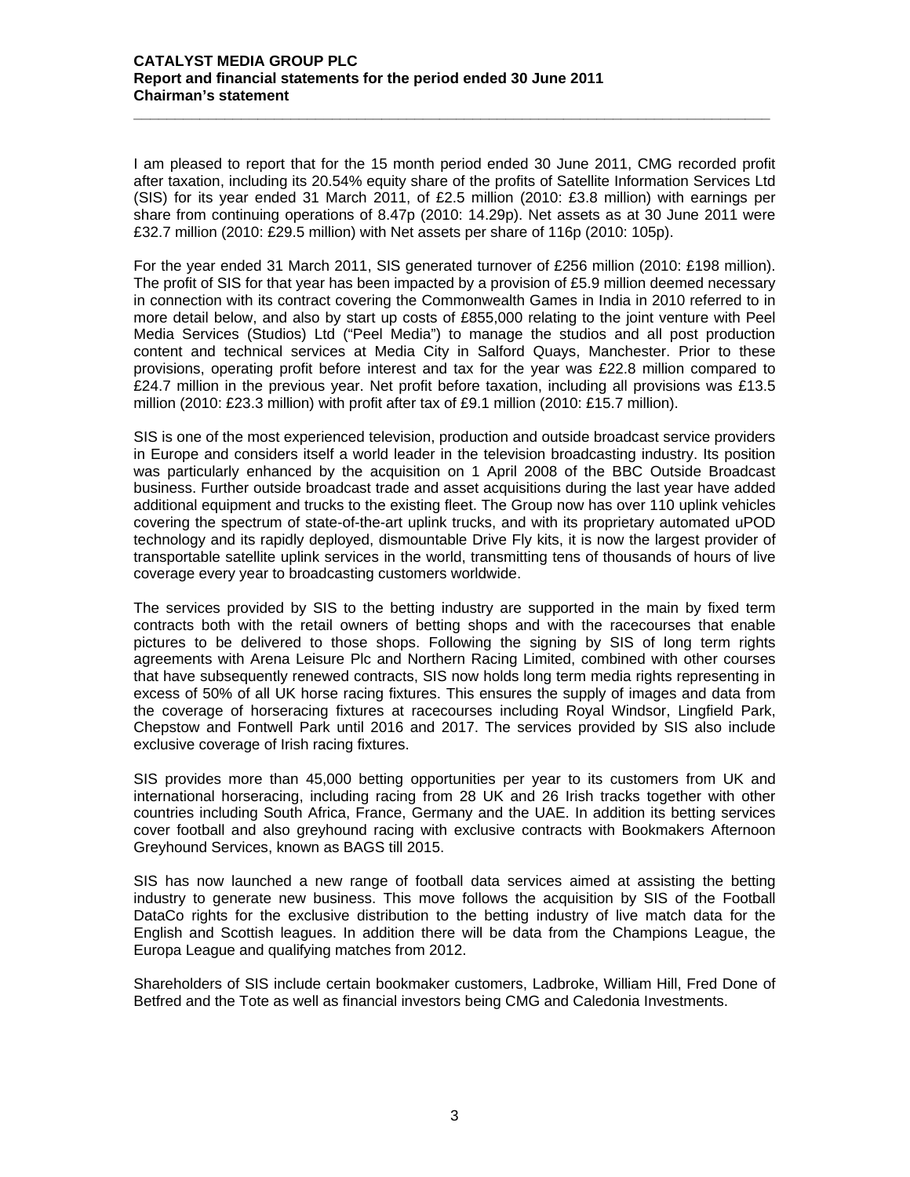I am pleased to report that for the 15 month period ended 30 June 2011, CMG recorded profit after taxation, including its 20.54% equity share of the profits of Satellite Information Services Ltd (SIS) for its year ended 31 March 2011, of £2.5 million (2010: £3.8 million) with earnings per share from continuing operations of 8.47p (2010: 14.29p). Net assets as at 30 June 2011 were £32.7 million (2010: £29.5 million) with Net assets per share of 116p (2010: 105p).

For the year ended 31 March 2011, SIS generated turnover of £256 million (2010: £198 million). The profit of SIS for that year has been impacted by a provision of £5.9 million deemed necessary in connection with its contract covering the Commonwealth Games in India in 2010 referred to in more detail below, and also by start up costs of £855,000 relating to the joint venture with Peel Media Services (Studios) Ltd ("Peel Media") to manage the studios and all post production content and technical services at Media City in Salford Quays, Manchester. Prior to these provisions, operating profit before interest and tax for the year was £22.8 million compared to £24.7 million in the previous year. Net profit before taxation, including all provisions was £13.5 million (2010: £23.3 million) with profit after tax of £9.1 million (2010: £15.7 million).

SIS is one of the most experienced television, production and outside broadcast service providers in Europe and considers itself a world leader in the television broadcasting industry. Its position was particularly enhanced by the acquisition on 1 April 2008 of the BBC Outside Broadcast business. Further outside broadcast trade and asset acquisitions during the last year have added additional equipment and trucks to the existing fleet. The Group now has over 110 uplink vehicles covering the spectrum of state-of-the-art uplink trucks, and with its proprietary automated uPOD technology and its rapidly deployed, dismountable Drive Fly kits, it is now the largest provider of transportable satellite uplink services in the world, transmitting tens of thousands of hours of live coverage every year to broadcasting customers worldwide.

The services provided by SIS to the betting industry are supported in the main by fixed term contracts both with the retail owners of betting shops and with the racecourses that enable pictures to be delivered to those shops. Following the signing by SIS of long term rights agreements with Arena Leisure Plc and Northern Racing Limited, combined with other courses that have subsequently renewed contracts, SIS now holds long term media rights representing in excess of 50% of all UK horse racing fixtures. This ensures the supply of images and data from the coverage of horseracing fixtures at racecourses including Royal Windsor, Lingfield Park, Chepstow and Fontwell Park until 2016 and 2017. The services provided by SIS also include exclusive coverage of Irish racing fixtures.

SIS provides more than 45,000 betting opportunities per year to its customers from UK and international horseracing, including racing from 28 UK and 26 Irish tracks together with other countries including South Africa, France, Germany and the UAE. In addition its betting services cover football and also greyhound racing with exclusive contracts with Bookmakers Afternoon Greyhound Services, known as BAGS till 2015.

SIS has now launched a new range of football data services aimed at assisting the betting industry to generate new business. This move follows the acquisition by SIS of the Football DataCo rights for the exclusive distribution to the betting industry of live match data for the English and Scottish leagues. In addition there will be data from the Champions League, the Europa League and qualifying matches from 2012.

Shareholders of SIS include certain bookmaker customers, Ladbroke, William Hill, Fred Done of Betfred and the Tote as well as financial investors being CMG and Caledonia Investments.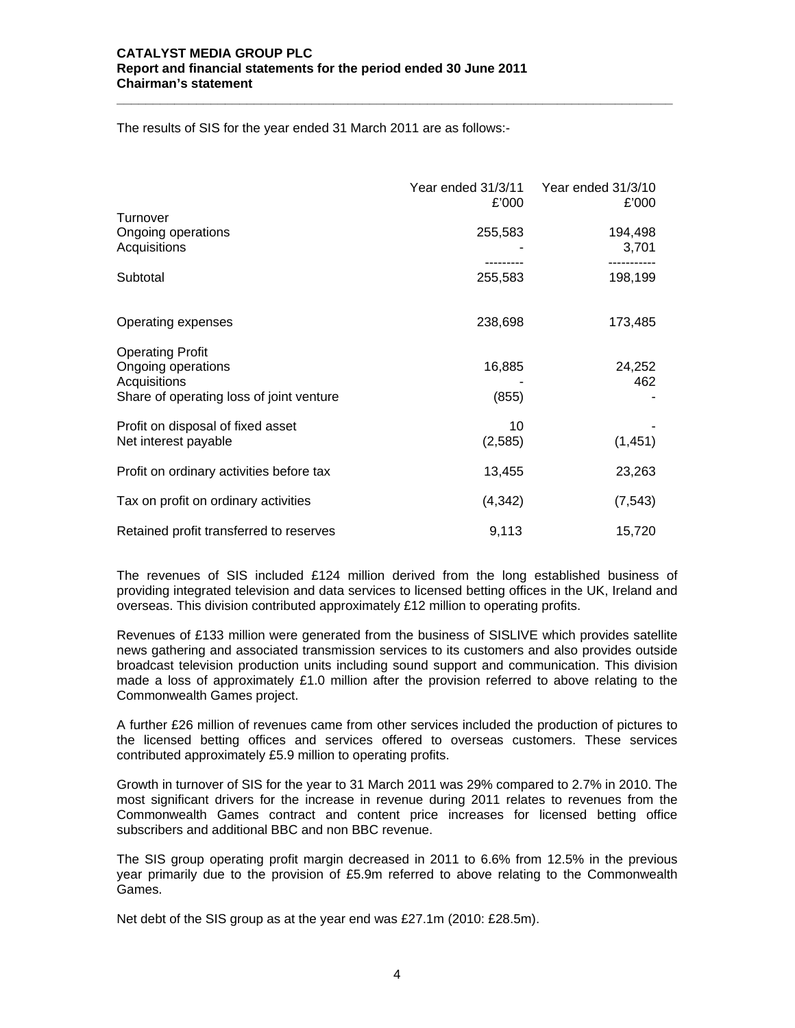The results of SIS for the year ended 31 March 2011 are as follows:-

| | Year ended 31/3/11 £'000 | Year ended 31/3/10 £'000 |
|---|---|---|
| Turnover | | |
| Ongoing operations | 255,583 | 194,498 |
| Acquisitions | - | 3,701 |
| Subtotal | 255,583 | 198,199 |
| Operating expenses | 238,698 | 173,485 |
| Operating Profit | | |
| Ongoing operations | 16,885 | 24,252 |
| Acquisitions | - | 462 |
| Share of operating loss of joint venture | (855) | - |
| Profit on disposal of fixed asset | 10 | - |
| Net interest payable | (2,585) | (1,451) |
| Profit on ordinary activities before tax | 13,455 | 23,263 |
| Tax on profit on ordinary activities | (4,342) | (7,543) |
| Retained profit transferred to reserves | 9,113 | 15,720 |

The revenues of SIS included £124 million derived from the long established business of providing integrated television and data services to licensed betting offices in the UK, Ireland and overseas. This division contributed approximately £12 million to operating profits.

Revenues of £133 million were generated from the business of SISLIVE which provides satellite news gathering and associated transmission services to its customers and also provides outside broadcast television production units including sound support and communication. This division made a loss of approximately £1.0 million after the provision referred to above relating to the Commonwealth Games project.

A further £26 million of revenues came from other services included the production of pictures to the licensed betting offices and services offered to overseas customers. These services contributed approximately £5.9 million to operating profits.

Growth in turnover of SIS for the year to 31 March 2011 was 29% compared to 2.7% in 2010. The most significant drivers for the increase in revenue during 2011 relates to revenues from the Commonwealth Games contract and content price increases for licensed betting office subscribers and additional BBC and non BBC revenue.

The SIS group operating profit margin decreased in 2011 to 6.6% from 12.5% in the previous year primarily due to the provision of £5.9m referred to above relating to the Commonwealth Games.

Net debt of the SIS group as at the year end was £27.1m (2010: £28.5m).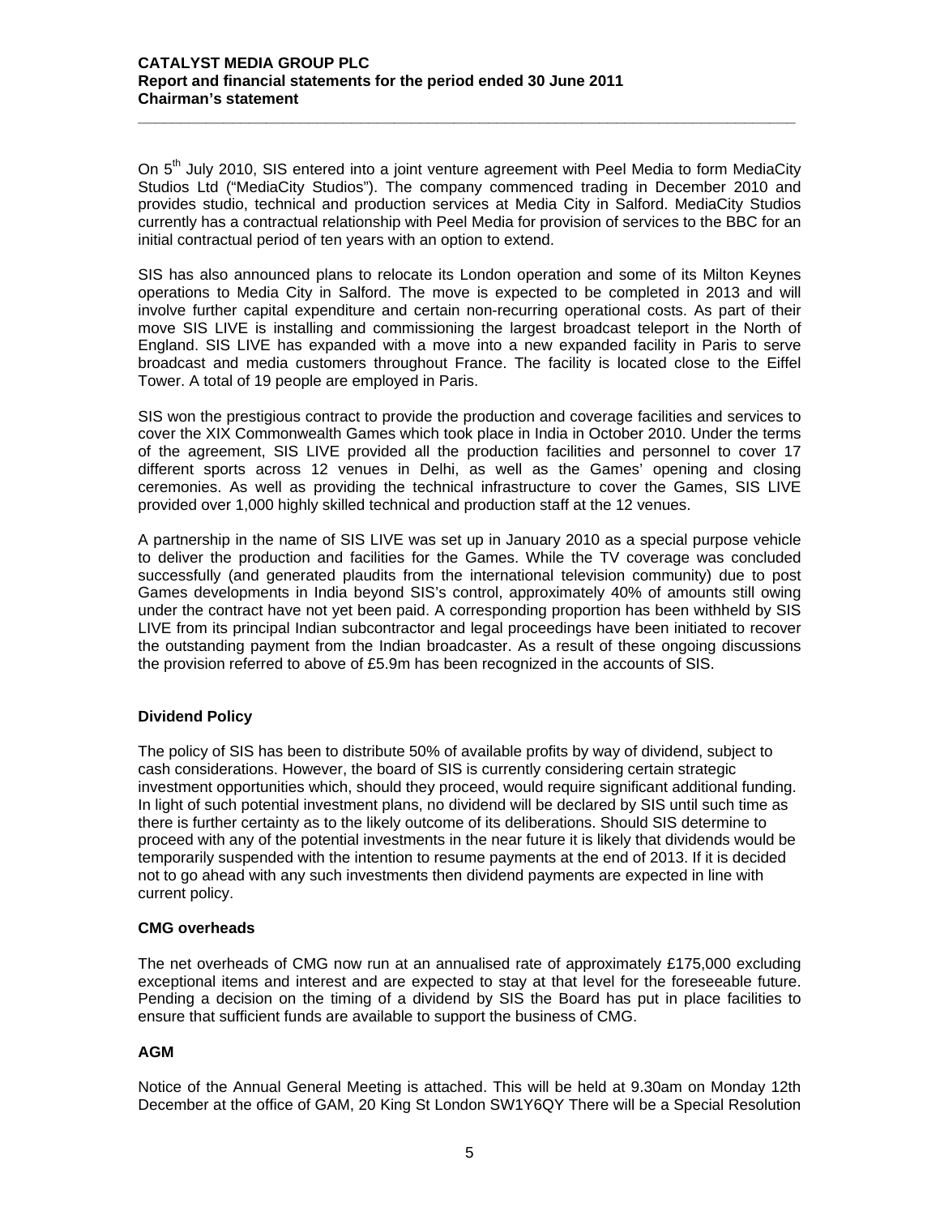On 5th July 2010, SIS entered into a joint venture agreement with Peel Media to form MediaCity Studios Ltd ("MediaCity Studios"). The company commenced trading in December 2010 and provides studio, technical and production services at Media City in Salford. MediaCity Studios currently has a contractual relationship with Peel Media for provision of services to the BBC for an initial contractual period of ten years with an option to extend.

SIS has also announced plans to relocate its London operation and some of its Milton Keynes operations to Media City in Salford. The move is expected to be completed in 2013 and will involve further capital expenditure and certain non-recurring operational costs. As part of their move SIS LIVE is installing and commissioning the largest broadcast teleport in the North of England. SIS LIVE has expanded with a move into a new expanded facility in Paris to serve broadcast and media customers throughout France. The facility is located close to the Eiffel Tower. A total of 19 people are employed in Paris.

SIS won the prestigious contract to provide the production and coverage facilities and services to cover the XIX Commonwealth Games which took place in India in October 2010. Under the terms of the agreement, SIS LIVE provided all the production facilities and personnel to cover 17 different sports across 12 venues in Delhi, as well as the Games' opening and closing ceremonies. As well as providing the technical infrastructure to cover the Games, SIS LIVE provided over 1,000 highly skilled technical and production staff at the 12 venues.

A partnership in the name of SIS LIVE was set up in January 2010 as a special purpose vehicle to deliver the production and facilities for the Games. While the TV coverage was concluded successfully (and generated plaudits from the international television community) due to post Games developments in India beyond SIS's control, approximately 40% of amounts still owing under the contract have not yet been paid. A corresponding proportion has been withheld by SIS LIVE from its principal Indian subcontractor and legal proceedings have been initiated to recover the outstanding payment from the Indian broadcaster. As a result of these ongoing discussions the provision referred to above of £5.9m has been recognized in the accounts of SIS.

**Dividend Policy**

The policy of SIS has been to distribute 50% of available profits by way of dividend, subject to cash considerations. However, the board of SIS is currently considering certain strategic investment opportunities which, should they proceed, would require significant additional funding. In light of such potential investment plans, no dividend will be declared by SIS until such time as there is further certainty as to the likely outcome of its deliberations. Should SIS determine to proceed with any of the potential investments in the near future it is likely that dividends would be temporarily suspended with the intention to resume payments at the end of 2013. If it is decided not to go ahead with any such investments then dividend payments are expected in line with current policy.

**CMG overheads**

The net overheads of CMG now run at an annualised rate of approximately £175,000 excluding exceptional items and interest and are expected to stay at that level for the foreseeable future. Pending a decision on the timing of a dividend by SIS the Board has put in place facilities to ensure that sufficient funds are available to support the business of CMG.

**AGM**

Notice of the Annual General Meeting is attached. This will be held at 9.30am on Monday 12th December at the office of GAM, 20 King St London SW1Y6QY There will be a Special Resolution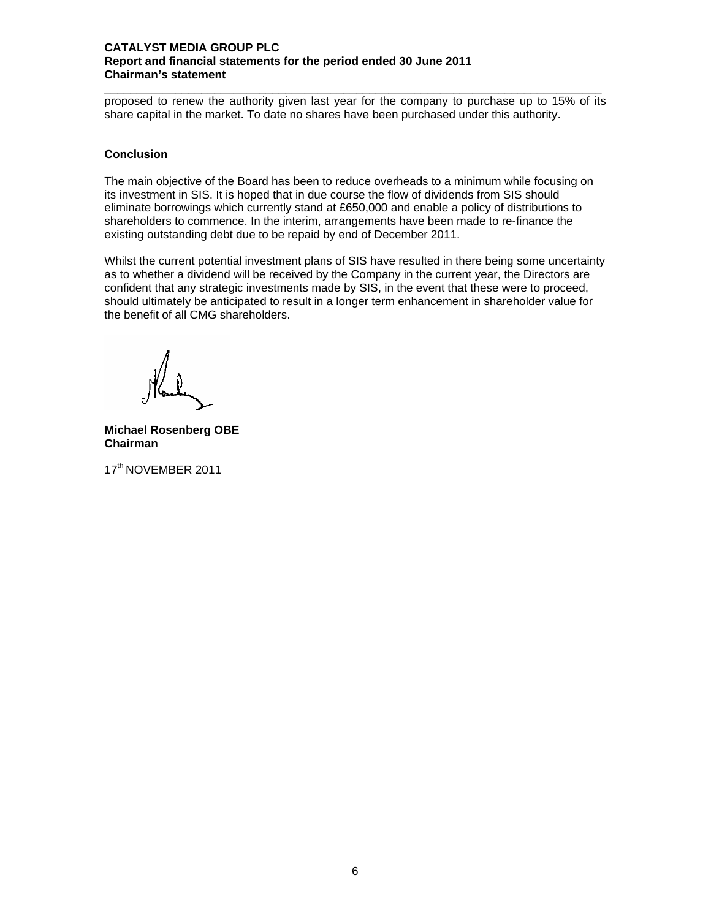proposed to renew the authority given last year for the company to purchase up to 15% of its share capital in the market. To date no shares have been purchased under this authority.

## Conclusion

The main objective of the Board has been to reduce overheads to a minimum while focusing on its investment in SIS. It is hoped that in due course the flow of dividends from SIS should eliminate borrowings which currently stand at £650,000 and enable a policy of distributions to shareholders to commence. In the interim, arrangements have been made to re-finance the existing outstanding debt due to be repaid by end of December 2011.

Whilst the current potential investment plans of SIS have resulted in there being some uncertainty as to whether a dividend will be received by the Company in the current year, the Directors are confident that any strategic investments made by SIS, in the event that these were to proceed, should ultimately be anticipated to result in a longer term enhancement in shareholder value for the benefit of all CMG shareholders.

**Michael Rosenberg OBE**
**Chairman**

17th NOVEMBER 2011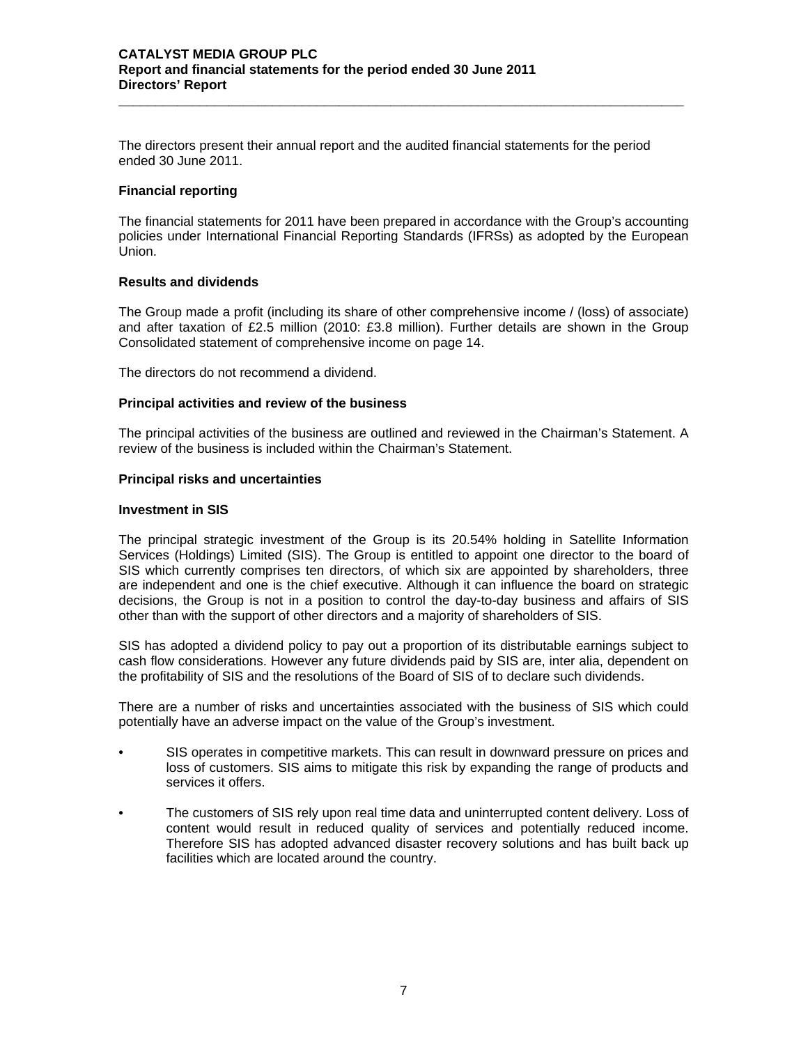The directors present their annual report and the audited financial statements for the period ended 30 June 2011.

**Financial reporting**

The financial statements for 2011 have been prepared in accordance with the Group's accounting policies under International Financial Reporting Standards (IFRSs) as adopted by the European Union.

**Results and dividends**

The Group made a profit (including its share of other comprehensive income / (loss) of associate) and after taxation of £2.5 million (2010: £3.8 million). Further details are shown in the Group Consolidated statement of comprehensive income on page 14.

The directors do not recommend a dividend.

**Principal activities and review of the business**

The principal activities of the business are outlined and reviewed in the Chairman's Statement. A review of the business is included within the Chairman's Statement.

**Principal risks and uncertainties**

**Investment in SIS**

The principal strategic investment of the Group is its 20.54% holding in Satellite Information Services (Holdings) Limited (SIS). The Group is entitled to appoint one director to the board of SIS which currently comprises ten directors, of which six are appointed by shareholders, three are independent and one is the chief executive. Although it can influence the board on strategic decisions, the Group is not in a position to control the day-to-day business and affairs of SIS other than with the support of other directors and a majority of shareholders of SIS.

SIS has adopted a dividend policy to pay out a proportion of its distributable earnings subject to cash flow considerations. However any future dividends paid by SIS are, inter alia, dependent on the profitability of SIS and the resolutions of the Board of SIS of to declare such dividends.

There are a number of risks and uncertainties associated with the business of SIS which could potentially have an adverse impact on the value of the Group's investment.

- SIS operates in competitive markets. This can result in downward pressure on prices and loss of customers. SIS aims to mitigate this risk by expanding the range of products and services it offers.
- The customers of SIS rely upon real time data and uninterrupted content delivery. Loss of content would result in reduced quality of services and potentially reduced income. Therefore SIS has adopted advanced disaster recovery solutions and has built back up facilities which are located around the country.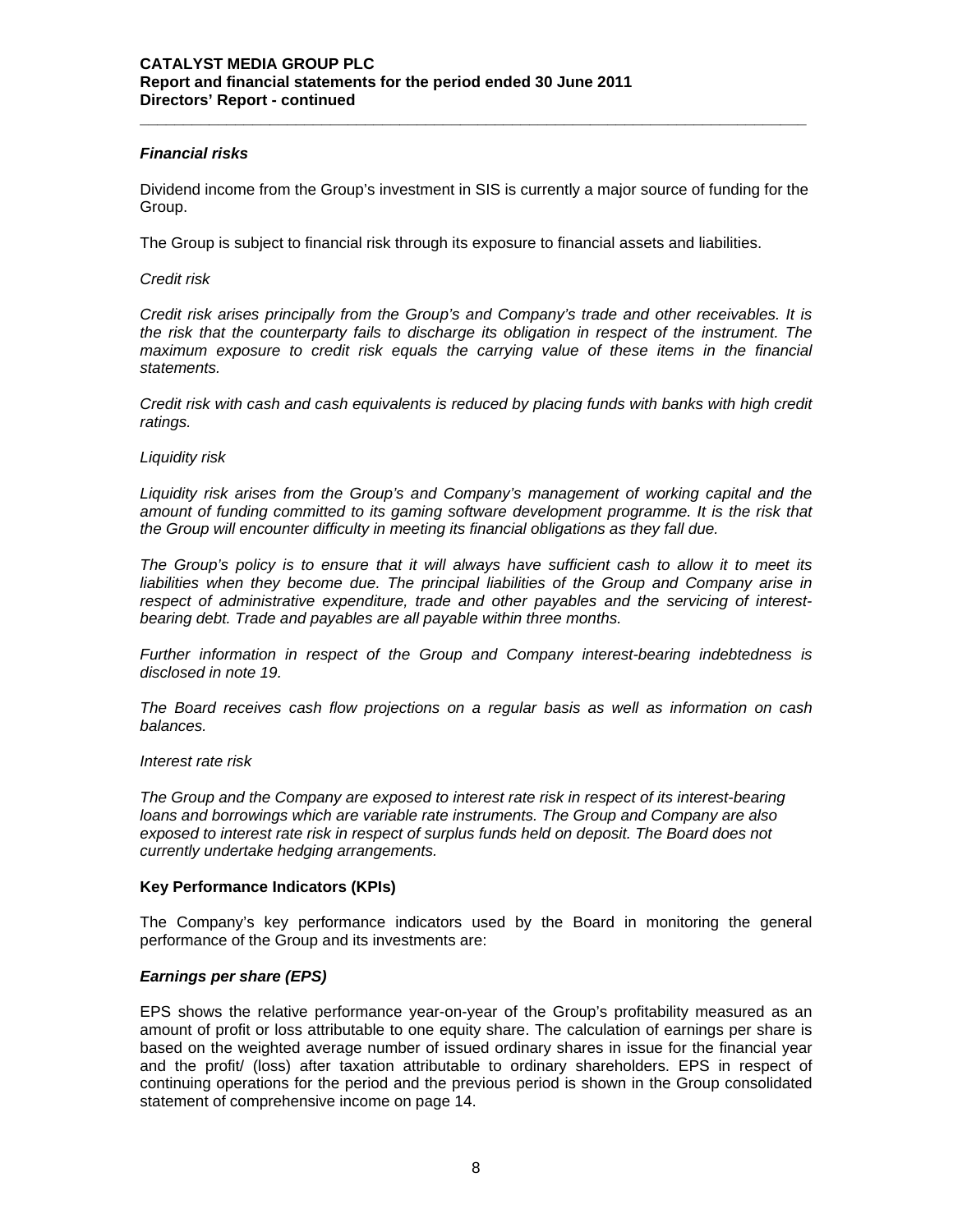### *Financial risks*

Dividend income from the Group's investment in SIS is currently a major source of funding for the Group.

The Group is subject to financial risk through its exposure to financial assets and liabilities.

*Credit risk*

*Credit risk arises principally from the Group's and Company's trade and other receivables. It is the risk that the counterparty fails to discharge its obligation in respect of the instrument. The maximum exposure to credit risk equals the carrying value of these items in the financial statements.*

*Credit risk with cash and cash equivalents is reduced by placing funds with banks with high credit ratings.*

*Liquidity risk*

*Liquidity risk arises from the Group's and Company's management of working capital and the amount of funding committed to its gaming software development programme. It is the risk that the Group will encounter difficulty in meeting its financial obligations as they fall due.*

*The Group's policy is to ensure that it will always have sufficient cash to allow it to meet its liabilities when they become due. The principal liabilities of the Group and Company arise in respect of administrative expenditure, trade and other payables and the servicing of interest-bearing debt. Trade and payables are all payable within three months.*

*Further information in respect of the Group and Company interest-bearing indebtedness is disclosed in note 19.*

*The Board receives cash flow projections on a regular basis as well as information on cash balances.*

*Interest rate risk*

*The Group and the Company are exposed to interest rate risk in respect of its interest-bearing loans and borrowings which are variable rate instruments. The Group and Company are also exposed to interest rate risk in respect of surplus funds held on deposit. The Board does not currently undertake hedging arrangements.*

### Key Performance Indicators (KPIs)

The Company's key performance indicators used by the Board in monitoring the general performance of the Group and its investments are:

### *Earnings per share (EPS)*

EPS shows the relative performance year-on-year of the Group's profitability measured as an amount of profit or loss attributable to one equity share. The calculation of earnings per share is based on the weighted average number of issued ordinary shares in issue for the financial year and the profit/ (loss) after taxation attributable to ordinary shareholders. EPS in respect of continuing operations for the period and the previous period is shown in the Group consolidated statement of comprehensive income on page 14.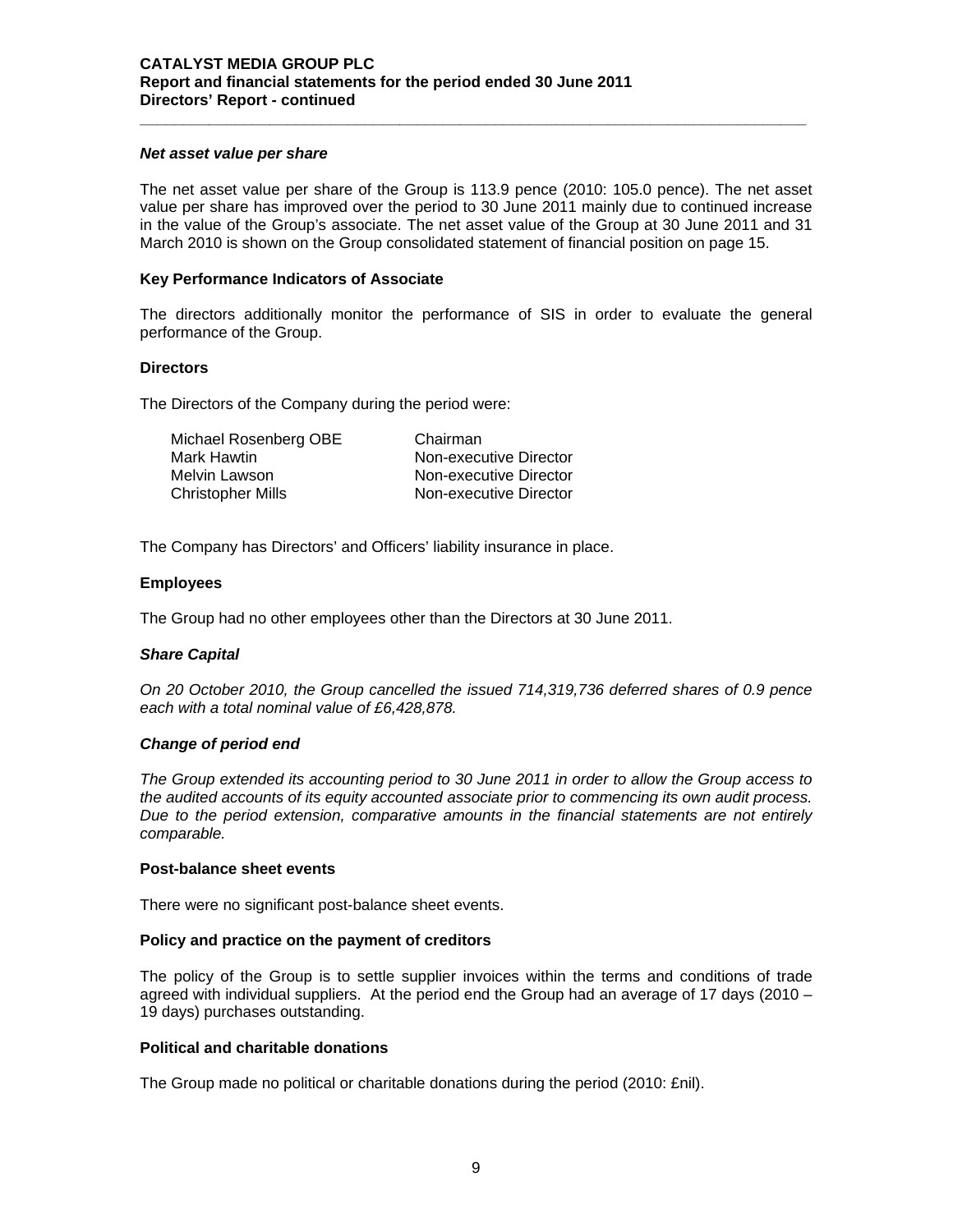### *Net asset value per share*

The net asset value per share of the Group is 113.9 pence (2010: 105.0 pence). The net asset value per share has improved over the period to 30 June 2011 mainly due to continued increase in the value of the Group's associate. The net asset value of the Group at 30 June 2011 and 31 March 2010 is shown on the Group consolidated statement of financial position on page 15.

### Key Performance Indicators of Associate

The directors additionally monitor the performance of SIS in order to evaluate the general performance of the Group.

### Directors

The Directors of the Company during the period were:

| | |
|---|---|
| Michael Rosenberg OBE | Chairman |
| Mark Hawtin | Non-executive Director |
| Melvin Lawson | Non-executive Director |
| Christopher Mills | Non-executive Director |

The Company has Directors' and Officers' liability insurance in place.

### Employees

The Group had no other employees other than the Directors at 30 June 2011.

### *Share Capital*

*On 20 October 2010, the Group cancelled the issued 714,319,736 deferred shares of 0.9 pence each with a total nominal value of £6,428,878.*

### *Change of period end*

*The Group extended its accounting period to 30 June 2011 in order to allow the Group access to the audited accounts of its equity accounted associate prior to commencing its own audit process. Due to the period extension, comparative amounts in the financial statements are not entirely comparable.*

### Post-balance sheet events

There were no significant post-balance sheet events.

### Policy and practice on the payment of creditors

The policy of the Group is to settle supplier invoices within the terms and conditions of trade agreed with individual suppliers. At the period end the Group had an average of 17 days (2010 – 19 days) purchases outstanding.

### Political and charitable donations

The Group made no political or charitable donations during the period (2010: £nil).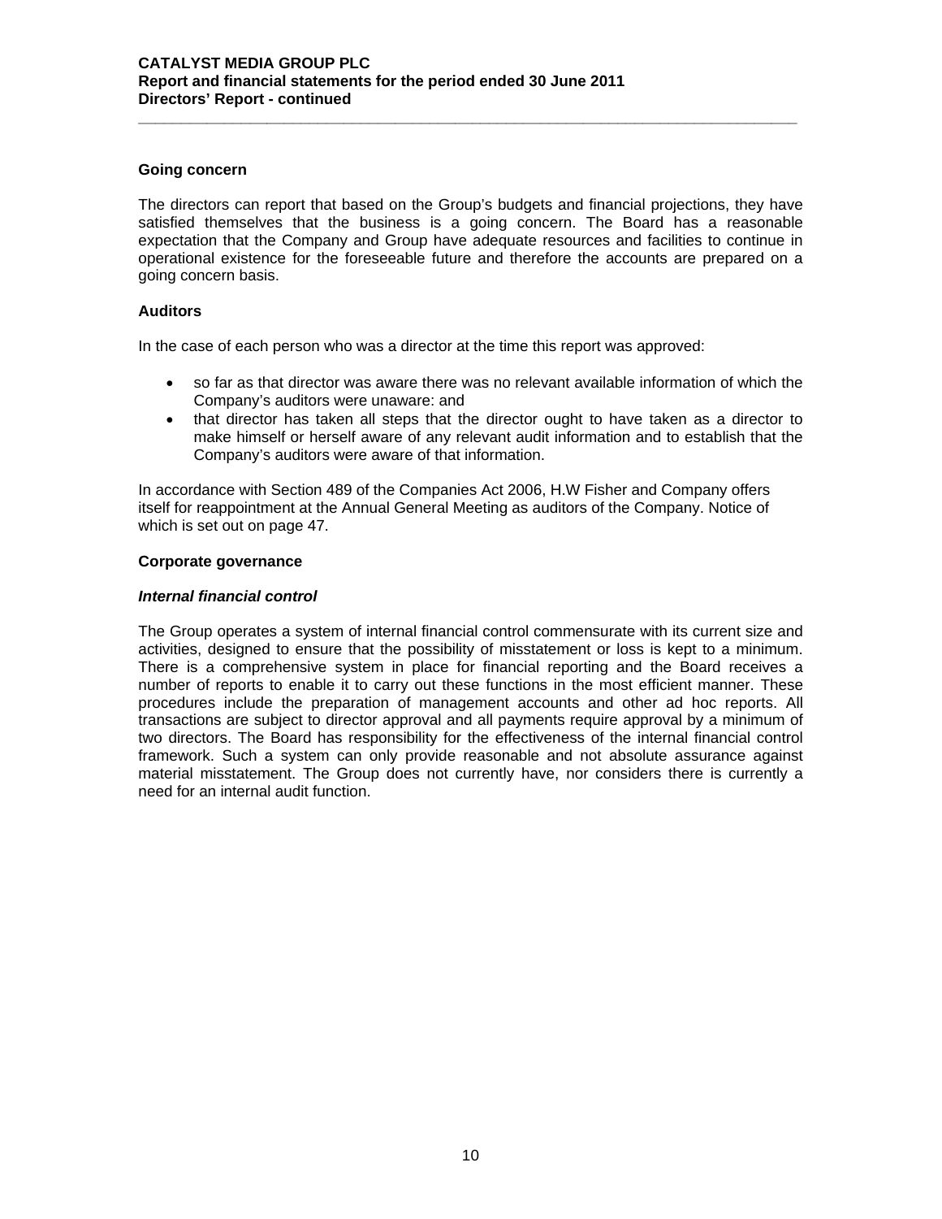## Going concern

The directors can report that based on the Group's budgets and financial projections, they have satisfied themselves that the business is a going concern. The Board has a reasonable expectation that the Company and Group have adequate resources and facilities to continue in operational existence for the foreseeable future and therefore the accounts are prepared on a going concern basis.

## Auditors

In the case of each person who was a director at the time this report was approved:

- so far as that director was aware there was no relevant available information of which the Company's auditors were unaware: and
- that director has taken all steps that the director ought to have taken as a director to make himself or herself aware of any relevant audit information and to establish that the Company's auditors were aware of that information.

In accordance with Section 489 of the Companies Act 2006, H.W Fisher and Company offers itself for reappointment at the Annual General Meeting as auditors of the Company. Notice of which is set out on page 47.

## Corporate governance

### *Internal financial control*

The Group operates a system of internal financial control commensurate with its current size and activities, designed to ensure that the possibility of misstatement or loss is kept to a minimum. There is a comprehensive system in place for financial reporting and the Board receives a number of reports to enable it to carry out these functions in the most efficient manner. These procedures include the preparation of management accounts and other ad hoc reports. All transactions are subject to director approval and all payments require approval by a minimum of two directors. The Board has responsibility for the effectiveness of the internal financial control framework. Such a system can only provide reasonable and not absolute assurance against material misstatement. The Group does not currently have, nor considers there is currently a need for an internal audit function.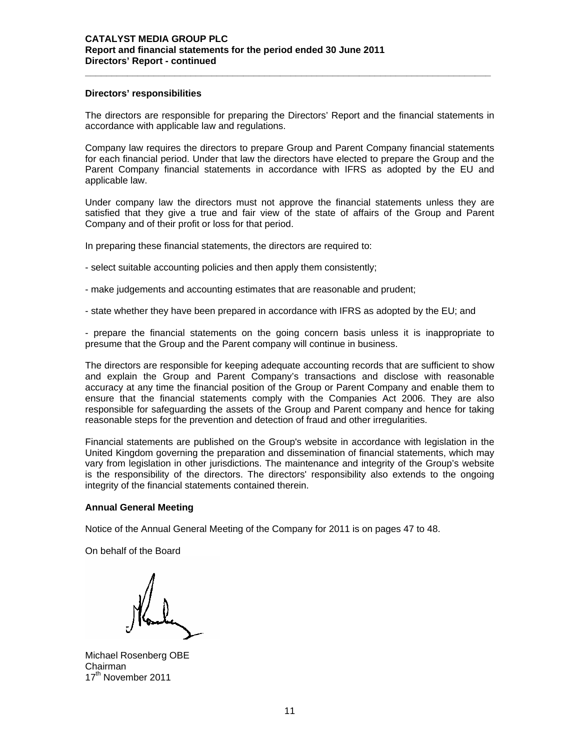### Directors' responsibilities

The directors are responsible for preparing the Directors' Report and the financial statements in accordance with applicable law and regulations.

Company law requires the directors to prepare Group and Parent Company financial statements for each financial period. Under that law the directors have elected to prepare the Group and the Parent Company financial statements in accordance with IFRS as adopted by the EU and applicable law.

Under company law the directors must not approve the financial statements unless they are satisfied that they give a true and fair view of the state of affairs of the Group and Parent Company and of their profit or loss for that period.

In preparing these financial statements, the directors are required to:

- select suitable accounting policies and then apply them consistently;

- make judgements and accounting estimates that are reasonable and prudent;

- state whether they have been prepared in accordance with IFRS as adopted by the EU; and

- prepare the financial statements on the going concern basis unless it is inappropriate to presume that the Group and the Parent company will continue in business.

The directors are responsible for keeping adequate accounting records that are sufficient to show and explain the Group and Parent Company's transactions and disclose with reasonable accuracy at any time the financial position of the Group or Parent Company and enable them to ensure that the financial statements comply with the Companies Act 2006. They are also responsible for safeguarding the assets of the Group and Parent company and hence for taking reasonable steps for the prevention and detection of fraud and other irregularities.

Financial statements are published on the Group's website in accordance with legislation in the United Kingdom governing the preparation and dissemination of financial statements, which may vary from legislation in other jurisdictions. The maintenance and integrity of the Group's website is the responsibility of the directors. The directors' responsibility also extends to the ongoing integrity of the financial statements contained therein.

### Annual General Meeting

Notice of the Annual General Meeting of the Company for 2011 is on pages 47 to 48.

On behalf of the Board

Michael Rosenberg OBE
Chairman
17th November 2011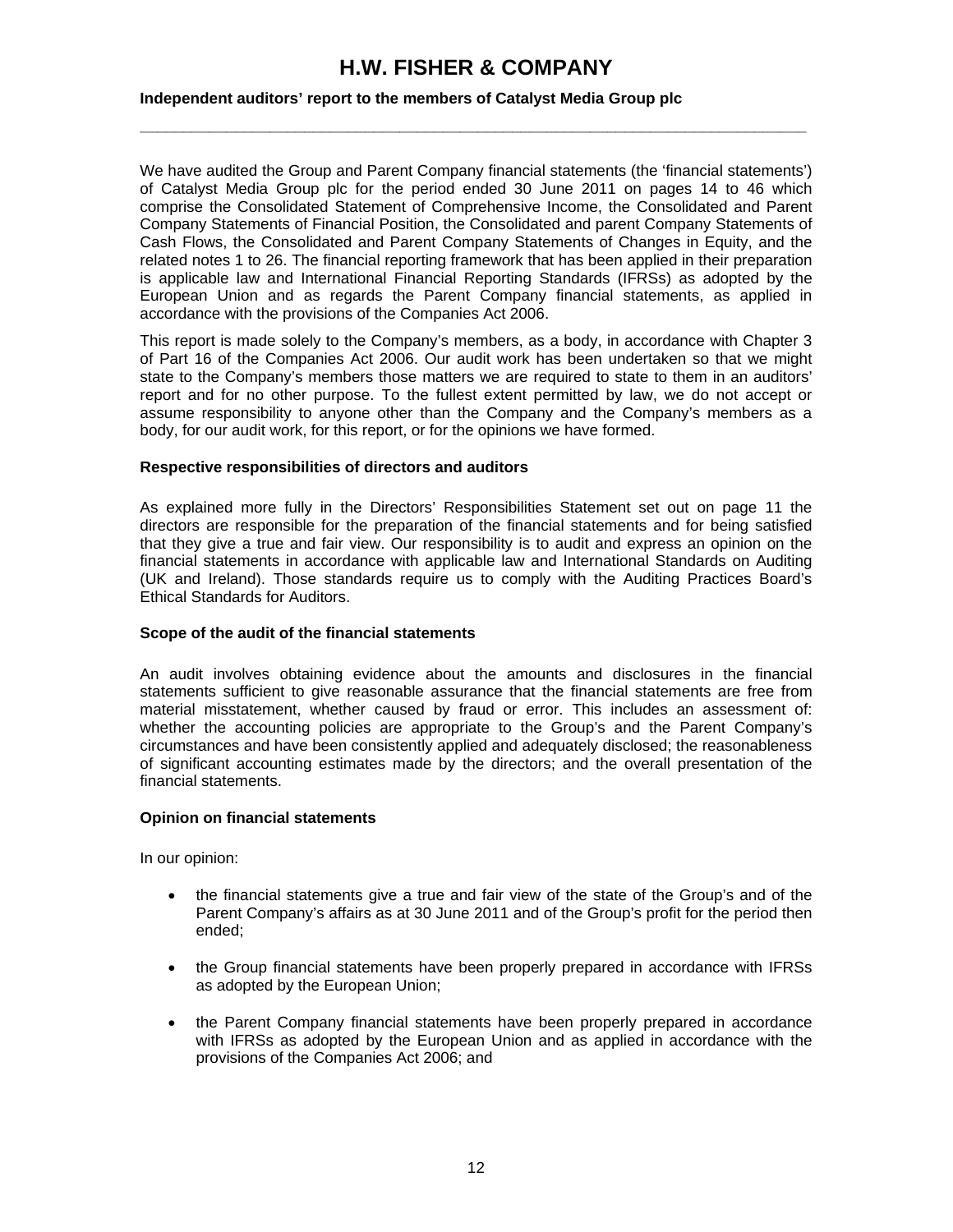# H.W. FISHER & COMPANY

**Independent auditors' report to the members of Catalyst Media Group plc**

We have audited the Group and Parent Company financial statements (the 'financial statements') of Catalyst Media Group plc for the period ended 30 June 2011 on pages 14 to 46 which comprise the Consolidated Statement of Comprehensive Income, the Consolidated and Parent Company Statements of Financial Position, the Consolidated and parent Company Statements of Cash Flows, the Consolidated and Parent Company Statements of Changes in Equity, and the related notes 1 to 26. The financial reporting framework that has been applied in their preparation is applicable law and International Financial Reporting Standards (IFRSs) as adopted by the European Union and as regards the Parent Company financial statements, as applied in accordance with the provisions of the Companies Act 2006.

This report is made solely to the Company's members, as a body, in accordance with Chapter 3 of Part 16 of the Companies Act 2006. Our audit work has been undertaken so that we might state to the Company's members those matters we are required to state to them in an auditors' report and for no other purpose. To the fullest extent permitted by law, we do not accept or assume responsibility to anyone other than the Company and the Company's members as a body, for our audit work, for this report, or for the opinions we have formed.

**Respective responsibilities of directors and auditors**

As explained more fully in the Directors' Responsibilities Statement set out on page 11 the directors are responsible for the preparation of the financial statements and for being satisfied that they give a true and fair view. Our responsibility is to audit and express an opinion on the financial statements in accordance with applicable law and International Standards on Auditing (UK and Ireland). Those standards require us to comply with the Auditing Practices Board's Ethical Standards for Auditors.

**Scope of the audit of the financial statements**

An audit involves obtaining evidence about the amounts and disclosures in the financial statements sufficient to give reasonable assurance that the financial statements are free from material misstatement, whether caused by fraud or error. This includes an assessment of: whether the accounting policies are appropriate to the Group's and the Parent Company's circumstances and have been consistently applied and adequately disclosed; the reasonableness of significant accounting estimates made by the directors; and the overall presentation of the financial statements.

**Opinion on financial statements**

In our opinion:

- the financial statements give a true and fair view of the state of the Group's and of the Parent Company's affairs as at 30 June 2011 and of the Group's profit for the period then ended;
- the Group financial statements have been properly prepared in accordance with IFRSs as adopted by the European Union;
- the Parent Company financial statements have been properly prepared in accordance with IFRSs as adopted by the European Union and as applied in accordance with the provisions of the Companies Act 2006; and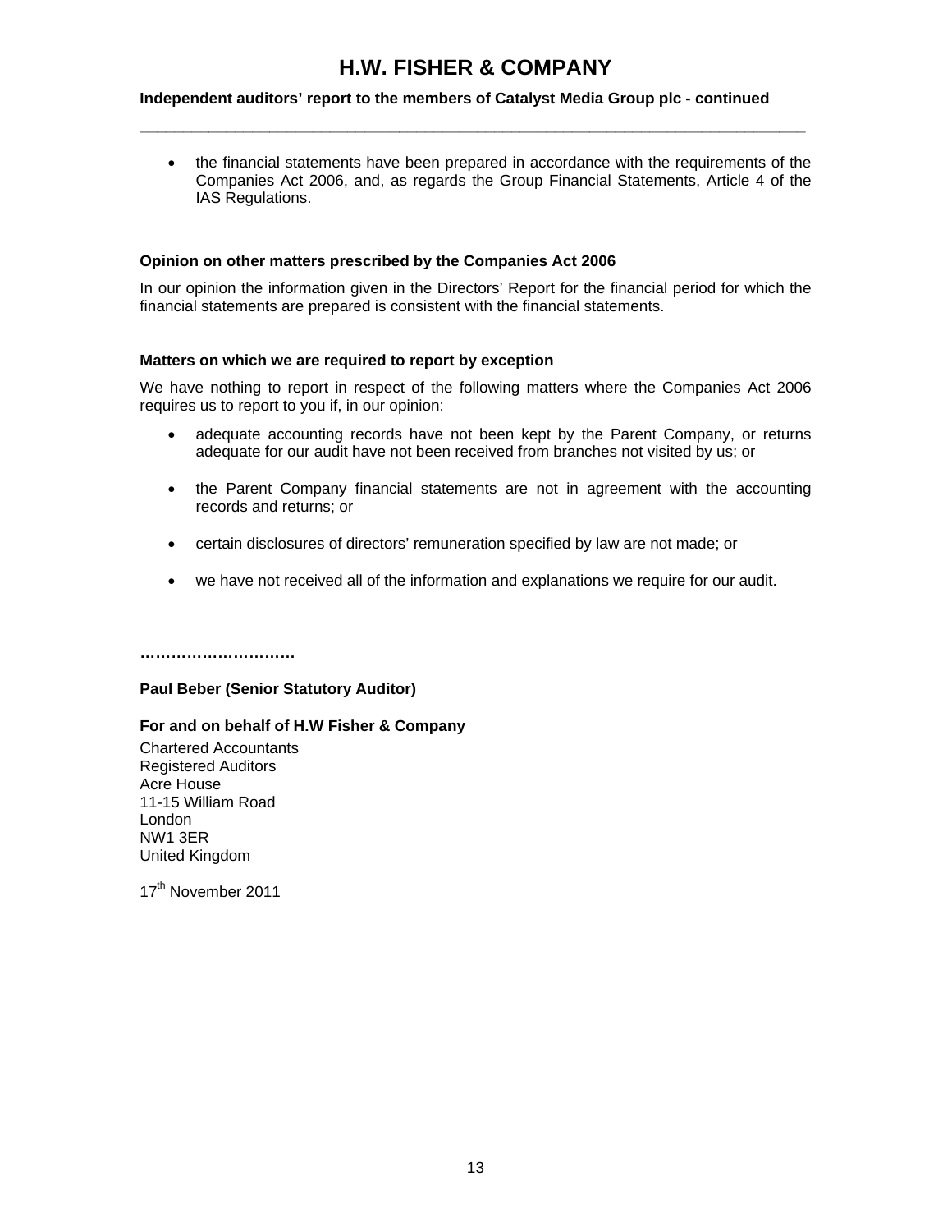# H.W. FISHER & COMPANY

**Independent auditors' report to the members of Catalyst Media Group plc - continued**

- the financial statements have been prepared in accordance with the requirements of the Companies Act 2006, and, as regards the Group Financial Statements, Article 4 of the IAS Regulations.

**Opinion on other matters prescribed by the Companies Act 2006**

In our opinion the information given in the Directors' Report for the financial period for which the financial statements are prepared is consistent with the financial statements.

**Matters on which we are required to report by exception**

We have nothing to report in respect of the following matters where the Companies Act 2006 requires us to report to you if, in our opinion:

- adequate accounting records have not been kept by the Parent Company, or returns adequate for our audit have not been received from branches not visited by us; or
- the Parent Company financial statements are not in agreement with the accounting records and returns; or
- certain disclosures of directors' remuneration specified by law are not made; or
- we have not received all of the information and explanations we require for our audit.

**…………………………**

**Paul Beber (Senior Statutory Auditor)**

**For and on behalf of H.W Fisher & Company**

Chartered Accountants
Registered Auditors
Acre House
11-15 William Road
London
NW1 3ER
United Kingdom

17th November 2011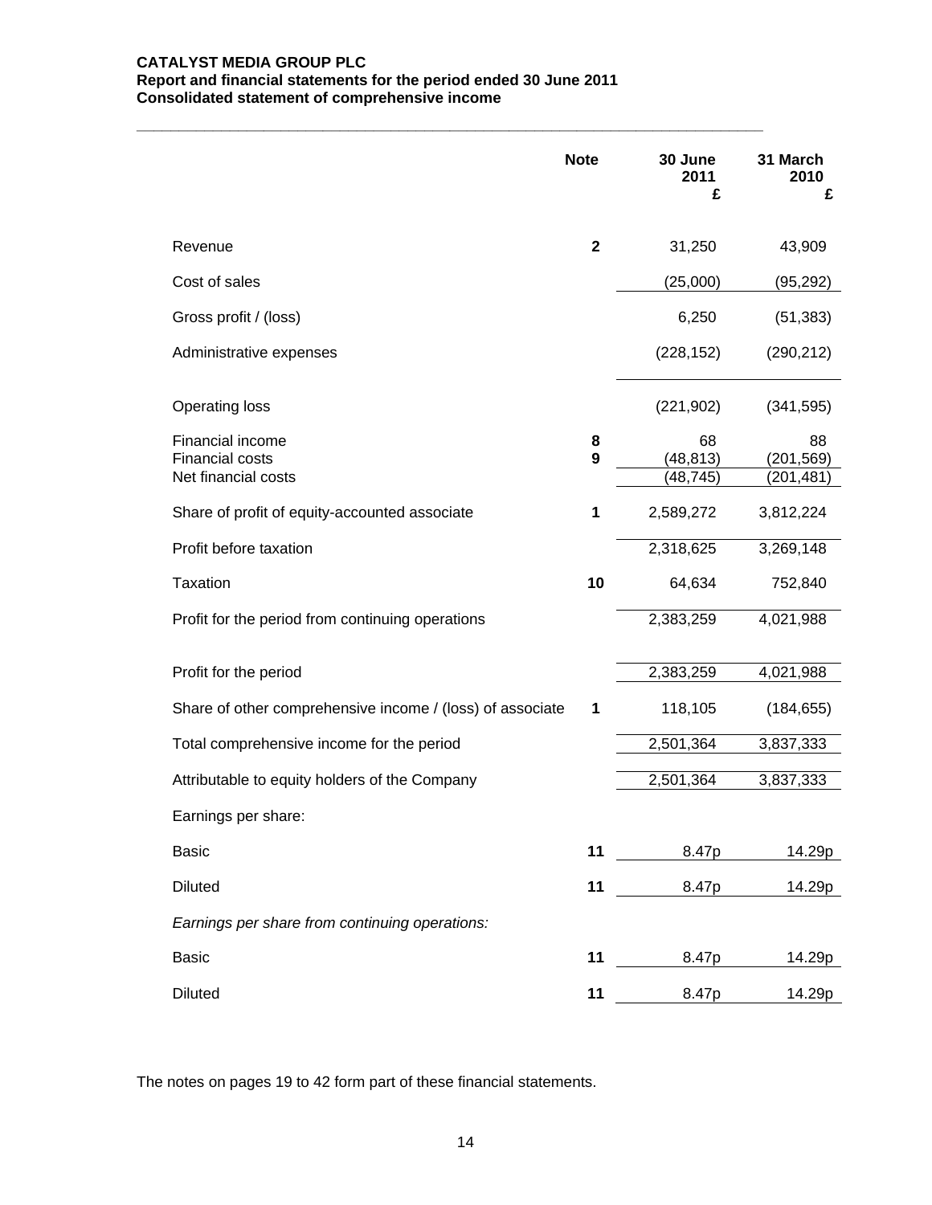**CATALYST MEDIA GROUP PLC**
**Report and financial statements for the period ended 30 June 2011**
**Consolidated statement of comprehensive income**

| | Note | 30 June 2011 £ | 31 March 2010 £ |
|---|---|---|---|
| Revenue | **2** | 31,250 | 43,909 |
| Cost of sales | | (25,000) | (95,292) |
| Gross profit / (loss) | | 6,250 | (51,383) |
| Administrative expenses | | (228,152) | (290,212) |
| Operating loss | | (221,902) | (341,595) |
| Financial income | **8** | 68 | 88 |
| Financial costs | **9** | (48,813) | (201,569) |
| Net financial costs | | (48,745) | (201,481) |
| Share of profit of equity-accounted associate | **1** | 2,589,272 | 3,812,224 |
| Profit before taxation | | 2,318,625 | 3,269,148 |
| Taxation | **10** | 64,634 | 752,840 |
| Profit for the period from continuing operations | | 2,383,259 | 4,021,988 |
| Profit for the period | | 2,383,259 | 4,021,988 |
| Share of other comprehensive income / (loss) of associate | **1** | 118,105 | (184,655) |
| Total comprehensive income for the period | | 2,501,364 | 3,837,333 |
| Attributable to equity holders of the Company | | 2,501,364 | 3,837,333 |
| Earnings per share: | | | |
| Basic | **11** | 8.47p | 14.29p |
| Diluted | **11** | 8.47p | 14.29p |
| *Earnings per share from continuing operations:* | | | |
| Basic | **11** | 8.47p | 14.29p |
| Diluted | **11** | 8.47p | 14.29p |

The notes on pages 19 to 42 form part of these financial statements.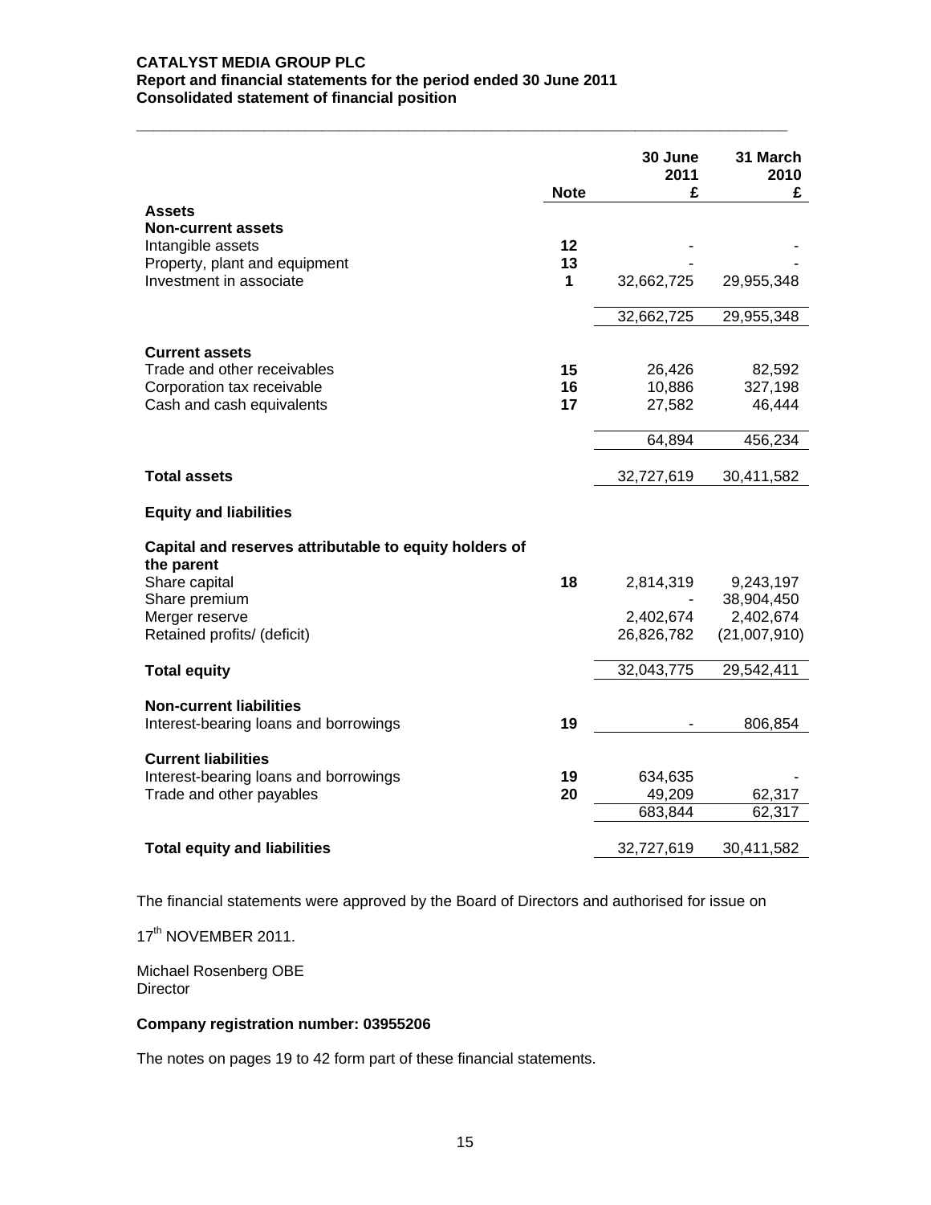**CATALYST MEDIA GROUP PLC**
**Report and financial statements for the period ended 30 June 2011**
**Consolidated statement of financial position**

| | Note | 30 June 2011 £ | 31 March 2010 £ |
|---|---|---|---|
| **Assets** | | | |
| **Non-current assets** | | | |
| Intangible assets | **12** | - | - |
| Property, plant and equipment | **13** | - | - |
| Investment in associate | **1** | 32,662,725 | 29,955,348 |
| | | 32,662,725 | 29,955,348 |
| **Current assets** | | | |
| Trade and other receivables | **15** | 26,426 | 82,592 |
| Corporation tax receivable | **16** | 10,886 | 327,198 |
| Cash and cash equivalents | **17** | 27,582 | 46,444 |
| | | 64,894 | 456,234 |
| **Total assets** | | 32,727,619 | 30,411,582 |
| **Equity and liabilities** | | | |
| **Capital and reserves attributable to equity holders of the parent** | | | |
| Share capital | **18** | 2,814,319 | 9,243,197 |
| Share premium | | - | 38,904,450 |
| Merger reserve | | 2,402,674 | 2,402,674 |
| Retained profits/ (deficit) | | 26,826,782 | (21,007,910) |
| **Total equity** | | 32,043,775 | 29,542,411 |
| **Non-current liabilities** | | | |
| Interest-bearing loans and borrowings | **19** | - | 806,854 |
| **Current liabilities** | | | |
| Interest-bearing loans and borrowings | **19** | 634,635 | - |
| Trade and other payables | **20** | 49,209 | 62,317 |
| | | 683,844 | 62,317 |
| **Total equity and liabilities** | | 32,727,619 | 30,411,582 |

The financial statements were approved by the Board of Directors and authorised for issue on

17th NOVEMBER 2011.

Michael Rosenberg OBE
Director

**Company registration number: 03955206**

The notes on pages 19 to 42 form part of these financial statements.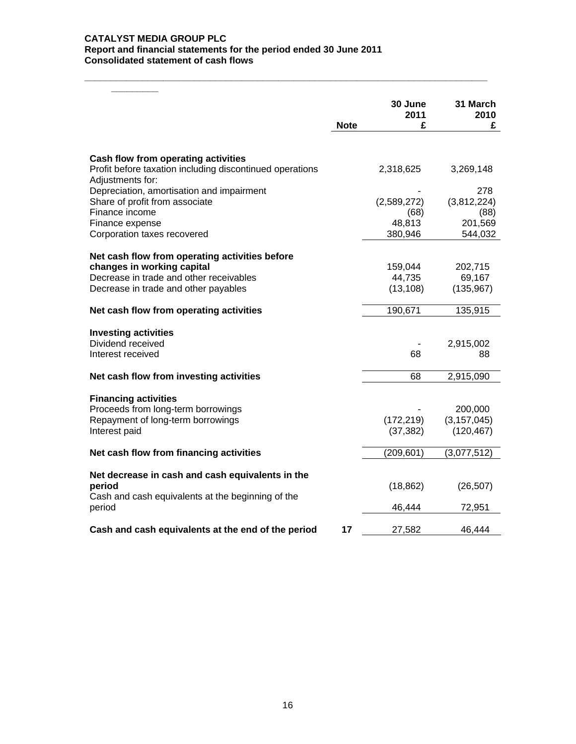**CATALYST MEDIA GROUP PLC**
**Report and financial statements for the period ended 30 June 2011**
**Consolidated statement of cash flows**

| | Note | 30 June 2011 £ | 31 March 2010 £ |
|---|---|---|---|
| **Cash flow from operating activities** | | | |
| Profit before taxation including discontinued operations | | 2,318,625 | 3,269,148 |
| Adjustments for: | | | |
| Depreciation, amortisation and impairment | | - | 278 |
| Share of profit from associate | | (2,589,272) | (3,812,224) |
| Finance income | | (68) | (88) |
| Finance expense | | 48,813 | 201,569 |
| Corporation taxes recovered | | 380,946 | 544,032 |
| **Net cash flow from operating activities before changes in working capital** | | 159,044 | 202,715 |
| Decrease in trade and other receivables | | 44,735 | 69,167 |
| Decrease in trade and other payables | | (13,108) | (135,967) |
| **Net cash flow from operating activities** | | 190,671 | 135,915 |
| **Investing activities** | | | |
| Dividend received | | - | 2,915,002 |
| Interest received | | 68 | 88 |
| **Net cash flow from investing activities** | | 68 | 2,915,090 |
| **Financing activities** | | | |
| Proceeds from long-term borrowings | | - | 200,000 |
| Repayment of long-term borrowings | | (172,219) | (3,157,045) |
| Interest paid | | (37,382) | (120,467) |
| **Net cash flow from financing activities** | | (209,601) | (3,077,512) |
| **Net decrease in cash and cash equivalents in the period** | | (18,862) | (26,507) |
| Cash and cash equivalents at the beginning of the period | | 46,444 | 72,951 |
| **Cash and cash equivalents at the end of the period** | 17 | 27,582 | 46,444 |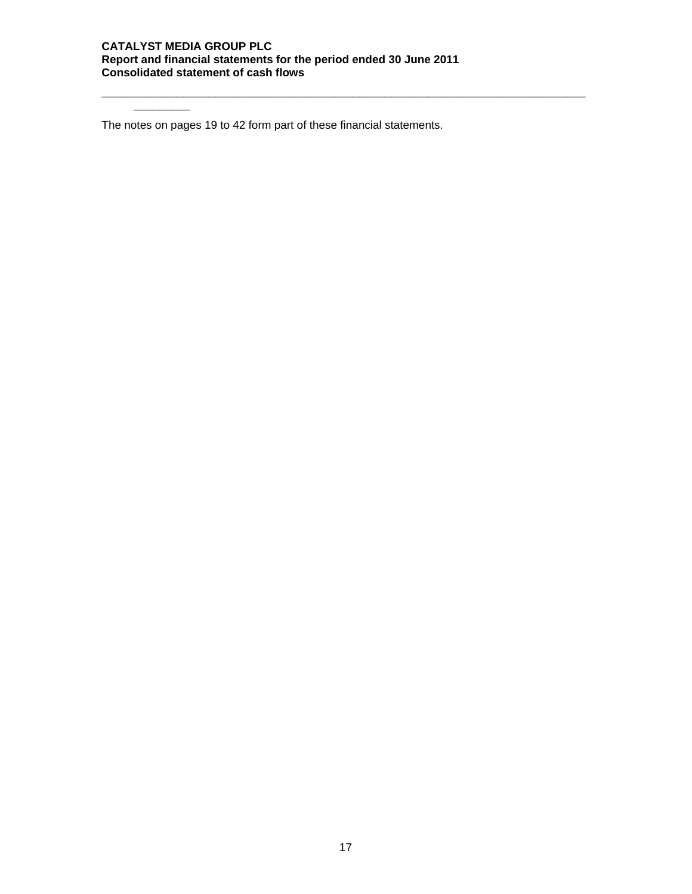The notes on pages 19 to 42 form part of these financial statements.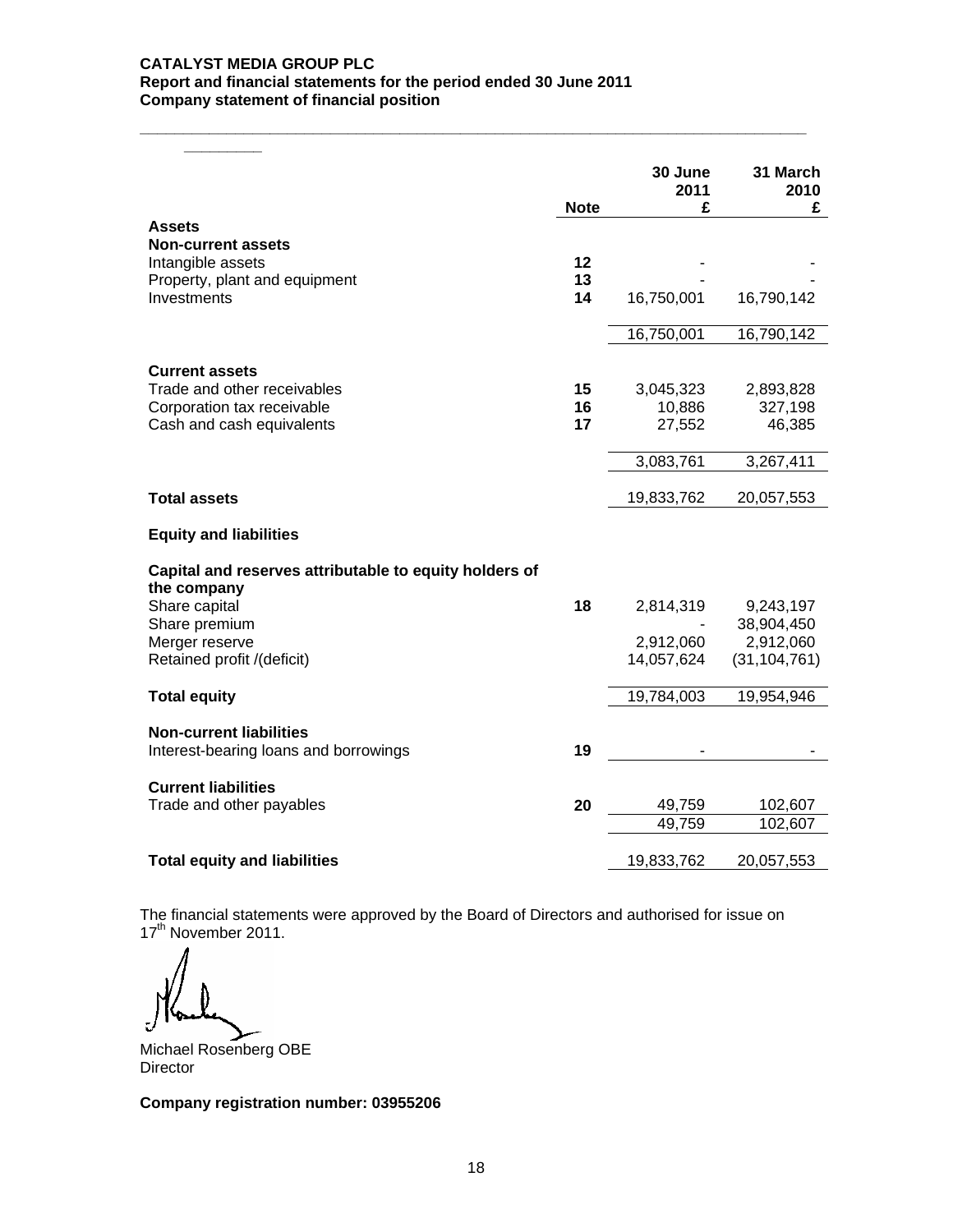**CATALYST MEDIA GROUP PLC**
**Report and financial statements for the period ended 30 June 2011**
**Company statement of financial position**

| | Note | 30 June 2011 £ | 31 March 2010 £ |
|---|---|---|---|
| **Assets** | | | |
| **Non-current assets** | | | |
| Intangible assets | 12 | - | - |
| Property, plant and equipment | 13 | - | - |
| Investments | 14 | 16,750,001 | 16,790,142 |
| | | 16,750,001 | 16,790,142 |
| **Current assets** | | | |
| Trade and other receivables | 15 | 3,045,323 | 2,893,828 |
| Corporation tax receivable | 16 | 10,886 | 327,198 |
| Cash and cash equivalents | 17 | 27,552 | 46,385 |
| | | 3,083,761 | 3,267,411 |
| **Total assets** | | 19,833,762 | 20,057,553 |
| **Equity and liabilities** | | | |
| **Capital and reserves attributable to equity holders of the company** | | | |
| Share capital | 18 | 2,814,319 | 9,243,197 |
| Share premium | | - | 38,904,450 |
| Merger reserve | | 2,912,060 | 2,912,060 |
| Retained profit /(deficit) | | 14,057,624 | (31,104,761) |
| **Total equity** | | 19,784,003 | 19,954,946 |
| **Non-current liabilities** | | | |
| Interest-bearing loans and borrowings | 19 | - | - |
| **Current liabilities** | | | |
| Trade and other payables | 20 | 49,759 | 102,607 |
| | | 49,759 | 102,607 |
| **Total equity and liabilities** | | 19,833,762 | 20,057,553 |

The financial statements were approved by the Board of Directors and authorised for issue on 17th November 2011.

Michael Rosenberg OBE
Director

**Company registration number: 03955206**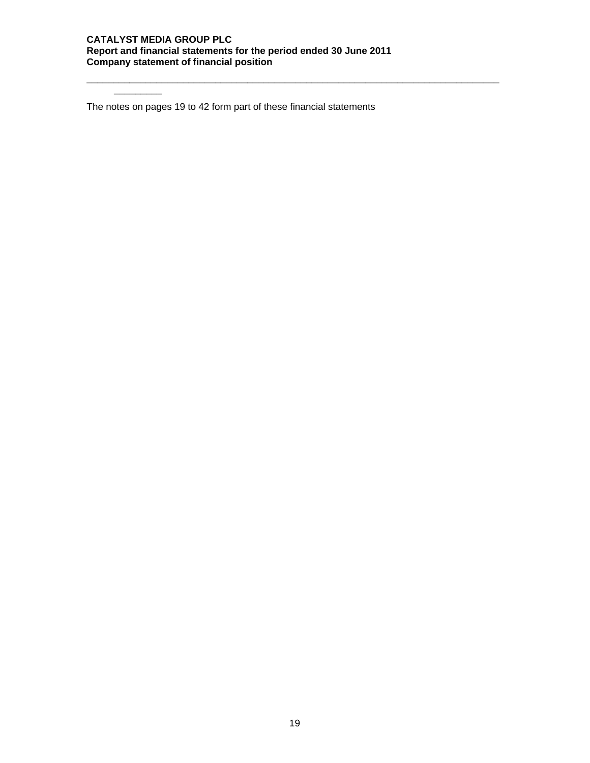The notes on pages 19 to 42 form part of these financial statements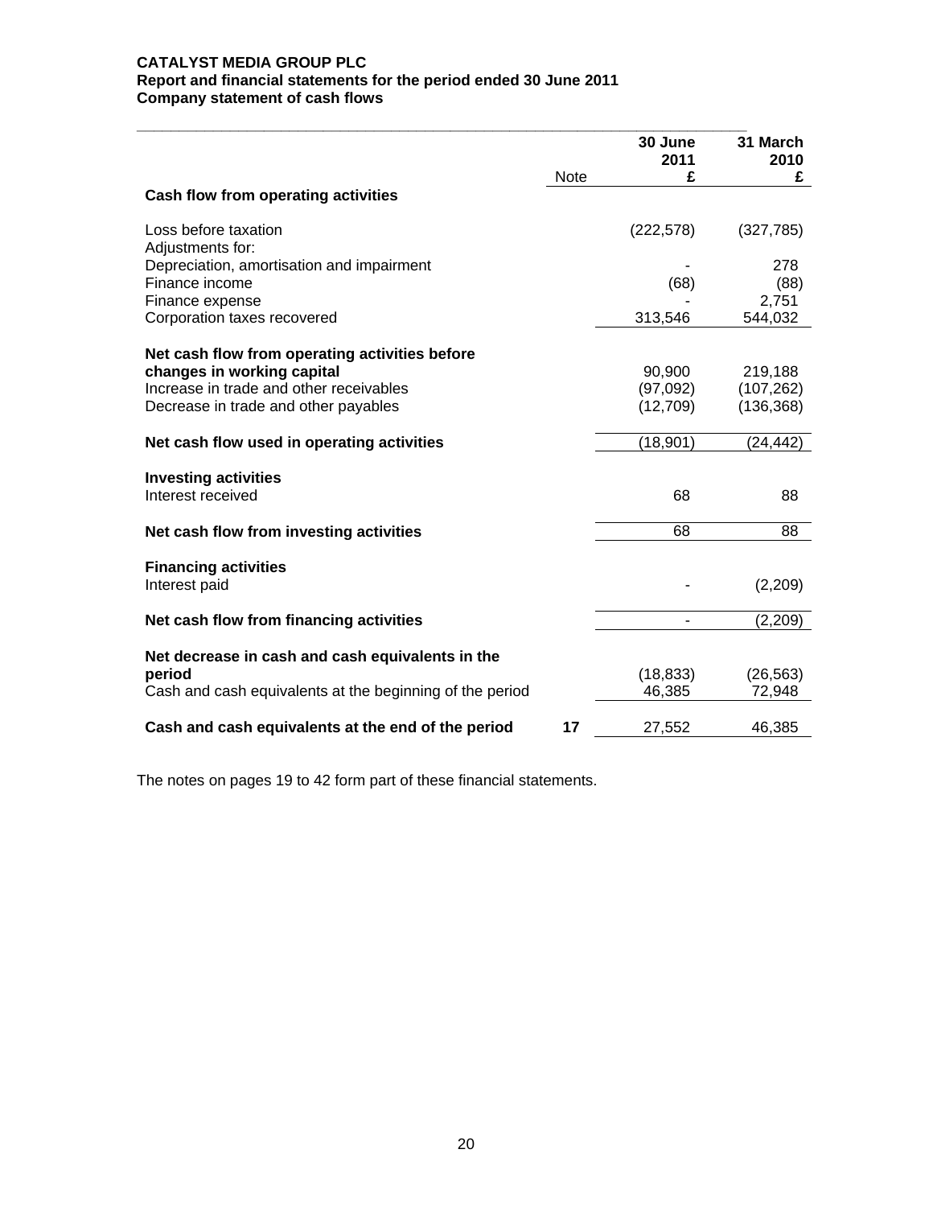**CATALYST MEDIA GROUP PLC**
**Report and financial statements for the period ended 30 June 2011**
**Company statement of cash flows**

| | Note | 30 June 2011 £ | 31 March 2010 £ |
|---|---|---|---|
| **Cash flow from operating activities** | | | |
| Loss before taxation | | (222,578) | (327,785) |
| Adjustments for: | | | |
| Depreciation, amortisation and impairment | | - | 278 |
| Finance income | | (68) | (88) |
| Finance expense | | - | 2,751 |
| Corporation taxes recovered | | 313,546 | 544,032 |
| **Net cash flow from operating activities before changes in working capital** | | 90,900 | 219,188 |
| Increase in trade and other receivables | | (97,092) | (107,262) |
| Decrease in trade and other payables | | (12,709) | (136,368) |
| **Net cash flow used in operating activities** | | (18,901) | (24,442) |
| **Investing activities** | | | |
| Interest received | | 68 | 88 |
| **Net cash flow from investing activities** | | 68 | 88 |
| **Financing activities** | | | |
| Interest paid | | - | (2,209) |
| **Net cash flow from financing activities** | | - | (2,209) |
| **Net decrease in cash and cash equivalents in the period** | | (18,833) | (26,563) |
| Cash and cash equivalents at the beginning of the period | | 46,385 | 72,948 |
| **Cash and cash equivalents at the end of the period** | **17** | 27,552 | 46,385 |

The notes on pages 19 to 42 form part of these financial statements.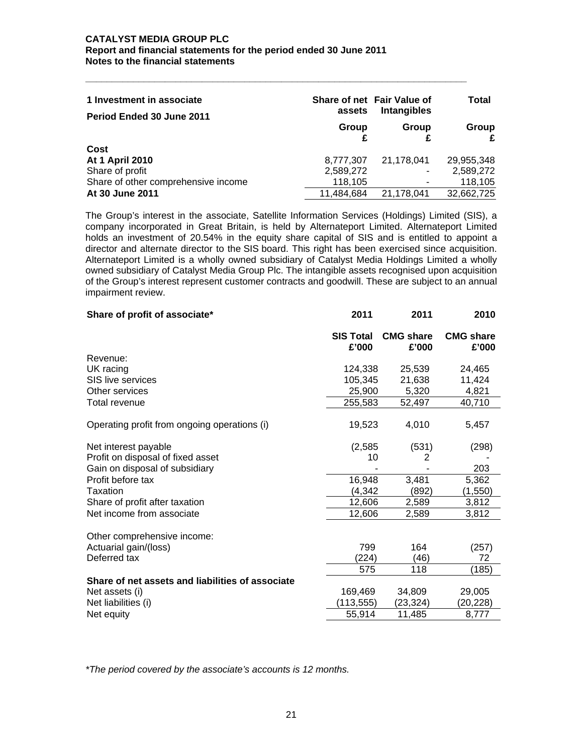**CATALYST MEDIA GROUP PLC**
**Report and financial statements for the period ended 30 June 2011**
**Notes to the financial statements**

| **1 Investment in associate** | **Share of net assets** | **Fair Value of Intangibles** | **Total** |
|---|---|---|---|
| **Period Ended 30 June 2011** | **Group £** | **Group £** | **Group £** |
| **Cost** | | | |
| **At 1 April 2010** | 8,777,307 | 21,178,041 | 29,955,348 |
| Share of profit | 2,589,272 | - | 2,589,272 |
| Share of other comprehensive income | 118,105 | - | 118,105 |
| **At 30 June 2011** | 11,484,684 | 21,178,041 | 32,662,725 |

The Group's interest in the associate, Satellite Information Services (Holdings) Limited (SIS), a company incorporated in Great Britain, is held by Alternateport Limited. Alternateport Limited holds an investment of 20.54% in the equity share capital of SIS and is entitled to appoint a director and alternate director to the SIS board. This right has been exercised since acquisition. Alternateport Limited is a wholly owned subsidiary of Catalyst Media Holdings Limited a wholly owned subsidiary of Catalyst Media Group Plc. The intangible assets recognised upon acquisition of the Group's interest represent customer contracts and goodwill. These are subject to an annual impairment review.

| **Share of profit of associate*** | **2011** | **2011** | **2010** |
|---|---|---|---|
| | **SIS Total £'000** | **CMG share £'000** | **CMG share £'000** |
| Revenue: | | | |
| UK racing | 124,338 | 25,539 | 24,465 |
| SIS live services | 105,345 | 21,638 | 11,424 |
| Other services | 25,900 | 5,320 | 4,821 |
| Total revenue | 255,583 | 52,497 | 40,710 |
| Operating profit from ongoing operations (i) | 19,523 | 4,010 | 5,457 |
| Net interest payable | (2,585 | (531) | (298) |
| Profit on disposal of fixed asset | 10 | 2 | - |
| Gain on disposal of subsidiary | - | - | 203 |
| Profit before tax | 16,948 | 3,481 | 5,362 |
| Taxation | (4,342 | (892) | (1,550) |
| Share of profit after taxation | 12,606 | 2,589 | 3,812 |
| Net income from associate | 12,606 | 2,589 | 3,812 |
| Other comprehensive income: | | | |
| Actuarial gain/(loss) | 799 | 164 | (257) |
| Deferred tax | (224) | (46) | 72 |
| | 575 | 118 | (185) |
| **Share of net assets and liabilities of associate** | | | |
| Net assets (i) | 169,469 | 34,809 | 29,005 |
| Net liabilities (i) | (113,555) | (23,324) | (20,228) |
| Net equity | 55,914 | 11,485 | 8,777 |

*\*The period covered by the associate's accounts is 12 months.*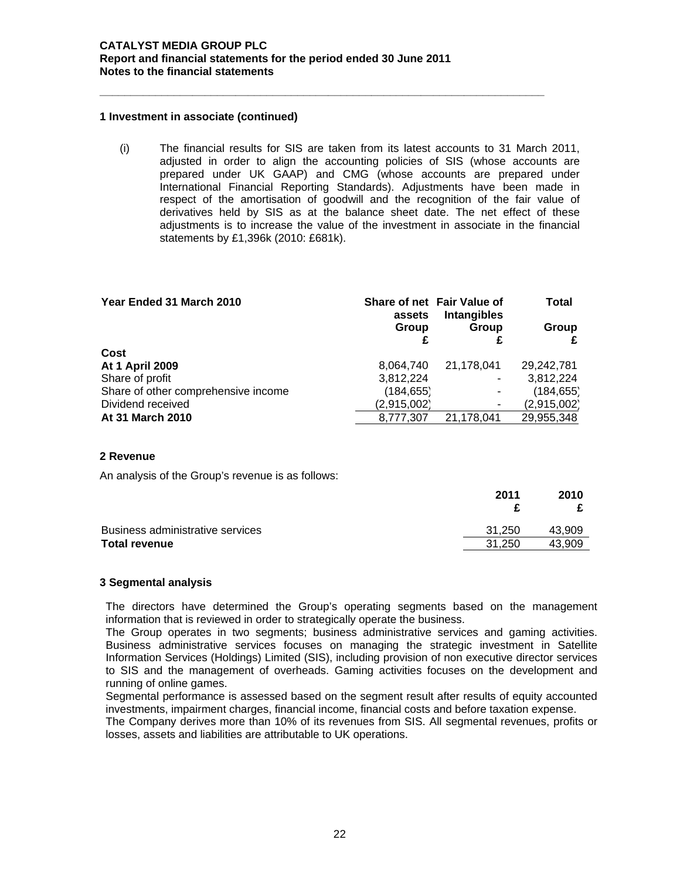### 1 Investment in associate (continued)

(i) The financial results for SIS are taken from its latest accounts to 31 March 2011, adjusted in order to align the accounting policies of SIS (whose accounts are prepared under UK GAAP) and CMG (whose accounts are prepared under International Financial Reporting Standards). Adjustments have been made in respect of the amortisation of goodwill and the recognition of the fair value of derivatives held by SIS as at the balance sheet date. The net effect of these adjustments is to increase the value of the investment in associate in the financial statements by £1,396k (2010: £681k).

| Year Ended 31 March 2010 | Share of net assets Group £ | Fair Value of Intangibles Group £ | Total Group £ |
|---|---|---|---|
| **Cost** | | | |
| **At 1 April 2009** | 8,064,740 | 21,178,041 | 29,242,781 |
| Share of profit | 3,812,224 | - | 3,812,224 |
| Share of other comprehensive income | (184,655) | - | (184,655) |
| Dividend received | (2,915,002) | - | (2,915,002) |
| **At 31 March 2010** | 8,777,307 | 21,178,041 | 29,955,348 |

### 2 Revenue

An analysis of the Group's revenue is as follows:

| | 2011 £ | 2010 £ |
|---|---|---|
| Business administrative services | 31,250 | 43,909 |
| **Total revenue** | 31,250 | 43,909 |

### 3 Segmental analysis

The directors have determined the Group's operating segments based on the management information that is reviewed in order to strategically operate the business.

The Group operates in two segments; business administrative services and gaming activities. Business administrative services focuses on managing the strategic investment in Satellite Information Services (Holdings) Limited (SIS), including provision of non executive director services to SIS and the management of overheads. Gaming activities focuses on the development and running of online games.

Segmental performance is assessed based on the segment result after results of equity accounted investments, impairment charges, financial income, financial costs and before taxation expense.

The Company derives more than 10% of its revenues from SIS. All segmental revenues, profits or losses, assets and liabilities are attributable to UK operations.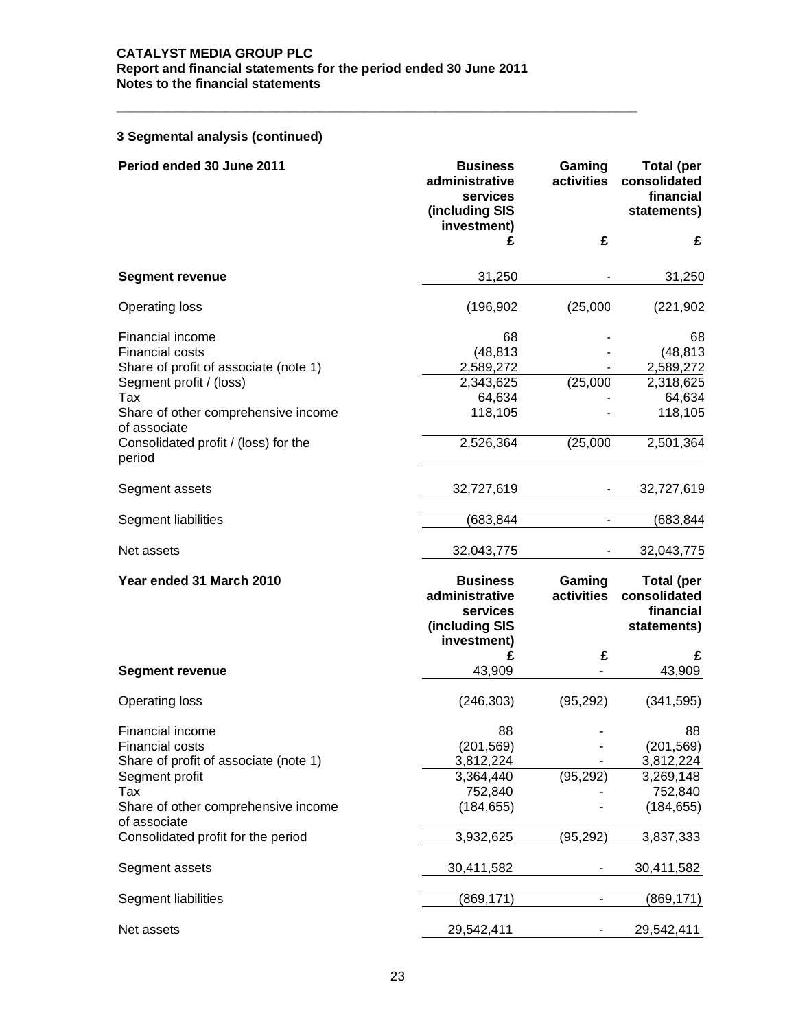### 3 Segmental analysis (continued)

| Period ended 30 June 2011 | Business administrative services (including SIS investment) | Gaming activities | Total (per consolidated financial statements) |
|---|---|---|---|
| | £ | £ | £ |
| **Segment revenue** | 31,250 | - | 31,250 |
| Operating loss | (196,902 | (25,000 | (221,902 |
| Financial income | 68 | - | 68 |
| Financial costs | (48,813 | - | (48,813 |
| Share of profit of associate (note 1) | 2,589,272 | - | 2,589,272 |
| Segment profit / (loss) | 2,343,625 | (25,000 | 2,318,625 |
| Tax | 64,634 | - | 64,634 |
| Share of other comprehensive income of associate | 118,105 | - | 118,105 |
| Consolidated profit / (loss) for the period | 2,526,364 | (25,000 | 2,501,364 |
| Segment assets | 32,727,619 | - | 32,727,619 |
| Segment liabilities | (683,844 | - | (683,844 |
| Net assets | 32,043,775 | - | 32,043,775 |

| Year ended 31 March 2010 | Business administrative services (including SIS investment) | Gaming activities | Total (per consolidated financial statements) |
|---|---|---|---|
| | £ | £ | £ |
| **Segment revenue** | 43,909 | - | 43,909 |
| Operating loss | (246,303) | (95,292) | (341,595) |
| Financial income | 88 | - | 88 |
| Financial costs | (201,569) | - | (201,569) |
| Share of profit of associate (note 1) | 3,812,224 | - | 3,812,224 |
| Segment profit | 3,364,440 | (95,292) | 3,269,148 |
| Tax | 752,840 | - | 752,840 |
| Share of other comprehensive income of associate | (184,655) | - | (184,655) |
| Consolidated profit for the period | 3,932,625 | (95,292) | 3,837,333 |
| Segment assets | 30,411,582 | - | 30,411,582 |
| Segment liabilities | (869,171) | - | (869,171) |
| Net assets | 29,542,411 | - | 29,542,411 |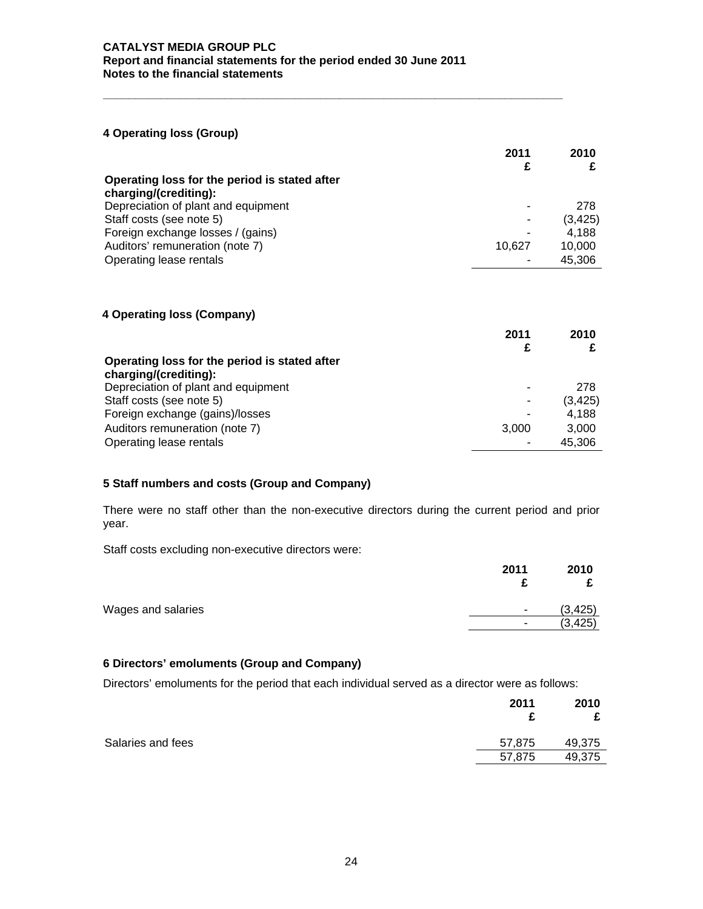## 4 Operating loss (Group)

| | 2011 £ | 2010 £ |
|---|---|---|
| **Operating loss for the period is stated after charging/(crediting):** | | |
| Depreciation of plant and equipment | - | 278 |
| Staff costs (see note 5) | - | (3,425) |
| Foreign exchange losses / (gains) | - | 4,188 |
| Auditors' remuneration (note 7) | 10,627 | 10,000 |
| Operating lease rentals | - | 45,306 |

## 4 Operating loss (Company)

| | 2011 £ | 2010 £ |
|---|---|---|
| **Operating loss for the period is stated after charging/(crediting):** | | |
| Depreciation of plant and equipment | - | 278 |
| Staff costs (see note 5) | - | (3,425) |
| Foreign exchange (gains)/losses | - | 4,188 |
| Auditors remuneration (note 7) | 3,000 | 3,000 |
| Operating lease rentals | - | 45,306 |

## 5 Staff numbers and costs (Group and Company)

There were no staff other than the non-executive directors during the current period and prior year.

Staff costs excluding non-executive directors were:

| | 2011 £ | 2010 £ |
|---|---|---|
| Wages and salaries | - | (3,425) |
| | - | (3,425) |

## 6 Directors' emoluments (Group and Company)

Directors' emoluments for the period that each individual served as a director were as follows:

| | 2011 £ | 2010 £ |
|---|---|---|
| Salaries and fees | 57,875 | 49,375 |
| | 57,875 | 49,375 |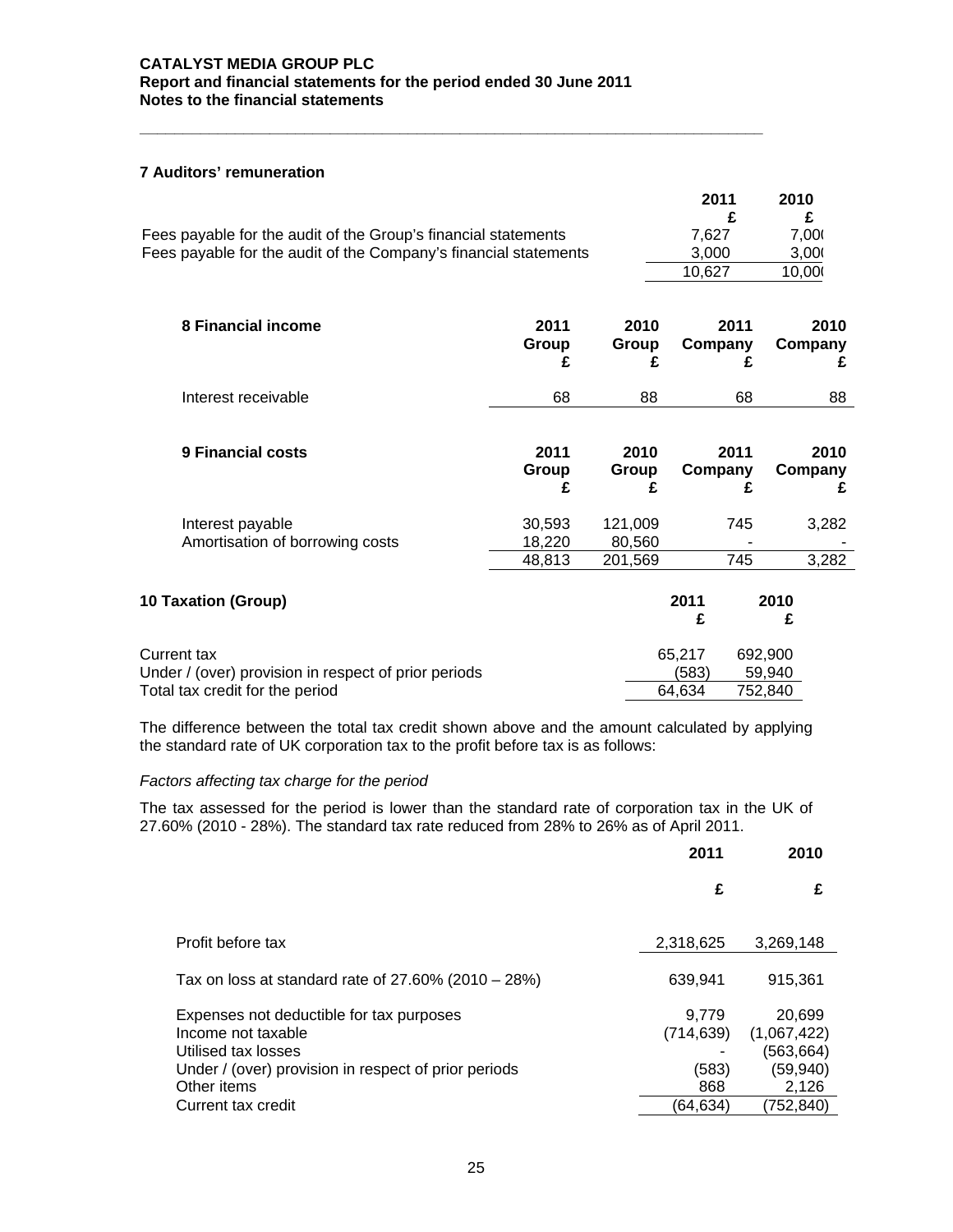## 7 Auditors' remuneration

| | 2011 £ | 2010 £ |
|---|---|---|
| Fees payable for the audit of the Group's financial statements | 7,627 | 7,000 |
| Fees payable for the audit of the Company's financial statements | 3,000 | 3,000 |
| | 10,627 | 10,000 |

## 8 Financial income

| | 2011 Group £ | 2010 Group £ | 2011 Company £ | 2010 Company £ |
|---|---|---|---|---|
| Interest receivable | 68 | 88 | 68 | 88 |

## 9 Financial costs

| | 2011 Group £ | 2010 Group £ | 2011 Company £ | 2010 Company £ |
|---|---|---|---|---|
| Interest payable | 30,593 | 121,009 | 745 | 3,282 |
| Amortisation of borrowing costs | 18,220 | 80,560 | - | - |
| | 48,813 | 201,569 | 745 | 3,282 |

## 10 Taxation (Group)

| | 2011 £ | 2010 £ |
|---|---|---|
| Current tax | 65,217 | 692,900 |
| Under / (over) provision in respect of prior periods | (583) | 59,940 |
| Total tax credit for the period | 64,634 | 752,840 |

The difference between the total tax credit shown above and the amount calculated by applying the standard rate of UK corporation tax to the profit before tax is as follows:

*Factors affecting tax charge for the period*

The tax assessed for the period is lower than the standard rate of corporation tax in the UK of 27.60% (2010 - 28%). The standard tax rate reduced from 28% to 26% as of April 2011.

| | 2011 £ | 2010 £ |
|---|---|---|
| Profit before tax | 2,318,625 | 3,269,148 |
| Tax on loss at standard rate of 27.60% (2010 – 28%) | 639,941 | 915,361 |
| Expenses not deductible for tax purposes | 9,779 | 20,699 |
| Income not taxable | (714,639) | (1,067,422) |
| Utilised tax losses | - | (563,664) |
| Under / (over) provision in respect of prior periods | (583) | (59,940) |
| Other items | 868 | 2,126 |
| Current tax credit | (64,634) | (752,840) |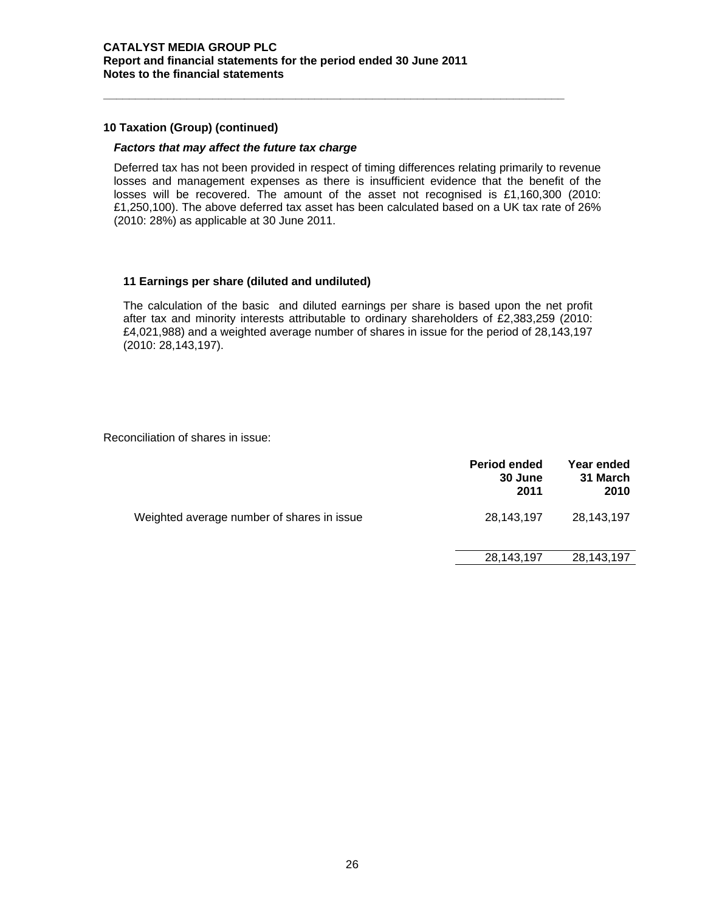## 10 Taxation (Group) (continued)

### *Factors that may affect the future tax charge*

Deferred tax has not been provided in respect of timing differences relating primarily to revenue losses and management expenses as there is insufficient evidence that the benefit of the losses will be recovered. The amount of the asset not recognised is £1,160,300 (2010: £1,250,100). The above deferred tax asset has been calculated based on a UK tax rate of 26% (2010: 28%) as applicable at 30 June 2011.

## 11 Earnings per share (diluted and undiluted)

The calculation of the basic and diluted earnings per share is based upon the net profit after tax and minority interests attributable to ordinary shareholders of £2,383,259 (2010: £4,021,988) and a weighted average number of shares in issue for the period of 28,143,197 (2010: 28,143,197).

Reconciliation of shares in issue:

| | **Period ended 30 June 2011** | **Year ended 31 March 2010** |
|---|---|---|
| Weighted average number of shares in issue | 28,143,197 | 28,143,197 |
| | 28,143,197 | 28,143,197 |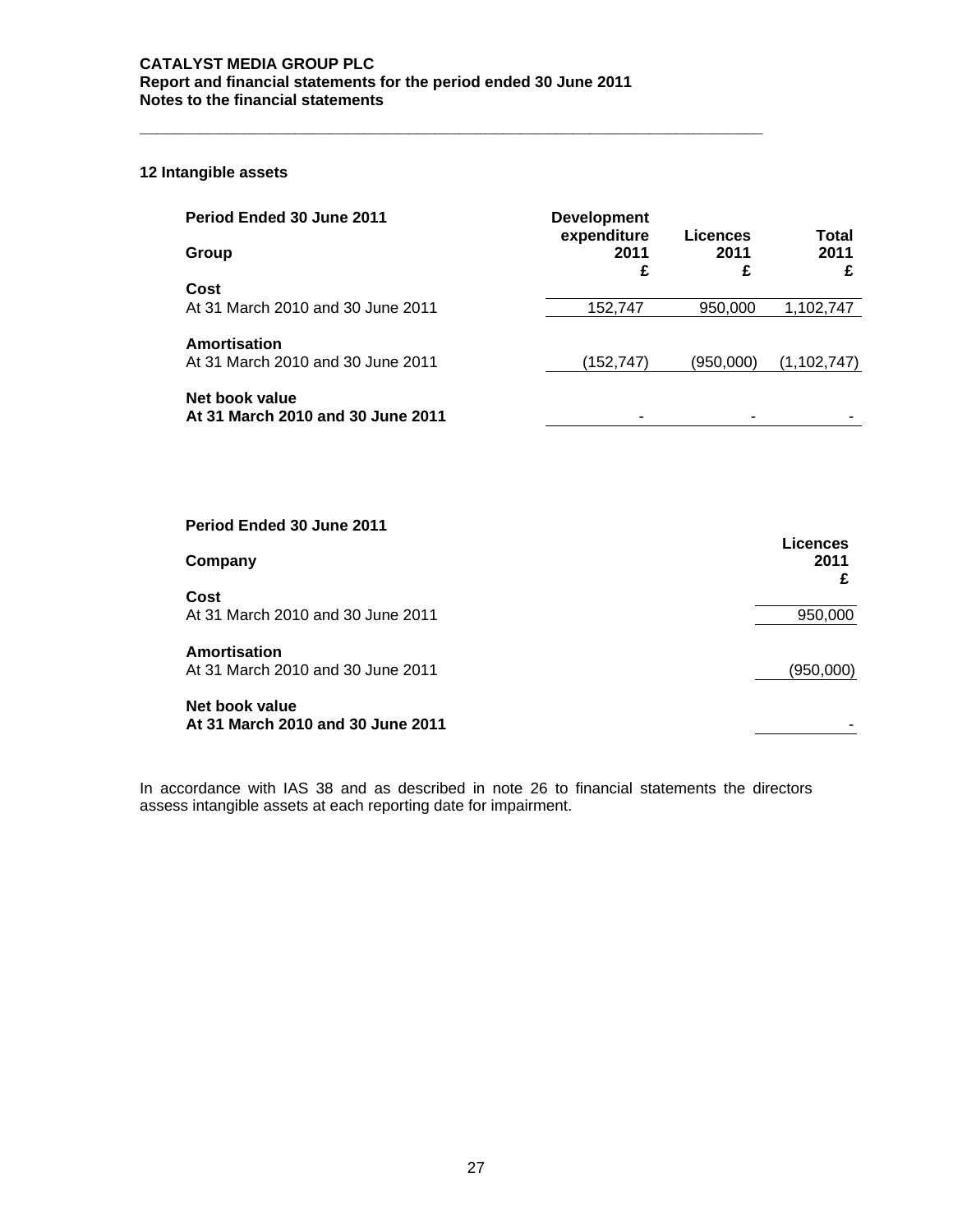## 12 Intangible assets

| Period Ended 30 June 2011 | Development expenditure | Licences | Total |
|---|---|---|---|
| **Group** | **2011** | **2011** | **2011** |
| | **£** | **£** | **£** |
| **Cost** | | | |
| At 31 March 2010 and 30 June 2011 | 152,747 | 950,000 | 1,102,747 |
| **Amortisation** | | | |
| At 31 March 2010 and 30 June 2011 | (152,747) | (950,000) | (1,102,747) |
| **Net book value** | | | |
| **At 31 March 2010 and 30 June 2011** | - | - | - |

| Period Ended 30 June 2011 | Licences |
|---|---|
| **Company** | **2011** |
| | **£** |
| **Cost** | |
| At 31 March 2010 and 30 June 2011 | 950,000 |
| **Amortisation** | |
| At 31 March 2010 and 30 June 2011 | (950,000) |
| **Net book value** | |
| **At 31 March 2010 and 30 June 2011** | - |

In accordance with IAS 38 and as described in note 26 to financial statements the directors assess intangible assets at each reporting date for impairment.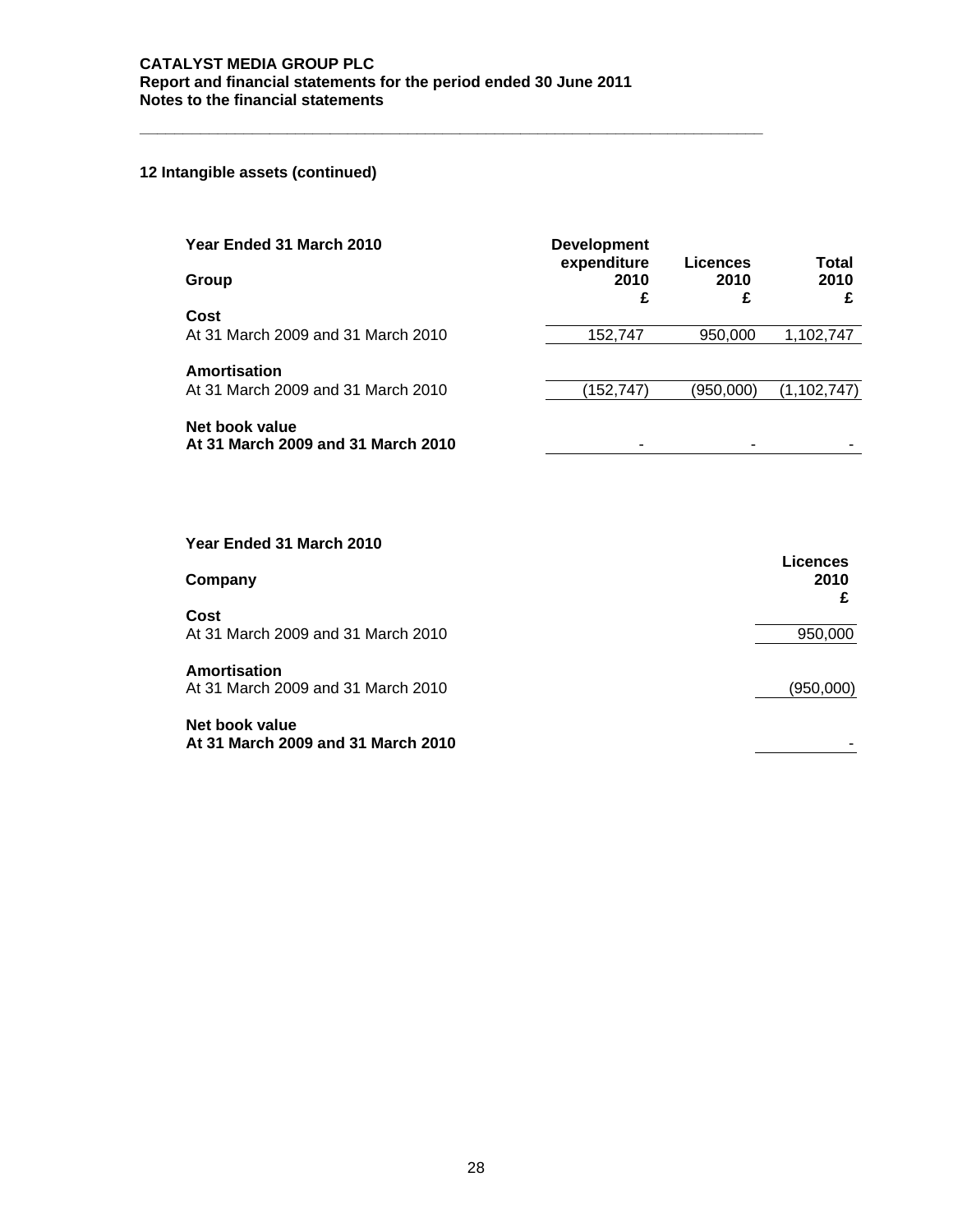## 12 Intangible assets (continued)

| Year Ended 31 March 2010<br>**Group** | Development expenditure 2010<br>£ | Licences 2010<br>£ | Total 2010<br>£ |
|---|---|---|---|
| **Cost** | | | |
| At 31 March 2009 and 31 March 2010 | 152,747 | 950,000 | 1,102,747 |
| **Amortisation** | | | |
| At 31 March 2009 and 31 March 2010 | (152,747) | (950,000) | (1,102,747) |
| **Net book value** | | | |
| **At 31 March 2009 and 31 March 2010** | - | - | - |

| Year Ended 31 March 2010<br>**Company** | Licences 2010<br>£ |
|---|---|
| **Cost** | |
| At 31 March 2009 and 31 March 2010 | 950,000 |
| **Amortisation** | |
| At 31 March 2009 and 31 March 2010 | (950,000) |
| **Net book value** | |
| **At 31 March 2009 and 31 March 2010** | - |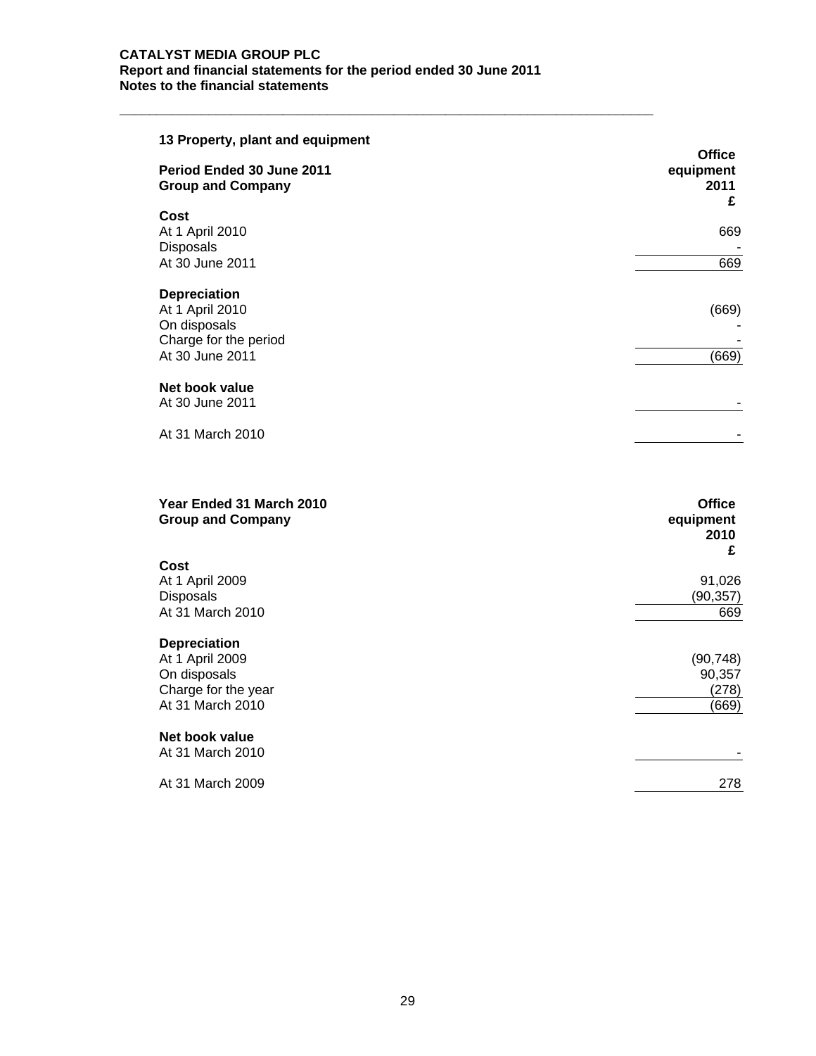## 13 Property, plant and equipment

| Period Ended 30 June 2011<br>Group and Company | Office equipment<br>2011<br>£ |
|---|---|
| **Cost** | |
| At 1 April 2010 | 669 |
| Disposals | - |
| At 30 June 2011 | 669 |
| **Depreciation** | |
| At 1 April 2010 | (669) |
| On disposals | - |
| Charge for the period | - |
| At 30 June 2011 | (669) |
| **Net book value** | |
| At 30 June 2011 | - |
| At 31 March 2010 | - |

| Year Ended 31 March 2010<br>Group and Company | Office equipment<br>2010<br>£ |
|---|---|
| **Cost** | |
| At 1 April 2009 | 91,026 |
| Disposals | (90,357) |
| At 31 March 2010 | 669 |
| **Depreciation** | |
| At 1 April 2009 | (90,748) |
| On disposals | 90,357 |
| Charge for the year | (278) |
| At 31 March 2010 | (669) |
| **Net book value** | |
| At 31 March 2010 | - |
| At 31 March 2009 | 278 |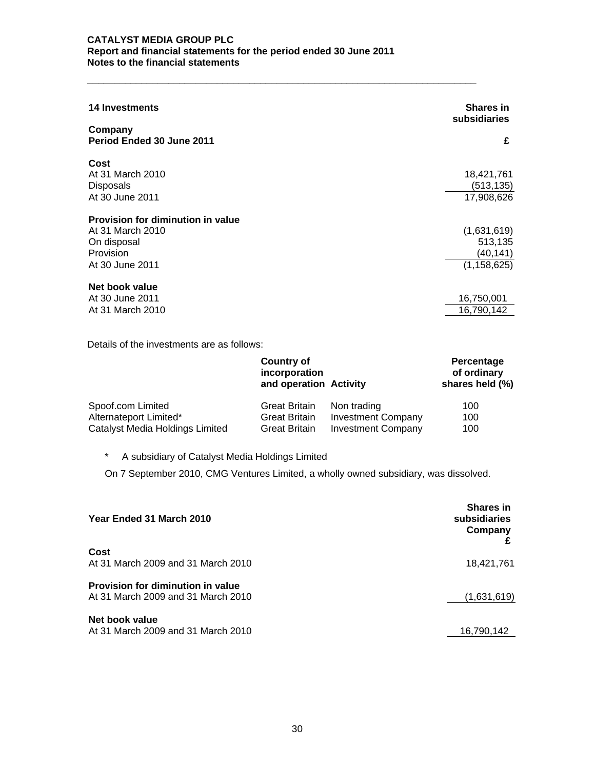## 14 Investments

| Company<br>Period Ended 30 June 2011 | Shares in subsidiaries<br>£ |
|---|---|
| **Cost** | |
| At 31 March 2010 | 18,421,761 |
| Disposals | (513,135) |
| At 30 June 2011 | 17,908,626 |
| **Provision for diminution in value** | |
| At 31 March 2010 | (1,631,619) |
| On disposal | 513,135 |
| Provision | (40,141) |
| At 30 June 2011 | (1,158,625) |
| **Net book value** | |
| At 30 June 2011 | 16,750,001 |
| At 31 March 2010 | 16,790,142 |

Details of the investments are as follows:

| | Country of incorporation and operation | Activity | Percentage of ordinary shares held (%) |
|---|---|---|---|
| Spoof.com Limited | Great Britain | Non trading | 100 |
| Alternateport Limited* | Great Britain | Investment Company | 100 |
| Catalyst Media Holdings Limited | Great Britain | Investment Company | 100 |

\* A subsidiary of Catalyst Media Holdings Limited

On 7 September 2010, CMG Ventures Limited, a wholly owned subsidiary, was dissolved.

| Year Ended 31 March 2010 | Shares in subsidiaries Company<br>£ |
|---|---|
| **Cost** | |
| At 31 March 2009 and 31 March 2010 | 18,421,761 |
| **Provision for diminution in value** | |
| At 31 March 2009 and 31 March 2010 | (1,631,619) |
| **Net book value** | |
| At 31 March 2009 and 31 March 2010 | 16,790,142 |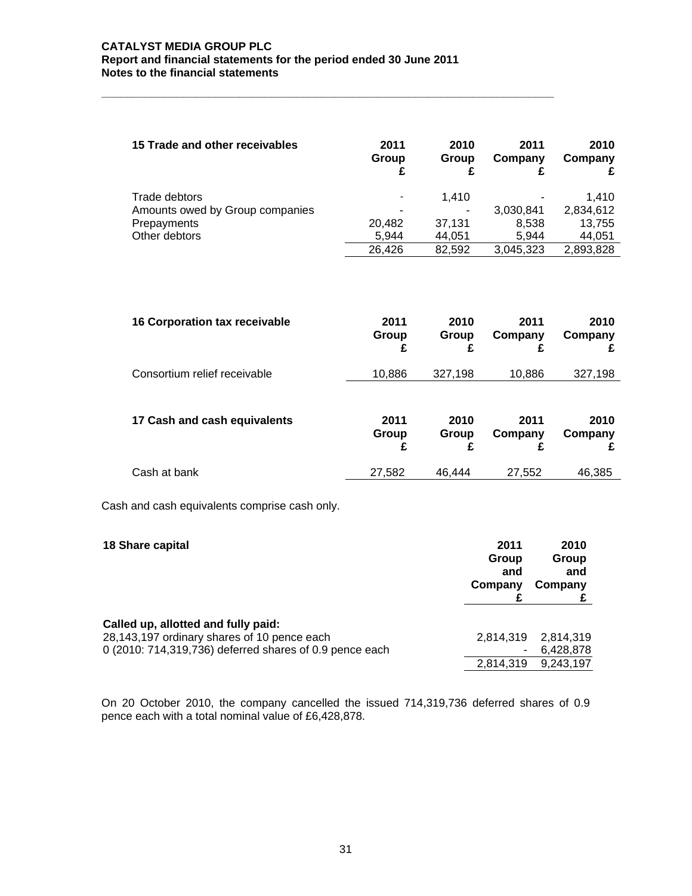## 15 Trade and other receivables

| | 2011 Group £ | 2010 Group £ | 2011 Company £ | 2010 Company £ |
|---|---|---|---|---|
| Trade debtors | - | 1,410 | - | 1,410 |
| Amounts owed by Group companies | - | - | 3,030,841 | 2,834,612 |
| Prepayments | 20,482 | 37,131 | 8,538 | 13,755 |
| Other debtors | 5,944 | 44,051 | 5,944 | 44,051 |
| | 26,426 | 82,592 | 3,045,323 | 2,893,828 |

## 16 Corporation tax receivable

| | 2011 Group £ | 2010 Group £ | 2011 Company £ | 2010 Company £ |
|---|---|---|---|---|
| Consortium relief receivable | 10,886 | 327,198 | 10,886 | 327,198 |

## 17 Cash and cash equivalents

| | 2011 Group £ | 2010 Group £ | 2011 Company £ | 2010 Company £ |
|---|---|---|---|---|
| Cash at bank | 27,582 | 46,444 | 27,552 | 46,385 |

Cash and cash equivalents comprise cash only.

## 18 Share capital

| | 2011 Group and Company £ | 2010 Group and Company £ |
|---|---|---|
| **Called up, allotted and fully paid:** | | |
| 28,143,197 ordinary shares of 10 pence each | 2,814,319 | 2,814,319 |
| 0 (2010: 714,319,736) deferred shares of 0.9 pence each | - | 6,428,878 |
| | 2,814,319 | 9,243,197 |

On 20 October 2010, the company cancelled the issued 714,319,736 deferred shares of 0.9 pence each with a total nominal value of £6,428,878.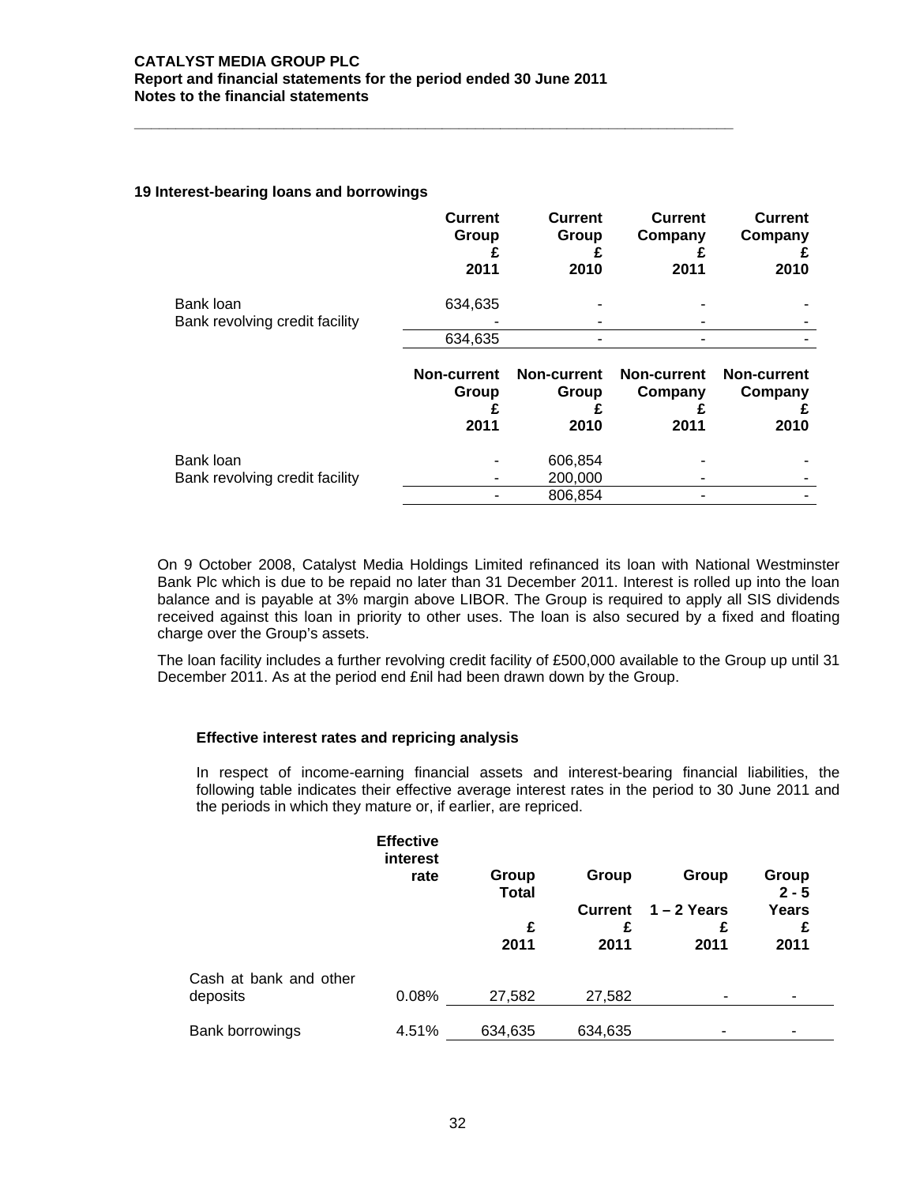## 19 Interest-bearing loans and borrowings

| | Current Group £ 2011 | Current Group £ 2010 | Current Company £ 2011 | Current Company £ 2010 |
|---|---|---|---|---|
| Bank loan | 634,635 | - | - | - |
| Bank revolving credit facility | - | - | - | - |
| | 634,635 | - | - | - |

| | Non-current Group £ 2011 | Non-current Group £ 2010 | Non-current Company £ 2011 | Non-current Company £ 2010 |
|---|---|---|---|---|
| Bank loan | - | 606,854 | - | - |
| Bank revolving credit facility | - | 200,000 | - | - |
| | - | 806,854 | - | - |

On 9 October 2008, Catalyst Media Holdings Limited refinanced its loan with National Westminster Bank Plc which is due to be repaid no later than 31 December 2011. Interest is rolled up into the loan balance and is payable at 3% margin above LIBOR. The Group is required to apply all SIS dividends received against this loan in priority to other uses. The loan is also secured by a fixed and floating charge over the Group's assets.

The loan facility includes a further revolving credit facility of £500,000 available to the Group up until 31 December 2011. As at the period end £nil had been drawn down by the Group.

### Effective interest rates and repricing analysis

In respect of income-earning financial assets and interest-bearing financial liabilities, the following table indicates their effective average interest rates in the period to 30 June 2011 and the periods in which they mature or, if earlier, are repriced.

| | Effective interest rate | Group Total £ 2011 | Group Current £ 2011 | Group 1 – 2 Years £ 2011 | Group 2 - 5 Years £ 2011 |
|---|---|---|---|---|---|
| Cash at bank and other deposits | 0.08% | 27,582 | 27,582 | - | - |
| Bank borrowings | 4.51% | 634,635 | 634,635 | - | - |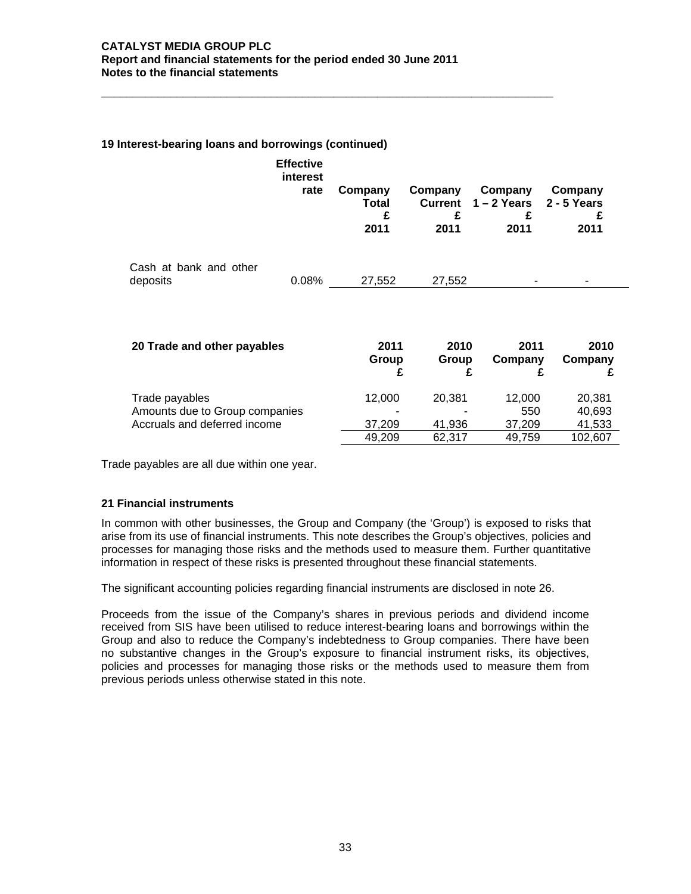## 19 Interest-bearing loans and borrowings (continued)

| | Effective interest rate | Company Total £ 2011 | Company Current £ 2011 | Company 1 – 2 Years £ 2011 | Company 2 - 5 Years £ 2011 |
|---|---|---|---|---|---|
| Cash at bank and other deposits | 0.08% | 27,552 | 27,552 | - | - |

## 20 Trade and other payables

| | 2011 Group £ | 2010 Group £ | 2011 Company £ | 2010 Company £ |
|---|---|---|---|---|
| Trade payables | 12,000 | 20,381 | 12,000 | 20,381 |
| Amounts due to Group companies | - | - | 550 | 40,693 |
| Accruals and deferred income | 37,209 | 41,936 | 37,209 | 41,533 |
| | 49,209 | 62,317 | 49,759 | 102,607 |

Trade payables are all due within one year.

## 21 Financial instruments

In common with other businesses, the Group and Company (the 'Group') is exposed to risks that arise from its use of financial instruments. This note describes the Group's objectives, policies and processes for managing those risks and the methods used to measure them. Further quantitative information in respect of these risks is presented throughout these financial statements.

The significant accounting policies regarding financial instruments are disclosed in note 26.

Proceeds from the issue of the Company's shares in previous periods and dividend income received from SIS have been utilised to reduce interest-bearing loans and borrowings within the Group and also to reduce the Company's indebtedness to Group companies. There have been no substantive changes in the Group's exposure to financial instrument risks, its objectives, policies and processes for managing those risks or the methods used to measure them from previous periods unless otherwise stated in this note.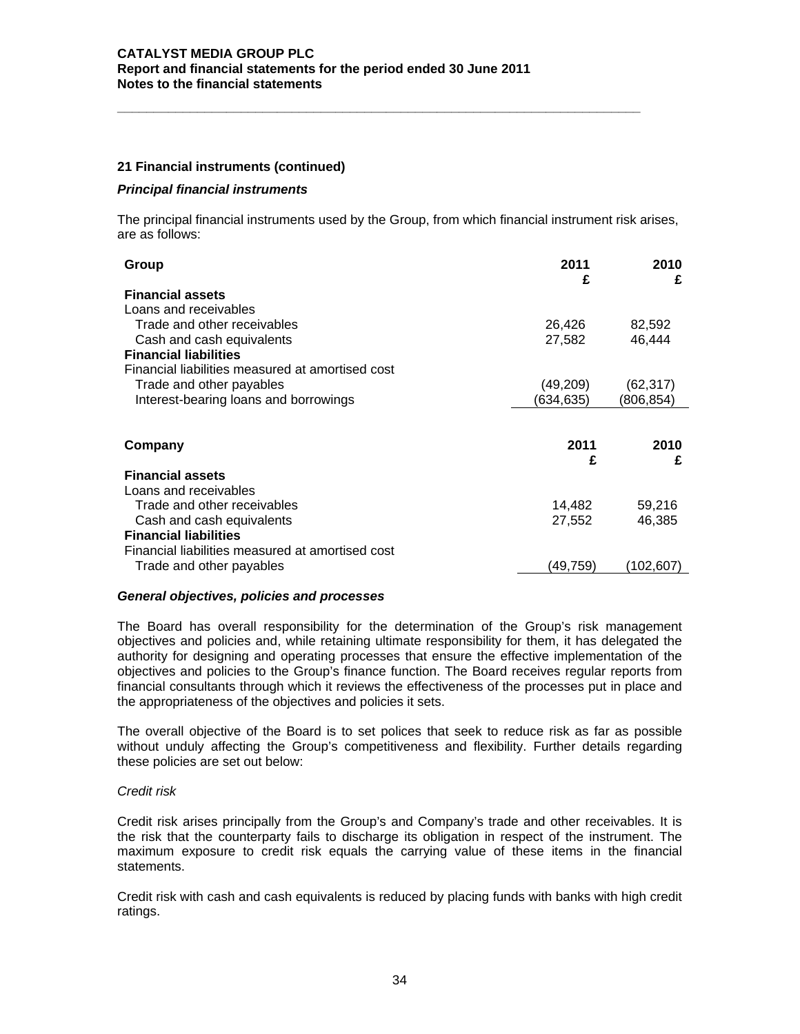## 21 Financial instruments (continued)

### *Principal financial instruments*

The principal financial instruments used by the Group, from which financial instrument risk arises, are as follows:

| **Group** | **2011 £** | **2010 £** |
|---|---|---|
| **Financial assets** | | |
| Loans and receivables | | |
| Trade and other receivables | 26,426 | 82,592 |
| Cash and cash equivalents | 27,582 | 46,444 |
| **Financial liabilities** | | |
| Financial liabilities measured at amortised cost | | |
| Trade and other payables | (49,209) | (62,317) |
| Interest-bearing loans and borrowings | (634,635) | (806,854) |

| **Company** | **2011 £** | **2010 £** |
|---|---|---|
| **Financial assets** | | |
| Loans and receivables | | |
| Trade and other receivables | 14,482 | 59,216 |
| Cash and cash equivalents | 27,552 | 46,385 |
| **Financial liabilities** | | |
| Financial liabilities measured at amortised cost | | |
| Trade and other payables | (49,759) | (102,607) |

### *General objectives, policies and processes*

The Board has overall responsibility for the determination of the Group's risk management objectives and policies and, while retaining ultimate responsibility for them, it has delegated the authority for designing and operating processes that ensure the effective implementation of the objectives and policies to the Group's finance function. The Board receives regular reports from financial consultants through which it reviews the effectiveness of the processes put in place and the appropriateness of the objectives and policies it sets.

The overall objective of the Board is to set polices that seek to reduce risk as far as possible without unduly affecting the Group's competitiveness and flexibility. Further details regarding these policies are set out below:

*Credit risk*

Credit risk arises principally from the Group's and Company's trade and other receivables. It is the risk that the counterparty fails to discharge its obligation in respect of the instrument. The maximum exposure to credit risk equals the carrying value of these items in the financial statements.

Credit risk with cash and cash equivalents is reduced by placing funds with banks with high credit ratings.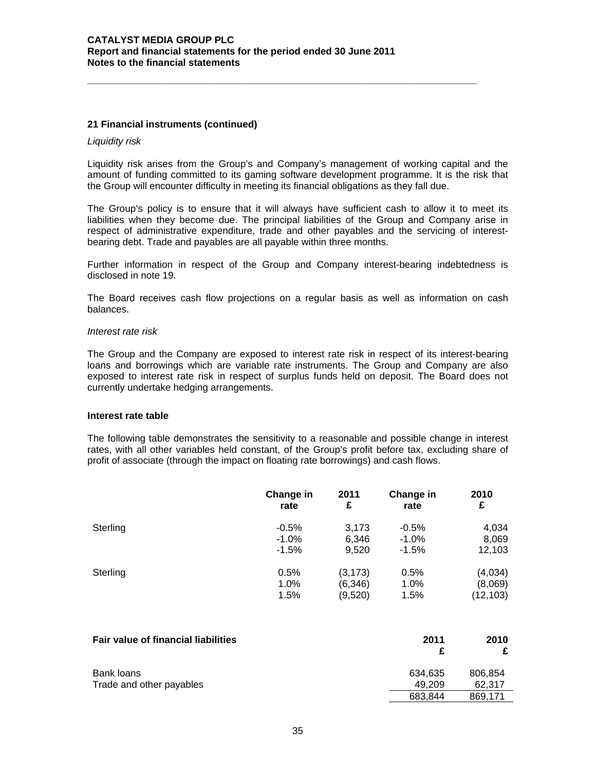## 21 Financial instruments (continued)

*Liquidity risk*

Liquidity risk arises from the Group's and Company's management of working capital and the amount of funding committed to its gaming software development programme. It is the risk that the Group will encounter difficulty in meeting its financial obligations as they fall due.

The Group's policy is to ensure that it will always have sufficient cash to allow it to meet its liabilities when they become due. The principal liabilities of the Group and Company arise in respect of administrative expenditure, trade and other payables and the servicing of interest-bearing debt. Trade and payables are all payable within three months.

Further information in respect of the Group and Company interest-bearing indebtedness is disclosed in note 19.

The Board receives cash flow projections on a regular basis as well as information on cash balances.

*Interest rate risk*

The Group and the Company are exposed to interest rate risk in respect of its interest-bearing loans and borrowings which are variable rate instruments. The Group and Company are also exposed to interest rate risk in respect of surplus funds held on deposit. The Board does not currently undertake hedging arrangements.

**Interest rate table**

The following table demonstrates the sensitivity to a reasonable and possible change in interest rates, with all other variables held constant, of the Group's profit before tax, excluding share of profit of associate (through the impact on floating rate borrowings) and cash flows.

| | Change in rate | 2011 £ | Change in rate | 2010 £ |
|---|---|---|---|---|
| Sterling | -0.5% | 3,173 | -0.5% | 4,034 |
| | -1.0% | 6,346 | -1.0% | 8,069 |
| | -1.5% | 9,520 | -1.5% | 12,103 |
| Sterling | 0.5% | (3,173) | 0.5% | (4,034) |
| | 1.0% | (6,346) | 1.0% | (8,069) |
| | 1.5% | (9,520) | 1.5% | (12,103) |

| **Fair value of financial liabilities** | 2011 £ | 2010 £ |
|---|---|---|
| Bank loans | 634,635 | 806,854 |
| Trade and other payables | 49,209 | 62,317 |
| | 683,844 | 869,171 |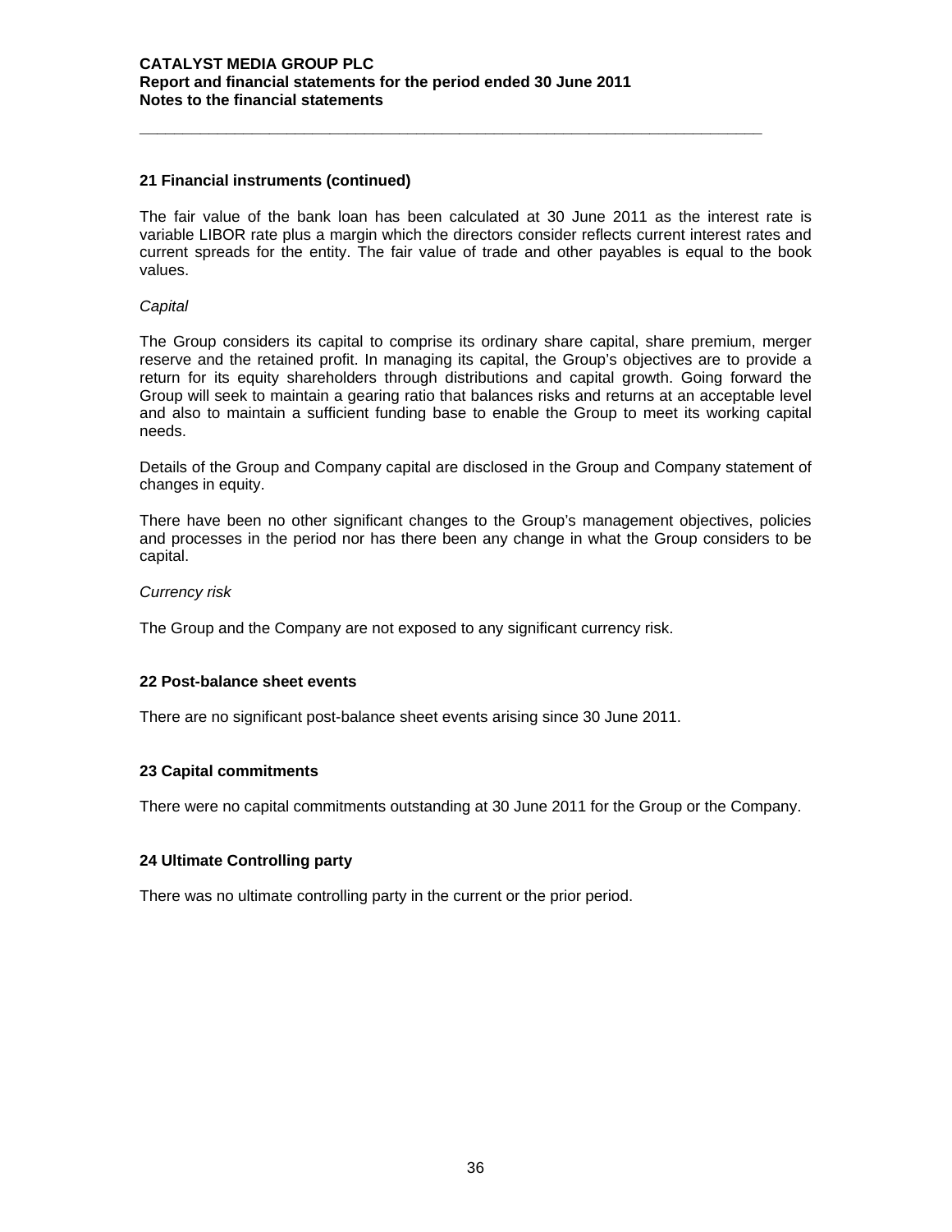## 21 Financial instruments (continued)

The fair value of the bank loan has been calculated at 30 June 2011 as the interest rate is variable LIBOR rate plus a margin which the directors consider reflects current interest rates and current spreads for the entity. The fair value of trade and other payables is equal to the book values.

*Capital*

The Group considers its capital to comprise its ordinary share capital, share premium, merger reserve and the retained profit. In managing its capital, the Group's objectives are to provide a return for its equity shareholders through distributions and capital growth. Going forward the Group will seek to maintain a gearing ratio that balances risks and returns at an acceptable level and also to maintain a sufficient funding base to enable the Group to meet its working capital needs.

Details of the Group and Company capital are disclosed in the Group and Company statement of changes in equity.

There have been no other significant changes to the Group's management objectives, policies and processes in the period nor has there been any change in what the Group considers to be capital.

*Currency risk*

The Group and the Company are not exposed to any significant currency risk.

## 22 Post-balance sheet events

There are no significant post-balance sheet events arising since 30 June 2011.

## 23 Capital commitments

There were no capital commitments outstanding at 30 June 2011 for the Group or the Company.

## 24 Ultimate Controlling party

There was no ultimate controlling party in the current or the prior period.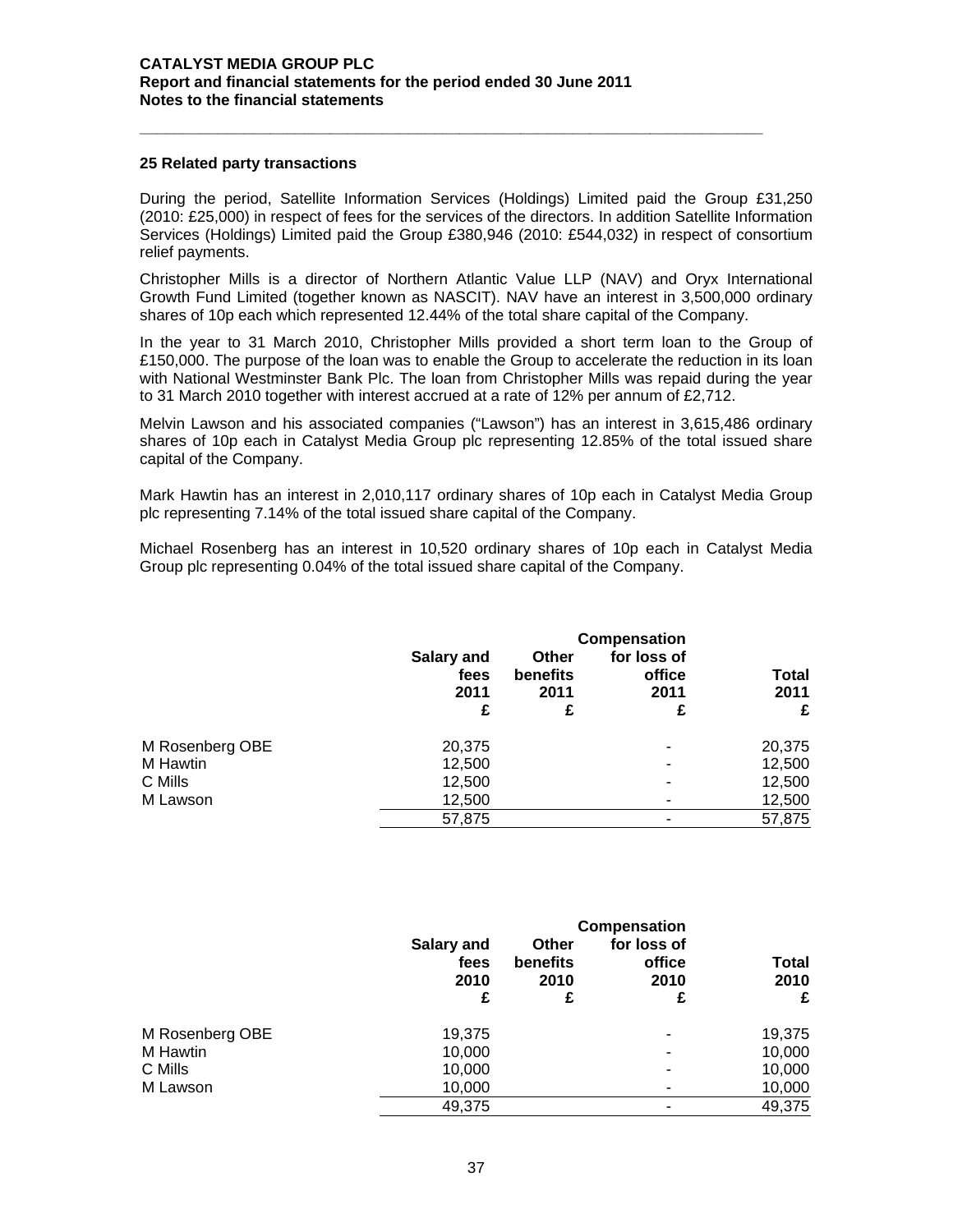## 25 Related party transactions

During the period, Satellite Information Services (Holdings) Limited paid the Group £31,250 (2010: £25,000) in respect of fees for the services of the directors. In addition Satellite Information Services (Holdings) Limited paid the Group £380,946 (2010: £544,032) in respect of consortium relief payments.

Christopher Mills is a director of Northern Atlantic Value LLP (NAV) and Oryx International Growth Fund Limited (together known as NASCIT). NAV have an interest in 3,500,000 ordinary shares of 10p each which represented 12.44% of the total share capital of the Company.

In the year to 31 March 2010, Christopher Mills provided a short term loan to the Group of £150,000. The purpose of the loan was to enable the Group to accelerate the reduction in its loan with National Westminster Bank Plc. The loan from Christopher Mills was repaid during the year to 31 March 2010 together with interest accrued at a rate of 12% per annum of £2,712.

Melvin Lawson and his associated companies ("Lawson") has an interest in 3,615,486 ordinary shares of 10p each in Catalyst Media Group plc representing 12.85% of the total issued share capital of the Company.

Mark Hawtin has an interest in 2,010,117 ordinary shares of 10p each in Catalyst Media Group plc representing 7.14% of the total issued share capital of the Company.

Michael Rosenberg has an interest in 10,520 ordinary shares of 10p each in Catalyst Media Group plc representing 0.04% of the total issued share capital of the Company.

| | Salary and fees 2011 £ | Other benefits 2011 £ | Compensation for loss of office 2011 £ | Total 2011 £ |
|---|---|---|---|---|
| M Rosenberg OBE | 20,375 | | - | 20,375 |
| M Hawtin | 12,500 | | - | 12,500 |
| C Mills | 12,500 | | - | 12,500 |
| M Lawson | 12,500 | | - | 12,500 |
| | 57,875 | | - | 57,875 |

| | Salary and fees 2010 £ | Other benefits 2010 £ | Compensation for loss of office 2010 £ | Total 2010 £ |
|---|---|---|---|---|
| M Rosenberg OBE | 19,375 | | - | 19,375 |
| M Hawtin | 10,000 | | - | 10,000 |
| C Mills | 10,000 | | - | 10,000 |
| M Lawson | 10,000 | | - | 10,000 |
| | 49,375 | | - | 49,375 |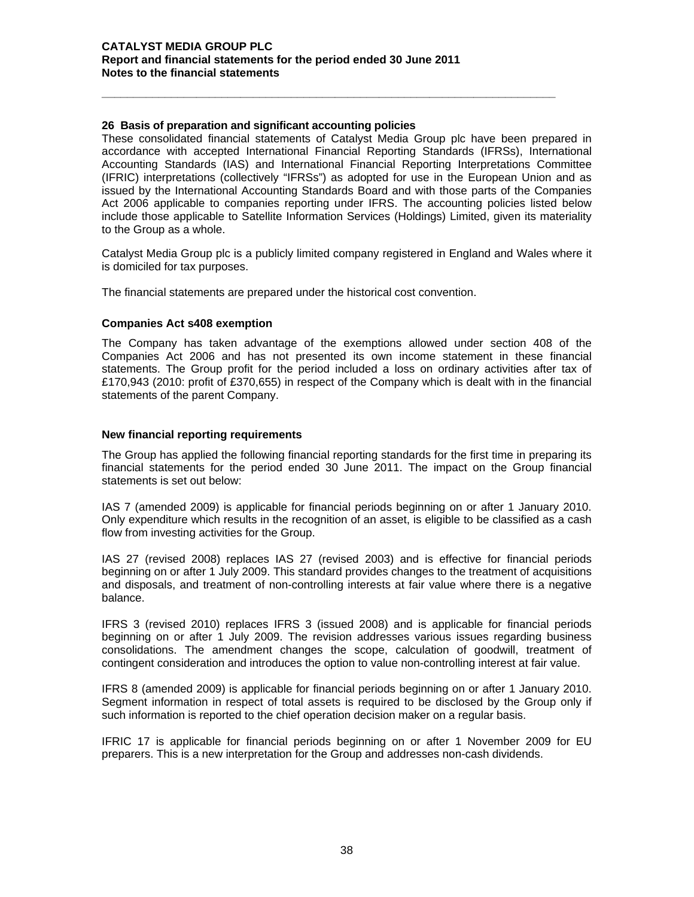## 26 Basis of preparation and significant accounting policies

These consolidated financial statements of Catalyst Media Group plc have been prepared in accordance with accepted International Financial Reporting Standards (IFRSs), International Accounting Standards (IAS) and International Financial Reporting Interpretations Committee (IFRIC) interpretations (collectively "IFRSs") as adopted for use in the European Union and as issued by the International Accounting Standards Board and with those parts of the Companies Act 2006 applicable to companies reporting under IFRS. The accounting policies listed below include those applicable to Satellite Information Services (Holdings) Limited, given its materiality to the Group as a whole.

Catalyst Media Group plc is a publicly limited company registered in England and Wales where it is domiciled for tax purposes.

The financial statements are prepared under the historical cost convention.

### Companies Act s408 exemption

The Company has taken advantage of the exemptions allowed under section 408 of the Companies Act 2006 and has not presented its own income statement in these financial statements. The Group profit for the period included a loss on ordinary activities after tax of £170,943 (2010: profit of £370,655) in respect of the Company which is dealt with in the financial statements of the parent Company.

### New financial reporting requirements

The Group has applied the following financial reporting standards for the first time in preparing its financial statements for the period ended 30 June 2011. The impact on the Group financial statements is set out below:

IAS 7 (amended 2009) is applicable for financial periods beginning on or after 1 January 2010. Only expenditure which results in the recognition of an asset, is eligible to be classified as a cash flow from investing activities for the Group.

IAS 27 (revised 2008) replaces IAS 27 (revised 2003) and is effective for financial periods beginning on or after 1 July 2009. This standard provides changes to the treatment of acquisitions and disposals, and treatment of non-controlling interests at fair value where there is a negative balance.

IFRS 3 (revised 2010) replaces IFRS 3 (issued 2008) and is applicable for financial periods beginning on or after 1 July 2009. The revision addresses various issues regarding business consolidations. The amendment changes the scope, calculation of goodwill, treatment of contingent consideration and introduces the option to value non-controlling interest at fair value.

IFRS 8 (amended 2009) is applicable for financial periods beginning on or after 1 January 2010. Segment information in respect of total assets is required to be disclosed by the Group only if such information is reported to the chief operation decision maker on a regular basis.

IFRIC 17 is applicable for financial periods beginning on or after 1 November 2009 for EU preparers. This is a new interpretation for the Group and addresses non-cash dividends.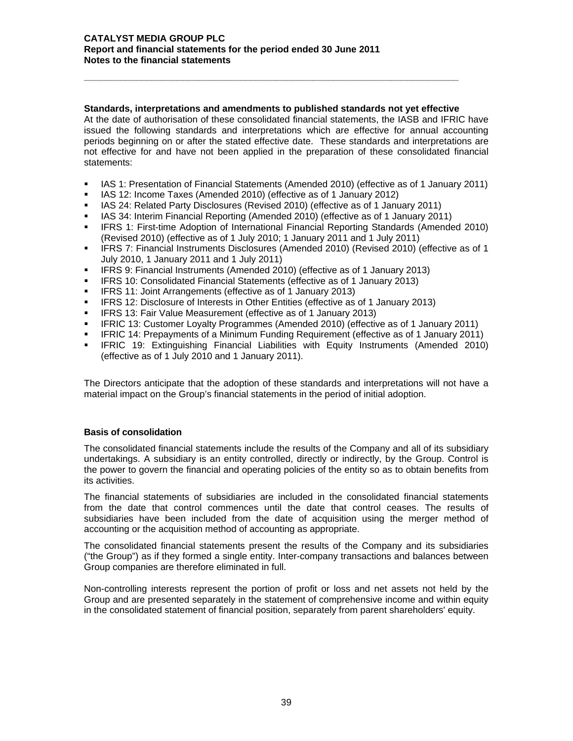**Standards, interpretations and amendments to published standards not yet effective**

At the date of authorisation of these consolidated financial statements, the IASB and IFRIC have issued the following standards and interpretations which are effective for annual accounting periods beginning on or after the stated effective date. These standards and interpretations are not effective for and have not been applied in the preparation of these consolidated financial statements:

- IAS 1: Presentation of Financial Statements (Amended 2010) (effective as of 1 January 2011)
- IAS 12: Income Taxes (Amended 2010) (effective as of 1 January 2012)
- IAS 24: Related Party Disclosures (Revised 2010) (effective as of 1 January 2011)
- IAS 34: Interim Financial Reporting (Amended 2010) (effective as of 1 January 2011)
- IFRS 1: First-time Adoption of International Financial Reporting Standards (Amended 2010) (Revised 2010) (effective as of 1 July 2010; 1 January 2011 and 1 July 2011)
- IFRS 7: Financial Instruments Disclosures (Amended 2010) (Revised 2010) (effective as of 1 July 2010, 1 January 2011 and 1 July 2011)
- IFRS 9: Financial Instruments (Amended 2010) (effective as of 1 January 2013)
- IFRS 10: Consolidated Financial Statements (effective as of 1 January 2013)
- IFRS 11: Joint Arrangements (effective as of 1 January 2013)
- IFRS 12: Disclosure of Interests in Other Entities (effective as of 1 January 2013)
- IFRS 13: Fair Value Measurement (effective as of 1 January 2013)
- IFRIC 13: Customer Loyalty Programmes (Amended 2010) (effective as of 1 January 2011)
- IFRIC 14: Prepayments of a Minimum Funding Requirement (effective as of 1 January 2011)
- IFRIC 19: Extinguishing Financial Liabilities with Equity Instruments (Amended 2010) (effective as of 1 July 2010 and 1 January 2011).

The Directors anticipate that the adoption of these standards and interpretations will not have a material impact on the Group's financial statements in the period of initial adoption.

**Basis of consolidation**

The consolidated financial statements include the results of the Company and all of its subsidiary undertakings. A subsidiary is an entity controlled, directly or indirectly, by the Group. Control is the power to govern the financial and operating policies of the entity so as to obtain benefits from its activities.

The financial statements of subsidiaries are included in the consolidated financial statements from the date that control commences until the date that control ceases. The results of subsidiaries have been included from the date of acquisition using the merger method of accounting or the acquisition method of accounting as appropriate.

The consolidated financial statements present the results of the Company and its subsidiaries ("the Group") as if they formed a single entity. Inter-company transactions and balances between Group companies are therefore eliminated in full.

Non-controlling interests represent the portion of profit or loss and net assets not held by the Group and are presented separately in the statement of comprehensive income and within equity in the consolidated statement of financial position, separately from parent shareholders' equity.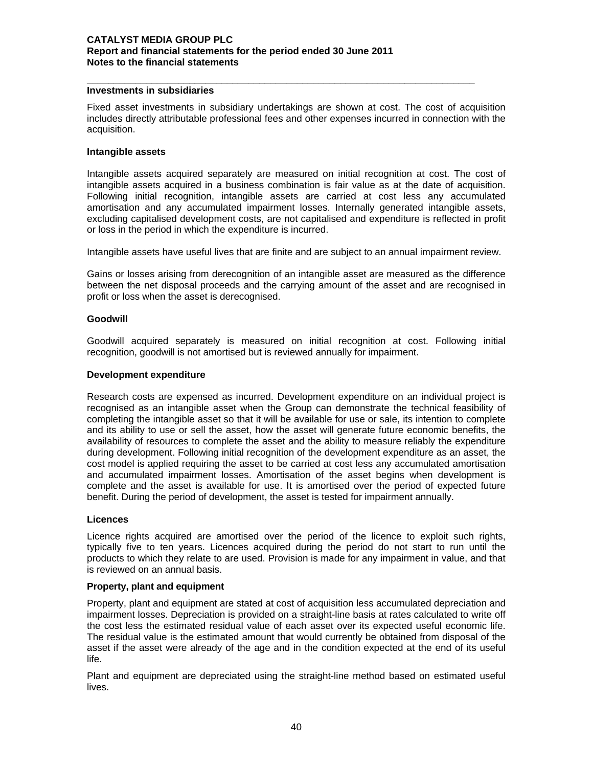**Investments in subsidiaries**

Fixed asset investments in subsidiary undertakings are shown at cost. The cost of acquisition includes directly attributable professional fees and other expenses incurred in connection with the acquisition.

**Intangible assets**

Intangible assets acquired separately are measured on initial recognition at cost. The cost of intangible assets acquired in a business combination is fair value as at the date of acquisition. Following initial recognition, intangible assets are carried at cost less any accumulated amortisation and any accumulated impairment losses. Internally generated intangible assets, excluding capitalised development costs, are not capitalised and expenditure is reflected in profit or loss in the period in which the expenditure is incurred.

Intangible assets have useful lives that are finite and are subject to an annual impairment review.

Gains or losses arising from derecognition of an intangible asset are measured as the difference between the net disposal proceeds and the carrying amount of the asset and are recognised in profit or loss when the asset is derecognised.

**Goodwill**

Goodwill acquired separately is measured on initial recognition at cost. Following initial recognition, goodwill is not amortised but is reviewed annually for impairment.

**Development expenditure**

Research costs are expensed as incurred. Development expenditure on an individual project is recognised as an intangible asset when the Group can demonstrate the technical feasibility of completing the intangible asset so that it will be available for use or sale, its intention to complete and its ability to use or sell the asset, how the asset will generate future economic benefits, the availability of resources to complete the asset and the ability to measure reliably the expenditure during development. Following initial recognition of the development expenditure as an asset, the cost model is applied requiring the asset to be carried at cost less any accumulated amortisation and accumulated impairment losses. Amortisation of the asset begins when development is complete and the asset is available for use. It is amortised over the period of expected future benefit. During the period of development, the asset is tested for impairment annually.

**Licences**

Licence rights acquired are amortised over the period of the licence to exploit such rights, typically five to ten years. Licences acquired during the period do not start to run until the products to which they relate to are used. Provision is made for any impairment in value, and that is reviewed on an annual basis.

**Property, plant and equipment**

Property, plant and equipment are stated at cost of acquisition less accumulated depreciation and impairment losses. Depreciation is provided on a straight-line basis at rates calculated to write off the cost less the estimated residual value of each asset over its expected useful economic life. The residual value is the estimated amount that would currently be obtained from disposal of the asset if the asset were already of the age and in the condition expected at the end of its useful life.

Plant and equipment are depreciated using the straight-line method based on estimated useful lives.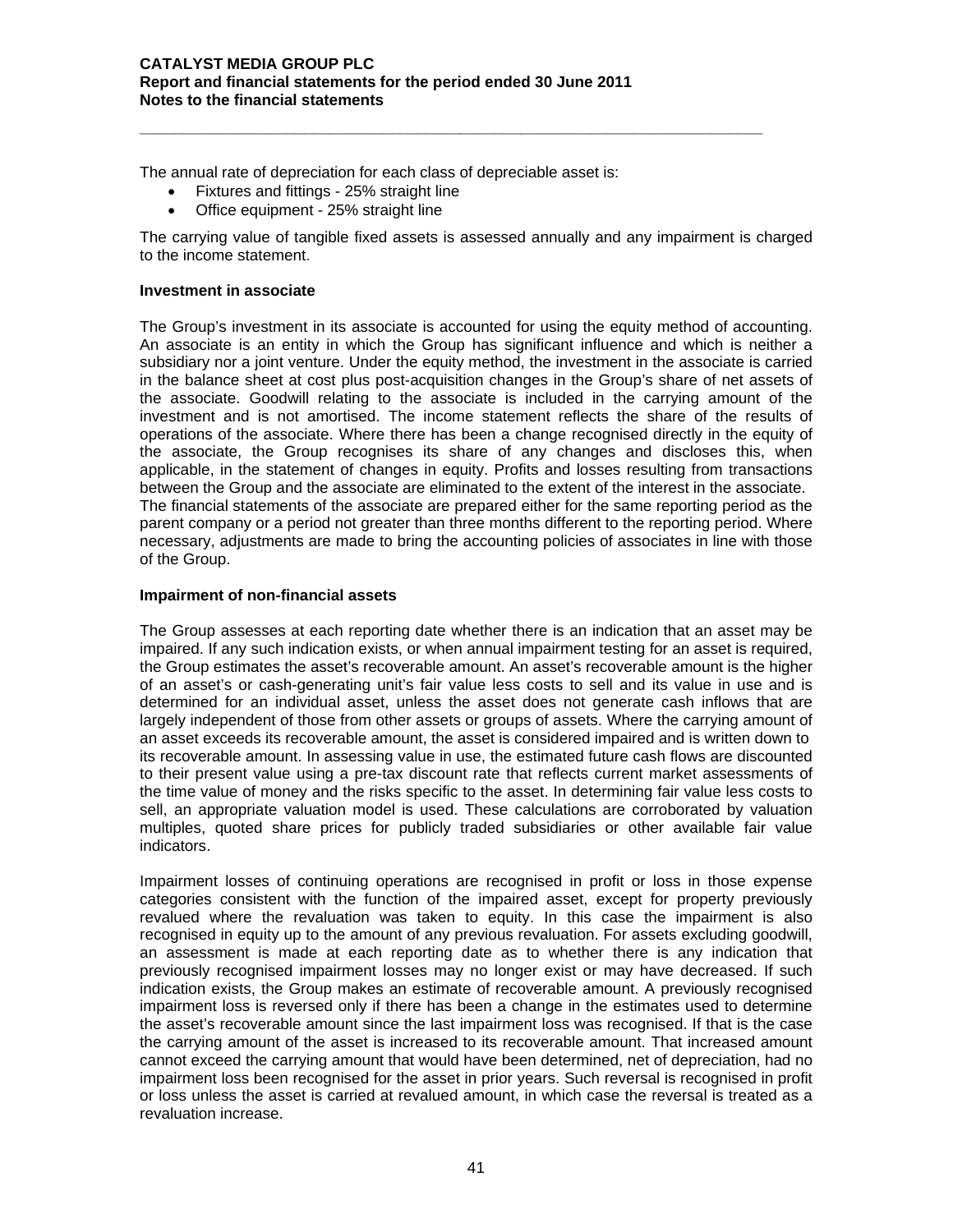The annual rate of depreciation for each class of depreciable asset is:

- Fixtures and fittings - 25% straight line
- Office equipment - 25% straight line

The carrying value of tangible fixed assets is assessed annually and any impairment is charged to the income statement.

**Investment in associate**

The Group's investment in its associate is accounted for using the equity method of accounting. An associate is an entity in which the Group has significant influence and which is neither a subsidiary nor a joint venture. Under the equity method, the investment in the associate is carried in the balance sheet at cost plus post-acquisition changes in the Group's share of net assets of the associate. Goodwill relating to the associate is included in the carrying amount of the investment and is not amortised. The income statement reflects the share of the results of operations of the associate. Where there has been a change recognised directly in the equity of the associate, the Group recognises its share of any changes and discloses this, when applicable, in the statement of changes in equity. Profits and losses resulting from transactions between the Group and the associate are eliminated to the extent of the interest in the associate.
The financial statements of the associate are prepared either for the same reporting period as the parent company or a period not greater than three months different to the reporting period. Where necessary, adjustments are made to bring the accounting policies of associates in line with those of the Group.

**Impairment of non-financial assets**

The Group assesses at each reporting date whether there is an indication that an asset may be impaired. If any such indication exists, or when annual impairment testing for an asset is required, the Group estimates the asset's recoverable amount. An asset's recoverable amount is the higher of an asset's or cash-generating unit's fair value less costs to sell and its value in use and is determined for an individual asset, unless the asset does not generate cash inflows that are largely independent of those from other assets or groups of assets. Where the carrying amount of an asset exceeds its recoverable amount, the asset is considered impaired and is written down to its recoverable amount. In assessing value in use, the estimated future cash flows are discounted to their present value using a pre-tax discount rate that reflects current market assessments of the time value of money and the risks specific to the asset. In determining fair value less costs to sell, an appropriate valuation model is used. These calculations are corroborated by valuation multiples, quoted share prices for publicly traded subsidiaries or other available fair value indicators.

Impairment losses of continuing operations are recognised in profit or loss in those expense categories consistent with the function of the impaired asset, except for property previously revalued where the revaluation was taken to equity. In this case the impairment is also recognised in equity up to the amount of any previous revaluation. For assets excluding goodwill, an assessment is made at each reporting date as to whether there is any indication that previously recognised impairment losses may no longer exist or may have decreased. If such indication exists, the Group makes an estimate of recoverable amount. A previously recognised impairment loss is reversed only if there has been a change in the estimates used to determine the asset's recoverable amount since the last impairment loss was recognised. If that is the case the carrying amount of the asset is increased to its recoverable amount. That increased amount cannot exceed the carrying amount that would have been determined, net of depreciation, had no impairment loss been recognised for the asset in prior years. Such reversal is recognised in profit or loss unless the asset is carried at revalued amount, in which case the reversal is treated as a revaluation increase.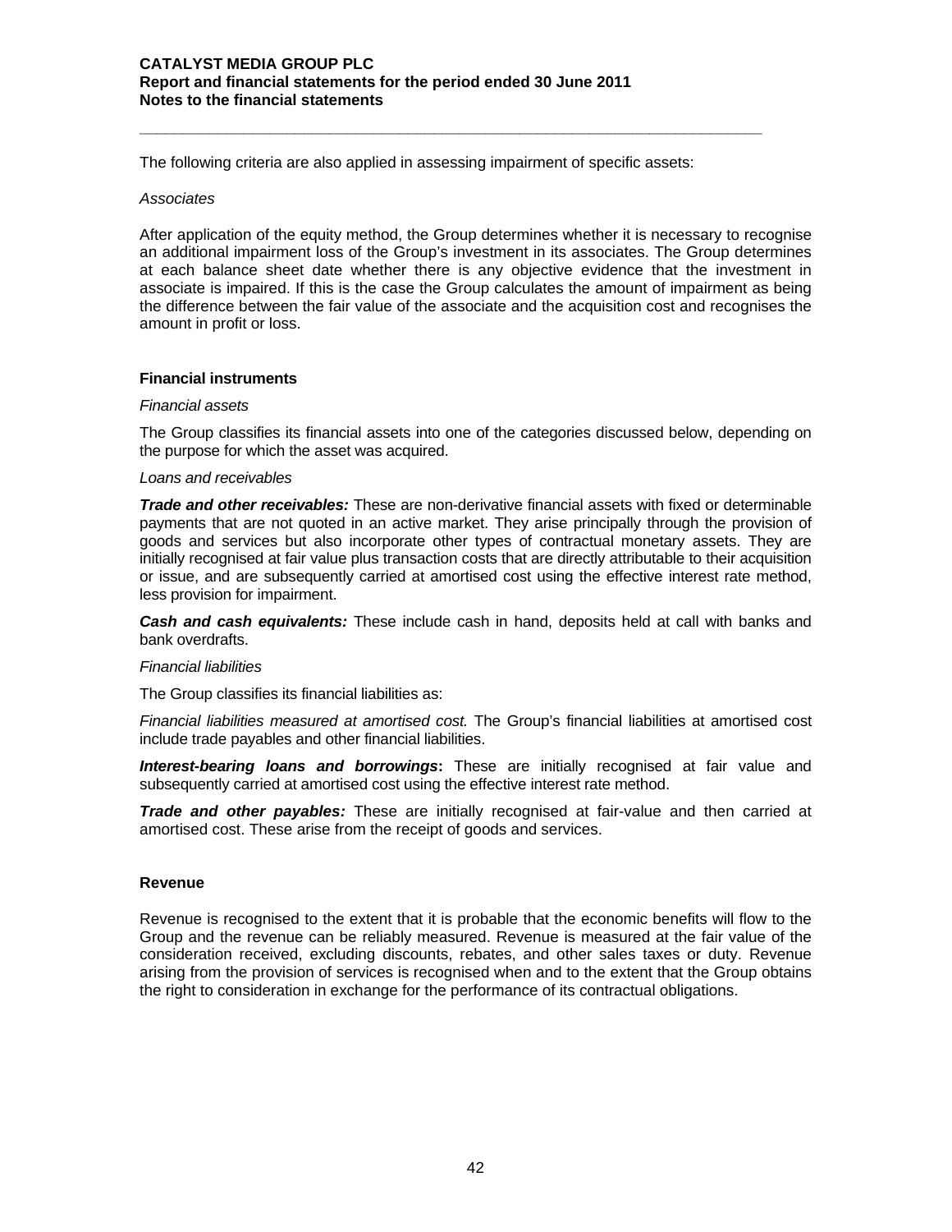The following criteria are also applied in assessing impairment of specific assets:

*Associates*

After application of the equity method, the Group determines whether it is necessary to recognise an additional impairment loss of the Group's investment in its associates. The Group determines at each balance sheet date whether there is any objective evidence that the investment in associate is impaired. If this is the case the Group calculates the amount of impairment as being the difference between the fair value of the associate and the acquisition cost and recognises the amount in profit or loss.

**Financial instruments**

*Financial assets*

The Group classifies its financial assets into one of the categories discussed below, depending on the purpose for which the asset was acquired.

*Loans and receivables*

***Trade and other receivables:*** These are non-derivative financial assets with fixed or determinable payments that are not quoted in an active market. They arise principally through the provision of goods and services but also incorporate other types of contractual monetary assets. They are initially recognised at fair value plus transaction costs that are directly attributable to their acquisition or issue, and are subsequently carried at amortised cost using the effective interest rate method, less provision for impairment.

***Cash and cash equivalents:*** These include cash in hand, deposits held at call with banks and bank overdrafts.

*Financial liabilities*

The Group classifies its financial liabilities as:

*Financial liabilities measured at amortised cost.* The Group's financial liabilities at amortised cost include trade payables and other financial liabilities.

***Interest-bearing loans and borrowings*:** These are initially recognised at fair value and subsequently carried at amortised cost using the effective interest rate method.

***Trade and other payables:*** These are initially recognised at fair-value and then carried at amortised cost. These arise from the receipt of goods and services.

**Revenue**

Revenue is recognised to the extent that it is probable that the economic benefits will flow to the Group and the revenue can be reliably measured. Revenue is measured at the fair value of the consideration received, excluding discounts, rebates, and other sales taxes or duty. Revenue arising from the provision of services is recognised when and to the extent that the Group obtains the right to consideration in exchange for the performance of its contractual obligations.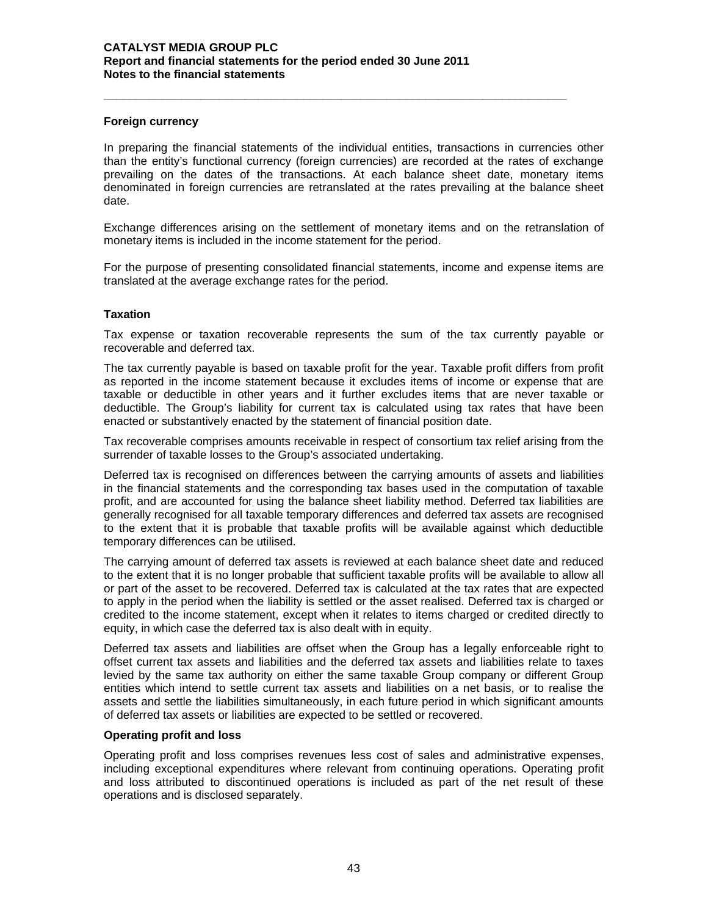### Foreign currency

In preparing the financial statements of the individual entities, transactions in currencies other than the entity's functional currency (foreign currencies) are recorded at the rates of exchange prevailing on the dates of the transactions. At each balance sheet date, monetary items denominated in foreign currencies are retranslated at the rates prevailing at the balance sheet date.

Exchange differences arising on the settlement of monetary items and on the retranslation of monetary items is included in the income statement for the period.

For the purpose of presenting consolidated financial statements, income and expense items are translated at the average exchange rates for the period.

### Taxation

Tax expense or taxation recoverable represents the sum of the tax currently payable or recoverable and deferred tax.

The tax currently payable is based on taxable profit for the year. Taxable profit differs from profit as reported in the income statement because it excludes items of income or expense that are taxable or deductible in other years and it further excludes items that are never taxable or deductible. The Group's liability for current tax is calculated using tax rates that have been enacted or substantively enacted by the statement of financial position date.

Tax recoverable comprises amounts receivable in respect of consortium tax relief arising from the surrender of taxable losses to the Group's associated undertaking.

Deferred tax is recognised on differences between the carrying amounts of assets and liabilities in the financial statements and the corresponding tax bases used in the computation of taxable profit, and are accounted for using the balance sheet liability method. Deferred tax liabilities are generally recognised for all taxable temporary differences and deferred tax assets are recognised to the extent that it is probable that taxable profits will be available against which deductible temporary differences can be utilised.

The carrying amount of deferred tax assets is reviewed at each balance sheet date and reduced to the extent that it is no longer probable that sufficient taxable profits will be available to allow all or part of the asset to be recovered. Deferred tax is calculated at the tax rates that are expected to apply in the period when the liability is settled or the asset realised. Deferred tax is charged or credited to the income statement, except when it relates to items charged or credited directly to equity, in which case the deferred tax is also dealt with in equity.

Deferred tax assets and liabilities are offset when the Group has a legally enforceable right to offset current tax assets and liabilities and the deferred tax assets and liabilities relate to taxes levied by the same tax authority on either the same taxable Group company or different Group entities which intend to settle current tax assets and liabilities on a net basis, or to realise the assets and settle the liabilities simultaneously, in each future period in which significant amounts of deferred tax assets or liabilities are expected to be settled or recovered.

### Operating profit and loss

Operating profit and loss comprises revenues less cost of sales and administrative expenses, including exceptional expenditures where relevant from continuing operations. Operating profit and loss attributed to discontinued operations is included as part of the net result of these operations and is disclosed separately.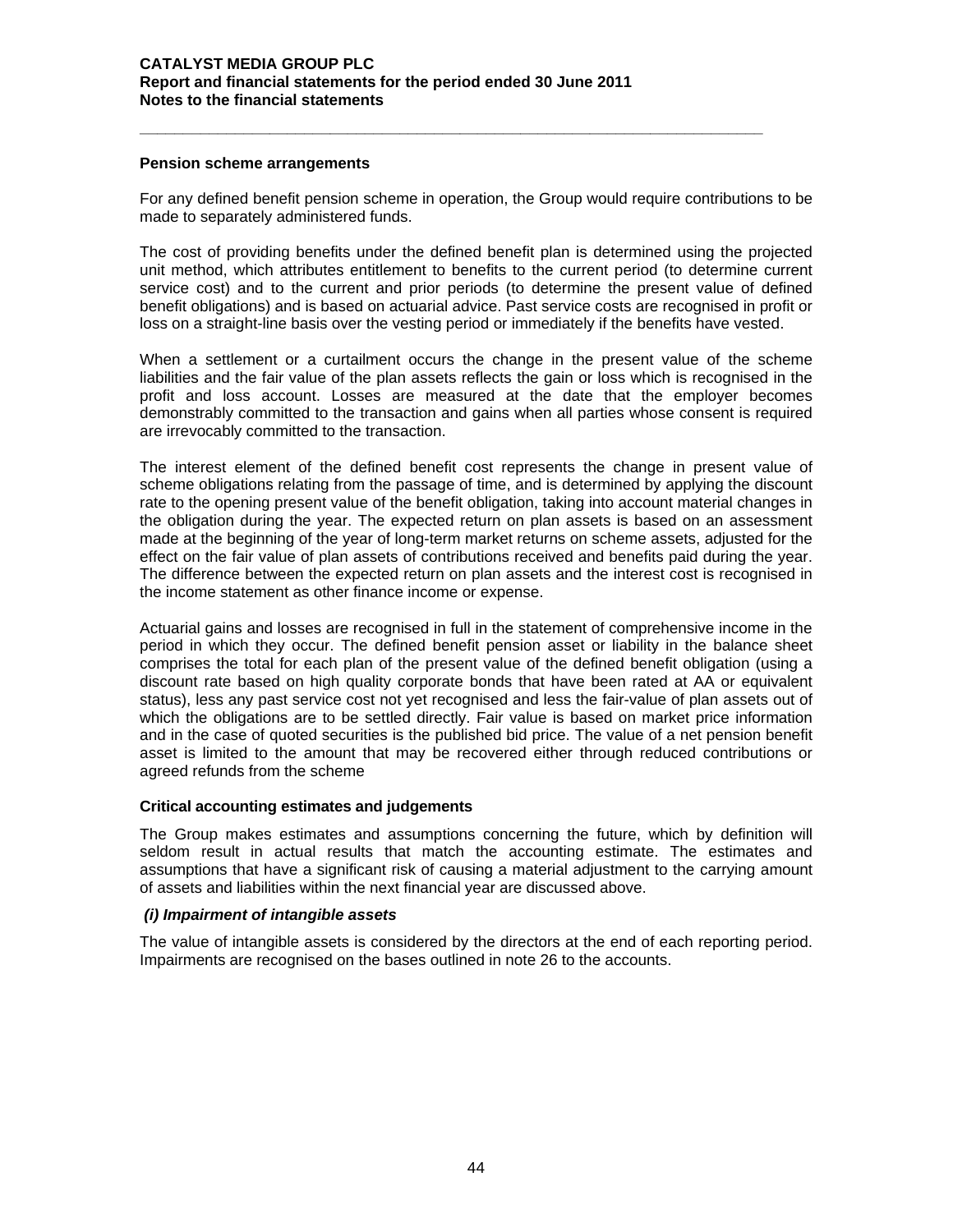**Pension scheme arrangements**

For any defined benefit pension scheme in operation, the Group would require contributions to be made to separately administered funds.

The cost of providing benefits under the defined benefit plan is determined using the projected unit method, which attributes entitlement to benefits to the current period (to determine current service cost) and to the current and prior periods (to determine the present value of defined benefit obligations) and is based on actuarial advice. Past service costs are recognised in profit or loss on a straight-line basis over the vesting period or immediately if the benefits have vested.

When a settlement or a curtailment occurs the change in the present value of the scheme liabilities and the fair value of the plan assets reflects the gain or loss which is recognised in the profit and loss account. Losses are measured at the date that the employer becomes demonstrably committed to the transaction and gains when all parties whose consent is required are irrevocably committed to the transaction.

The interest element of the defined benefit cost represents the change in present value of scheme obligations relating from the passage of time, and is determined by applying the discount rate to the opening present value of the benefit obligation, taking into account material changes in the obligation during the year. The expected return on plan assets is based on an assessment made at the beginning of the year of long-term market returns on scheme assets, adjusted for the effect on the fair value of plan assets of contributions received and benefits paid during the year. The difference between the expected return on plan assets and the interest cost is recognised in the income statement as other finance income or expense.

Actuarial gains and losses are recognised in full in the statement of comprehensive income in the period in which they occur. The defined benefit pension asset or liability in the balance sheet comprises the total for each plan of the present value of the defined benefit obligation (using a discount rate based on high quality corporate bonds that have been rated at AA or equivalent status), less any past service cost not yet recognised and less the fair-value of plan assets out of which the obligations are to be settled directly. Fair value is based on market price information and in the case of quoted securities is the published bid price. The value of a net pension benefit asset is limited to the amount that may be recovered either through reduced contributions or agreed refunds from the scheme

**Critical accounting estimates and judgements**

The Group makes estimates and assumptions concerning the future, which by definition will seldom result in actual results that match the accounting estimate. The estimates and assumptions that have a significant risk of causing a material adjustment to the carrying amount of assets and liabilities within the next financial year are discussed above.

***(i) Impairment of intangible assets***

The value of intangible assets is considered by the directors at the end of each reporting period. Impairments are recognised on the bases outlined in note 26 to the accounts.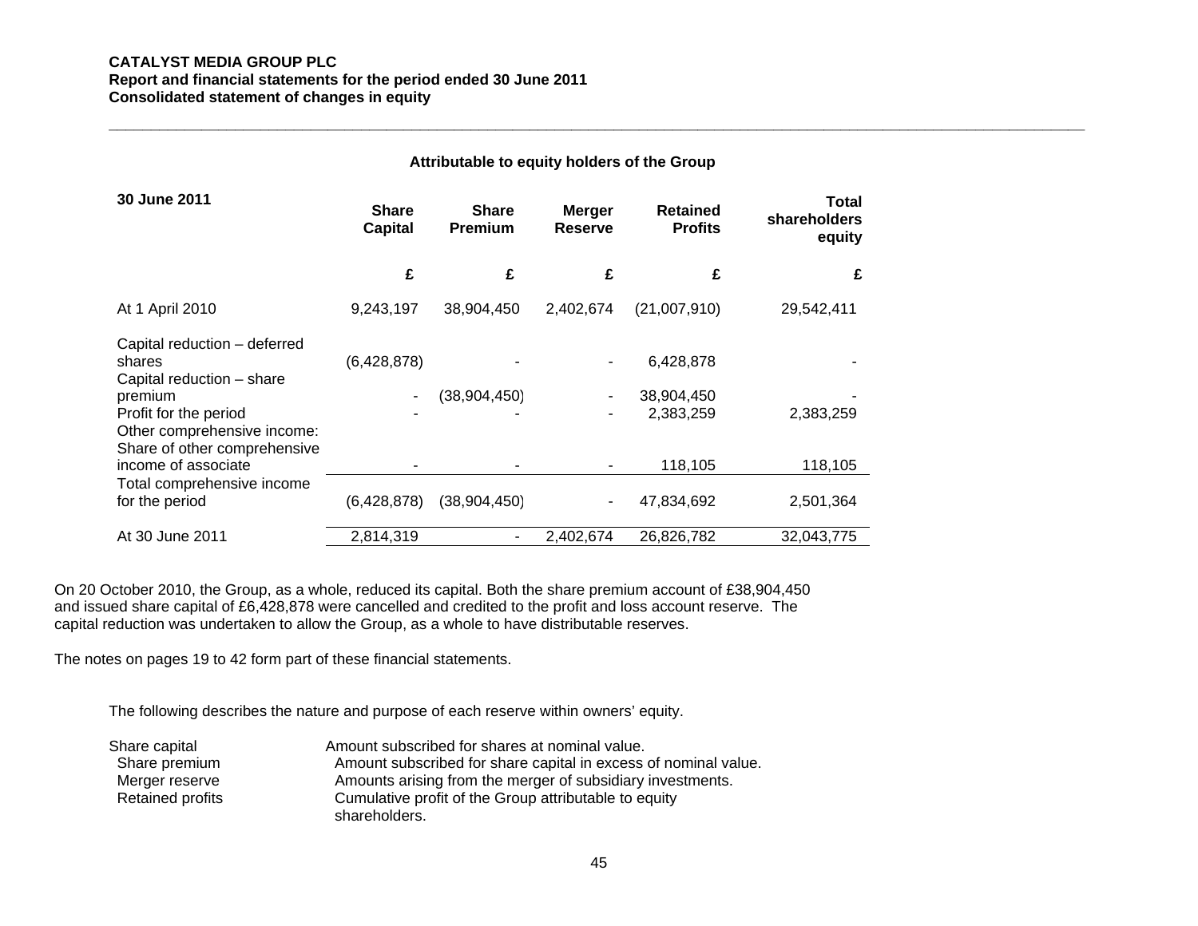**CATALYST MEDIA GROUP PLC**
**Report and financial statements for the period ended 30 June 2011**
**Consolidated statement of changes in equity**

**Attributable to equity holders of the Group**

| **30 June 2011** | **Share Capital** | **Share Premium** | **Merger Reserve** | **Retained Profits** | **Total shareholders equity** |
|---|---|---|---|---|---|
| | **£** | **£** | **£** | **£** | **£** |
| At 1 April 2010 | 9,243,197 | 38,904,450 | 2,402,674 | (21,007,910) | 29,542,411 |
| Capital reduction – deferred shares | (6,428,878) | - | - | 6,428,878 | - |
| Capital reduction – share premium | - | (38,904,450) | - | 38,904,450 | - |
| Profit for the period | - | - | - | 2,383,259 | 2,383,259 |
| Other comprehensive income: | | | | | |
| Share of other comprehensive income of associate | - | - | - | 118,105 | 118,105 |
| Total comprehensive income for the period | (6,428,878) | (38,904,450) | - | 47,834,692 | 2,501,364 |
| At 30 June 2011 | 2,814,319 | - | 2,402,674 | 26,826,782 | 32,043,775 |

On 20 October 2010, the Group, as a whole, reduced its capital. Both the share premium account of £38,904,450 and issued share capital of £6,428,878 were cancelled and credited to the profit and loss account reserve. The capital reduction was undertaken to allow the Group, as a whole to have distributable reserves.

The notes on pages 19 to 42 form part of these financial statements.

The following describes the nature and purpose of each reserve within owners' equity.

| | |
|---|---|
| Share capital | Amount subscribed for shares at nominal value. |
| Share premium | Amount subscribed for share capital in excess of nominal value. |
| Merger reserve | Amounts arising from the merger of subsidiary investments. |
| Retained profits | Cumulative profit of the Group attributable to equity shareholders. |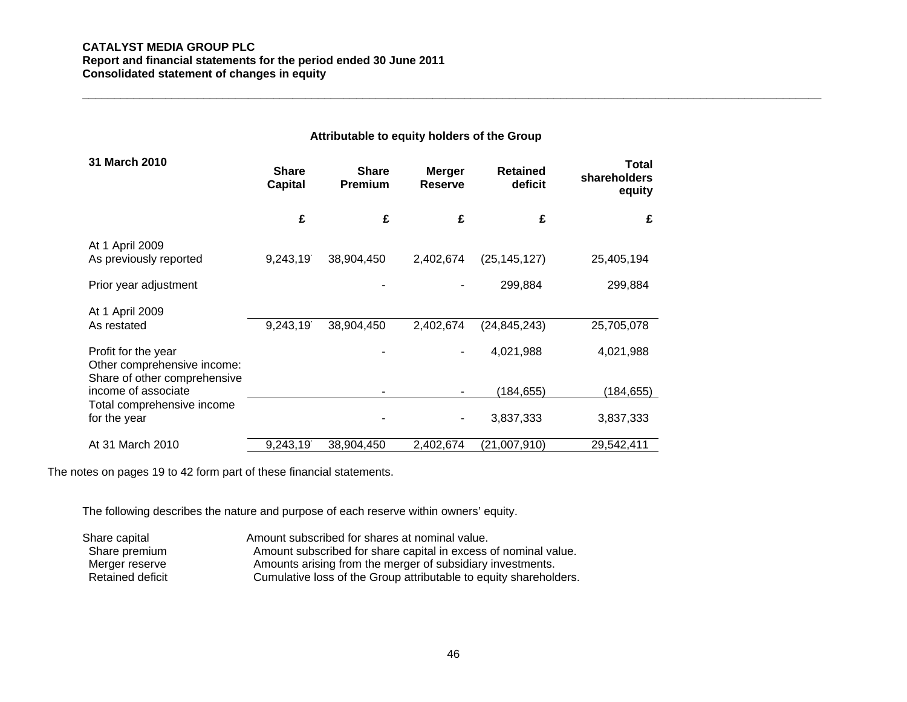**CATALYST MEDIA GROUP PLC**
**Report and financial statements for the period ended 30 June 2011**
**Consolidated statement of changes in equity**

**Attributable to equity holders of the Group**

| **31 March 2010** | **Share Capital** | **Share Premium** | **Merger Reserve** | **Retained deficit** | **Total shareholders equity** |
|---|---|---|---|---|---|
| | **£** | **£** | **£** | **£** | **£** |
| At 1 April 2009 As previously reported | 9,243,19` | 38,904,450 | 2,402,674 | (25,145,127) | 25,405,194 |
| Prior year adjustment | | - | - | 299,884 | 299,884 |
| At 1 April 2009 As restated | 9,243,19` | 38,904,450 | 2,402,674 | (24,845,243) | 25,705,078 |
| Profit for the year | | - | - | 4,021,988 | 4,021,988 |
| Other comprehensive income: | | | | | |
| Share of other comprehensive income of associate | | - | - | (184,655) | (184,655) |
| Total comprehensive income for the year | | - | - | 3,837,333 | 3,837,333 |
| At 31 March 2010 | 9,243,19` | 38,904,450 | 2,402,674 | (21,007,910) | 29,542,411 |

The notes on pages 19 to 42 form part of these financial statements.

The following describes the nature and purpose of each reserve within owners' equity.

| | |
|---|---|
| Share capital | Amount subscribed for shares at nominal value. |
| Share premium | Amount subscribed for share capital in excess of nominal value. |
| Merger reserve | Amounts arising from the merger of subsidiary investments. |
| Retained deficit | Cumulative loss of the Group attributable to equity shareholders. |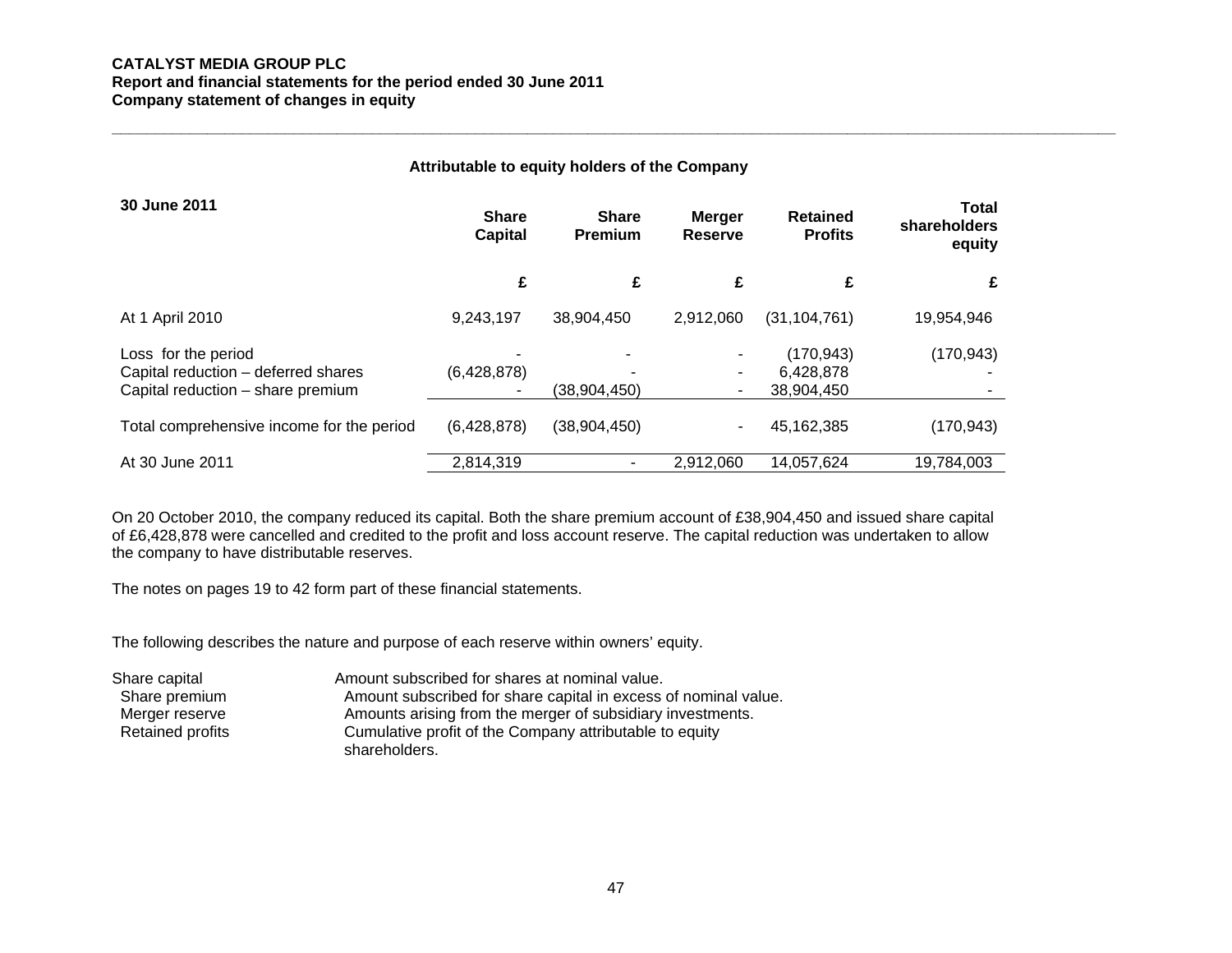**CATALYST MEDIA GROUP PLC**
**Report and financial statements for the period ended 30 June 2011**
**Company statement of changes in equity**

**Attributable to equity holders of the Company**

| 30 June 2011 | Share Capital | Share Premium | Merger Reserve | Retained Profits | Total shareholders equity |
|---|---|---|---|---|---|
| | £ | £ | £ | £ | £ |
| At 1 April 2010 | 9,243,197 | 38,904,450 | 2,912,060 | (31,104,761) | 19,954,946 |
| Loss for the period | - | - | - | (170,943) | (170,943) |
| Capital reduction – deferred shares | (6,428,878) | - | - | 6,428,878 | - |
| Capital reduction – share premium | - | (38,904,450) | - | 38,904,450 | - |
| Total comprehensive income for the period | (6,428,878) | (38,904,450) | - | 45,162,385 | (170,943) |
| At 30 June 2011 | 2,814,319 | - | 2,912,060 | 14,057,624 | 19,784,003 |

On 20 October 2010, the company reduced its capital. Both the share premium account of £38,904,450 and issued share capital of £6,428,878 were cancelled and credited to the profit and loss account reserve. The capital reduction was undertaken to allow the company to have distributable reserves.

The notes on pages 19 to 42 form part of these financial statements.

The following describes the nature and purpose of each reserve within owners' equity.

| | |
|---|---|
| Share capital | Amount subscribed for shares at nominal value. |
| Share premium | Amount subscribed for share capital in excess of nominal value. |
| Merger reserve | Amounts arising from the merger of subsidiary investments. |
| Retained profits | Cumulative profit of the Company attributable to equity shareholders. |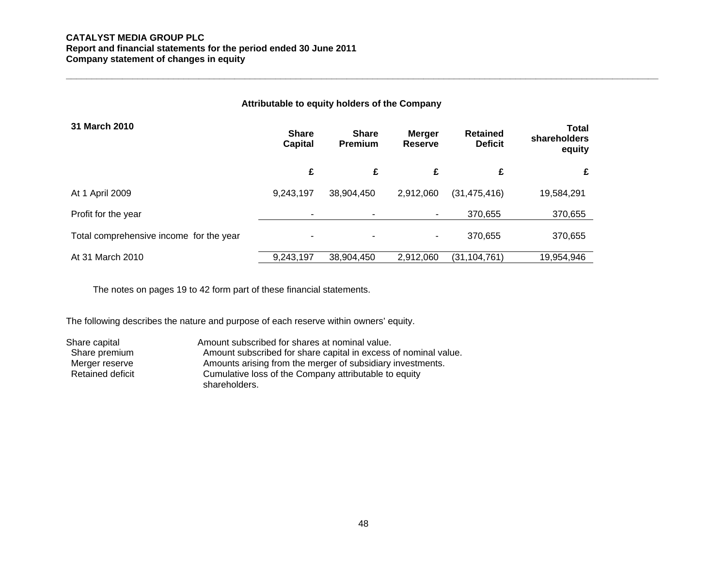**CATALYST MEDIA GROUP PLC**
**Report and financial statements for the period ended 30 June 2011**
**Company statement of changes in equity**

**Attributable to equity holders of the Company**

| **31 March 2010** | **Share Capital** | **Share Premium** | **Merger Reserve** | **Retained Deficit** | **Total shareholders equity** |
|---|---|---|---|---|---|
| | **£** | **£** | **£** | **£** | **£** |
| At 1 April 2009 | 9,243,197 | 38,904,450 | 2,912,060 | (31,475,416) | 19,584,291 |
| Profit for the year | - | - | - | 370,655 | 370,655 |
| Total comprehensive income for the year | - | - | - | 370,655 | 370,655 |
| At 31 March 2010 | 9,243,197 | 38,904,450 | 2,912,060 | (31,104,761) | 19,954,946 |

The notes on pages 19 to 42 form part of these financial statements.

The following describes the nature and purpose of each reserve within owners' equity.

| | |
|---|---|
| Share capital | Amount subscribed for shares at nominal value. |
| Share premium | Amount subscribed for share capital in excess of nominal value. |
| Merger reserve | Amounts arising from the merger of subsidiary investments. |
| Retained deficit | Cumulative loss of the Company attributable to equity shareholders. |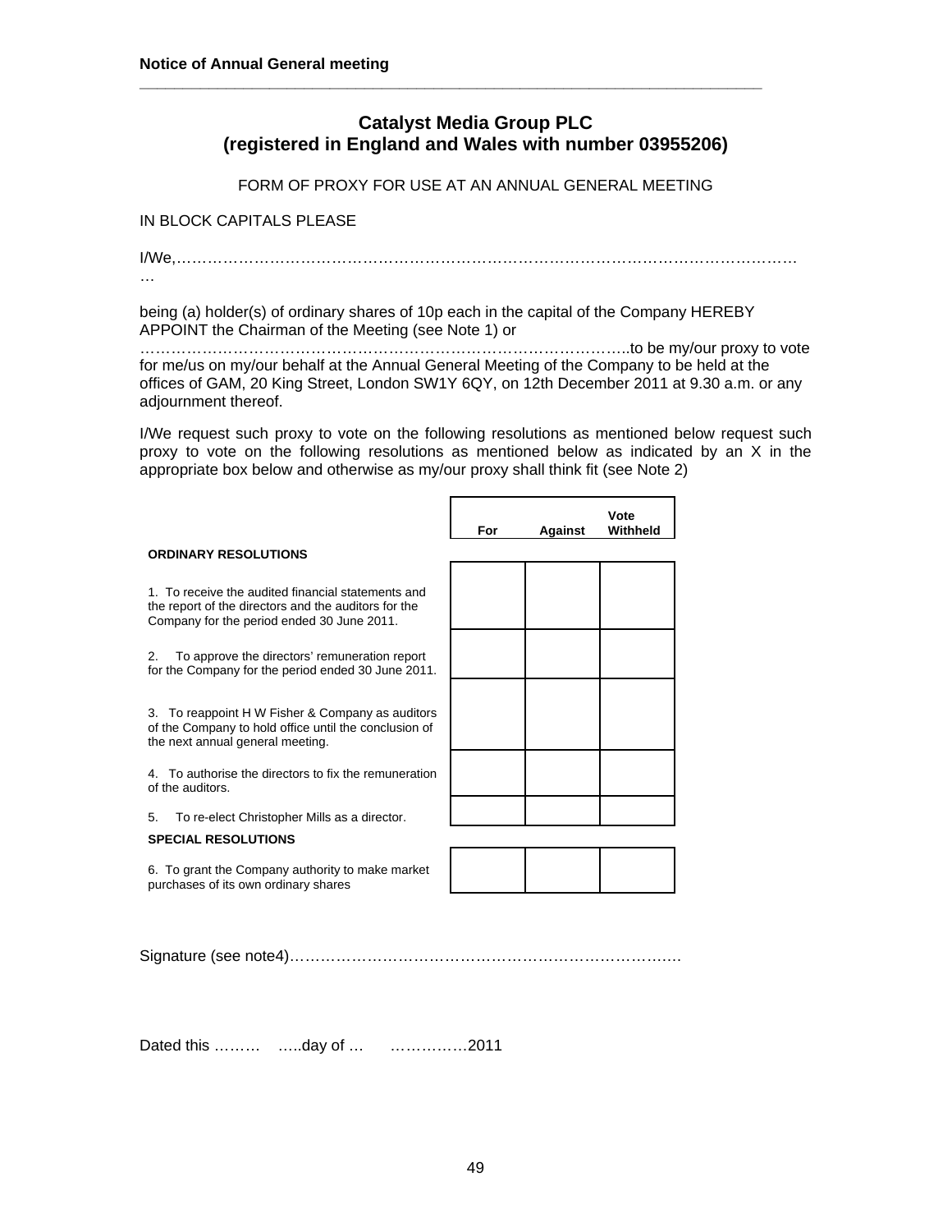**Notice of Annual General meeting**

## Catalyst Media Group PLC
## (registered in England and Wales with number 03955206)

FORM OF PROXY FOR USE AT AN ANNUAL GENERAL MEETING

IN BLOCK CAPITALS PLEASE

I/We,………………………………………………………………………………………………………………

being (a) holder(s) of ordinary shares of 10p each in the capital of the Company HEREBY APPOINT the Chairman of the Meeting (see Note 1) or …………………………………………………………………………………..to be my/our proxy to vote for me/us on my/our behalf at the Annual General Meeting of the Company to be held at the offices of GAM, 20 King Street, London SW1Y 6QY, on 12th December 2011 at 9.30 a.m. or any adjournment thereof.

I/We request such proxy to vote on the following resolutions as mentioned below request such proxy to vote on the following resolutions as mentioned below as indicated by an X in the appropriate box below and otherwise as my/our proxy shall think fit (see Note 2)

| | For | Against | Vote Withheld |
|---|---|---|---|
| **ORDINARY RESOLUTIONS** | | | |
| 1. To receive the audited financial statements and the report of the directors and the auditors for the Company for the period ended 30 June 2011. | | | |
| 2. To approve the directors' remuneration report for the Company for the period ended 30 June 2011. | | | |
| 3. To reappoint H W Fisher & Company as auditors of the Company to hold office until the conclusion of the next annual general meeting. | | | |
| 4. To authorise the directors to fix the remuneration of the auditors. | | | |
| 5. To re-elect Christopher Mills as a director. | | | |
| **SPECIAL RESOLUTIONS** | | | |
| 6. To grant the Company authority to make market purchases of its own ordinary shares | | | |

Signature (see note4)……………………………………………………………………

Dated this ……… …..day of … ……………2011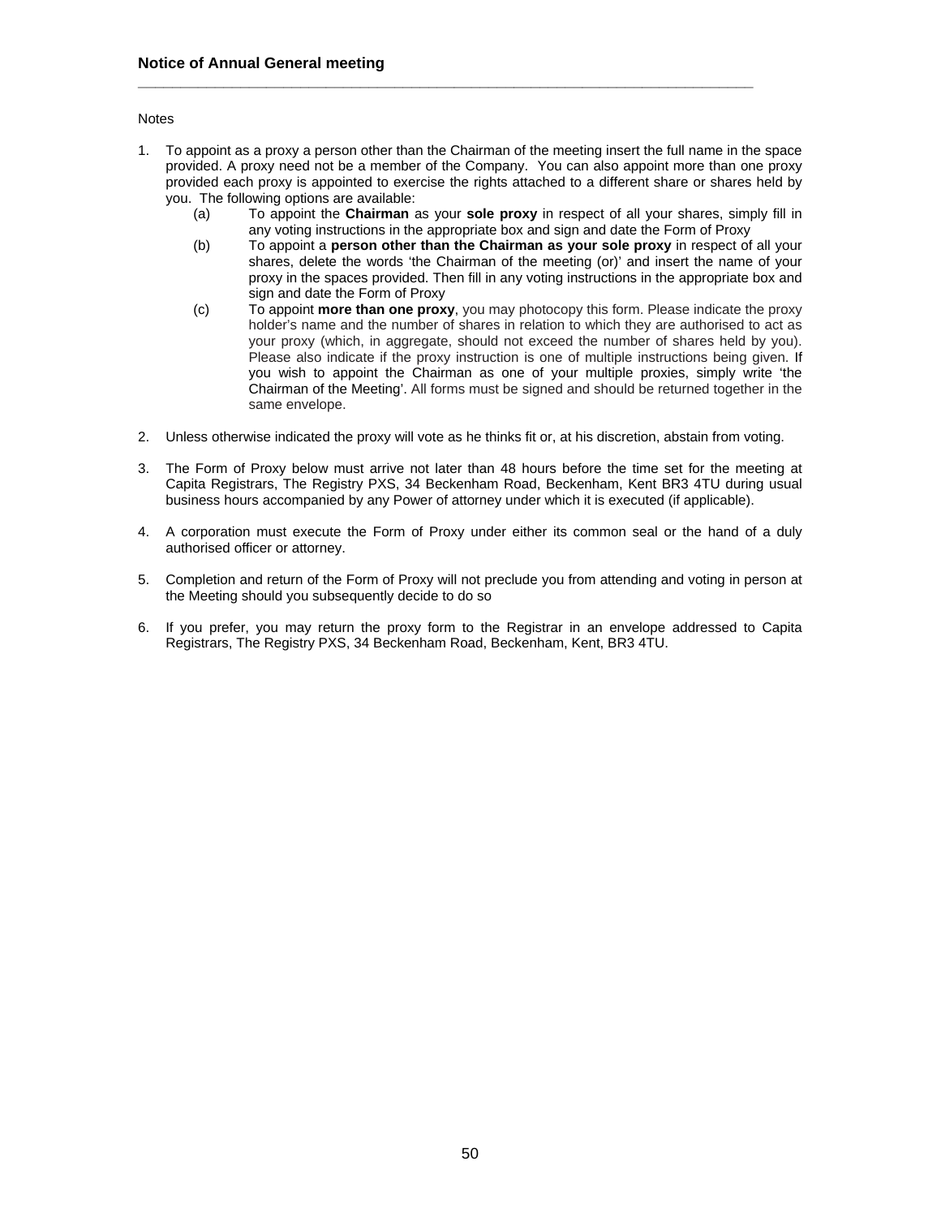## Notice of Annual General meeting

Notes

1. To appoint as a proxy a person other than the Chairman of the meeting insert the full name in the space provided. A proxy need not be a member of the Company. You can also appoint more than one proxy provided each proxy is appointed to exercise the rights attached to a different share or shares held by you. The following options are available:
   - (a) To appoint the **Chairman** as your **sole proxy** in respect of all your shares, simply fill in any voting instructions in the appropriate box and sign and date the Form of Proxy
   - (b) To appoint a **person other than the Chairman as your sole proxy** in respect of all your shares, delete the words 'the Chairman of the meeting (or)' and insert the name of your proxy in the spaces provided. Then fill in any voting instructions in the appropriate box and sign and date the Form of Proxy
   - (c) To appoint **more than one proxy**, you may photocopy this form. Please indicate the proxy holder's name and the number of shares in relation to which they are authorised to act as your proxy (which, in aggregate, should not exceed the number of shares held by you). Please also indicate if the proxy instruction is one of multiple instructions being given. If you wish to appoint the Chairman as one of your multiple proxies, simply write 'the Chairman of the Meeting'. All forms must be signed and should be returned together in the same envelope.

2. Unless otherwise indicated the proxy will vote as he thinks fit or, at his discretion, abstain from voting.

3. The Form of Proxy below must arrive not later than 48 hours before the time set for the meeting at Capita Registrars, The Registry PXS, 34 Beckenham Road, Beckenham, Kent BR3 4TU during usual business hours accompanied by any Power of attorney under which it is executed (if applicable).

4. A corporation must execute the Form of Proxy under either its common seal or the hand of a duly authorised officer or attorney.

5. Completion and return of the Form of Proxy will not preclude you from attending and voting in person at the Meeting should you subsequently decide to do so

6. If you prefer, you may return the proxy form to the Registrar in an envelope addressed to Capita Registrars, The Registry PXS, 34 Beckenham Road, Beckenham, Kent, BR3 4TU.